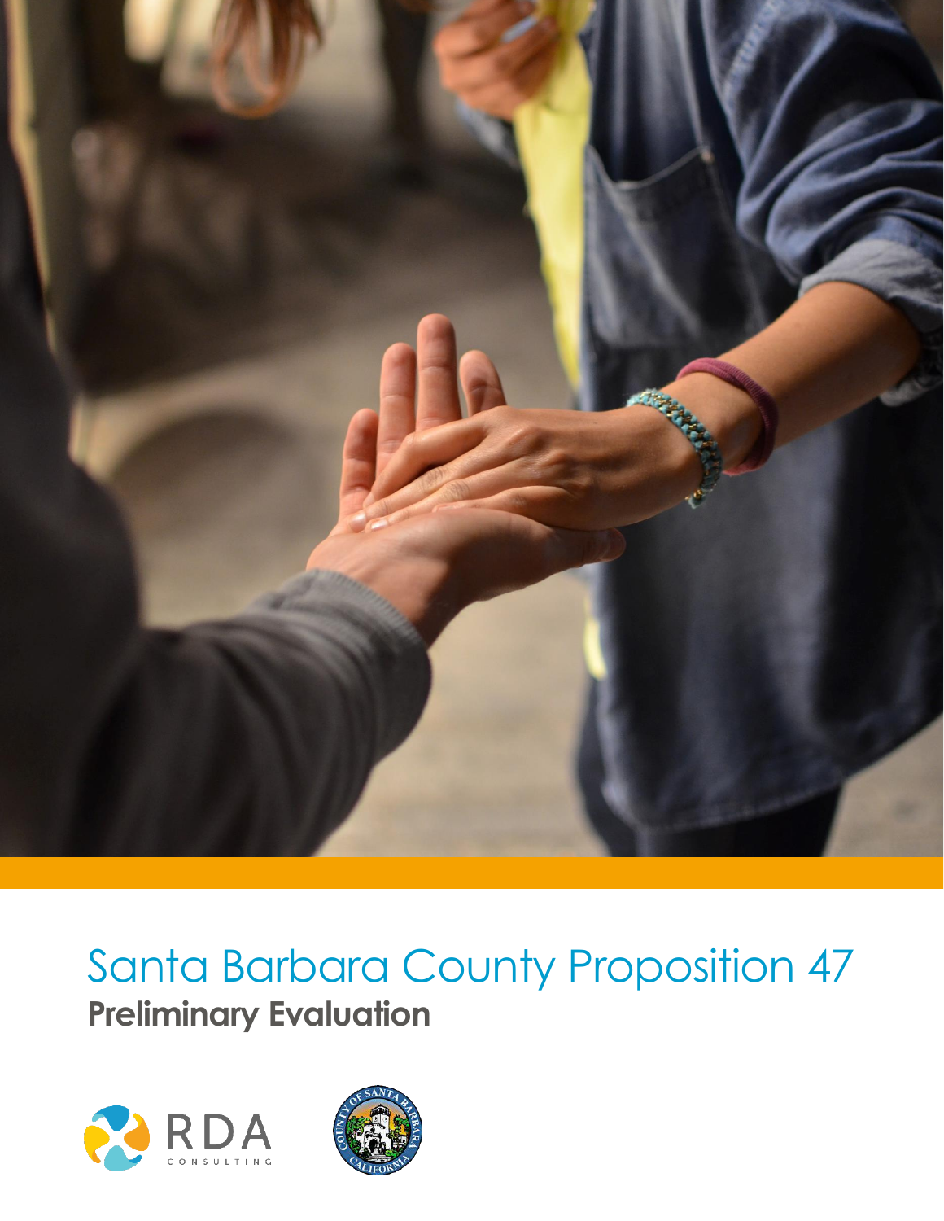# Santa Barbara County Proposition 47

## Preliminary Evaluation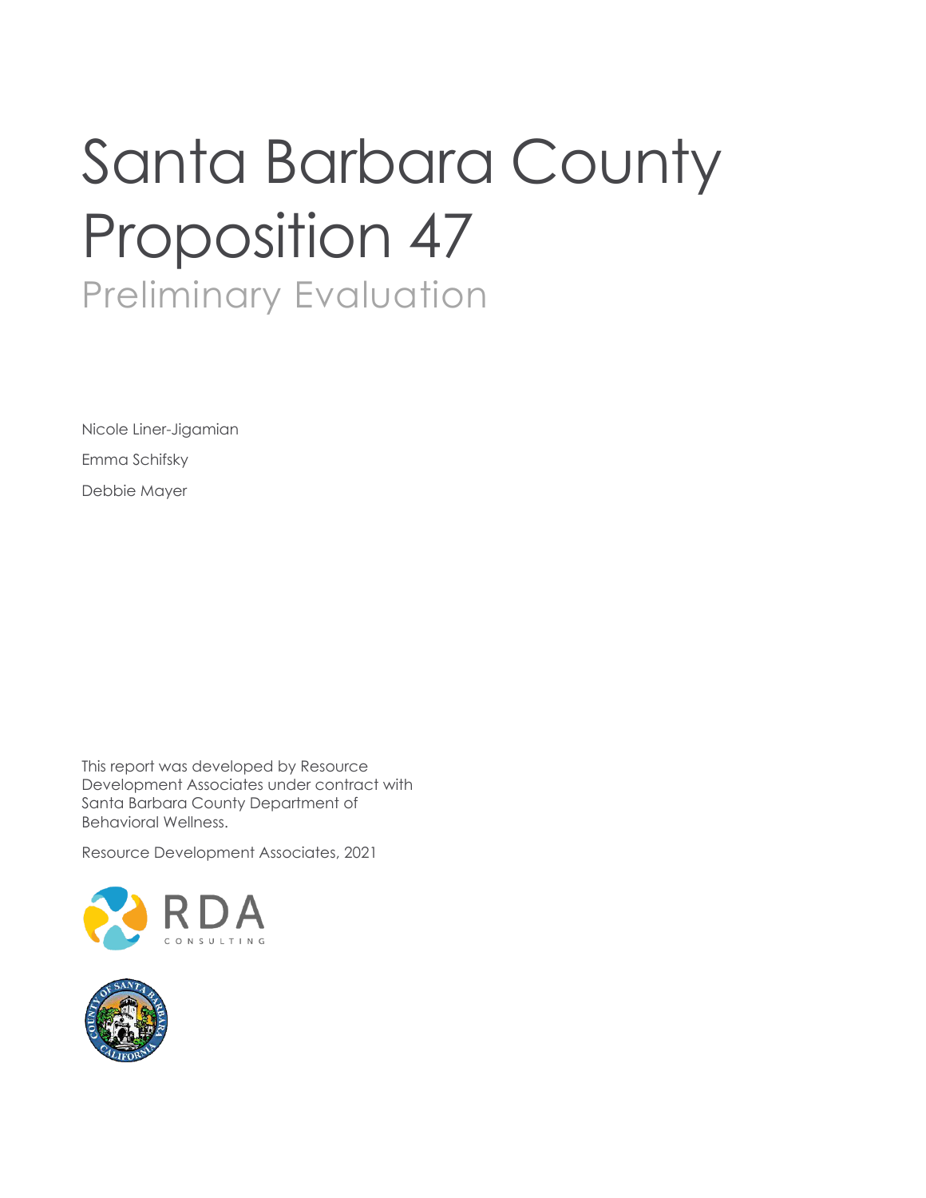# Santa Barbara County Proposition 47

## Preliminary Evaluation

Nicole Liner-Jigamian

Emma Schifsky

Debbie Mayer

This report was developed by Resource Development Associates under contract with Santa Barbara County Department of Behavioral Wellness.

Resource Development Associates, 2021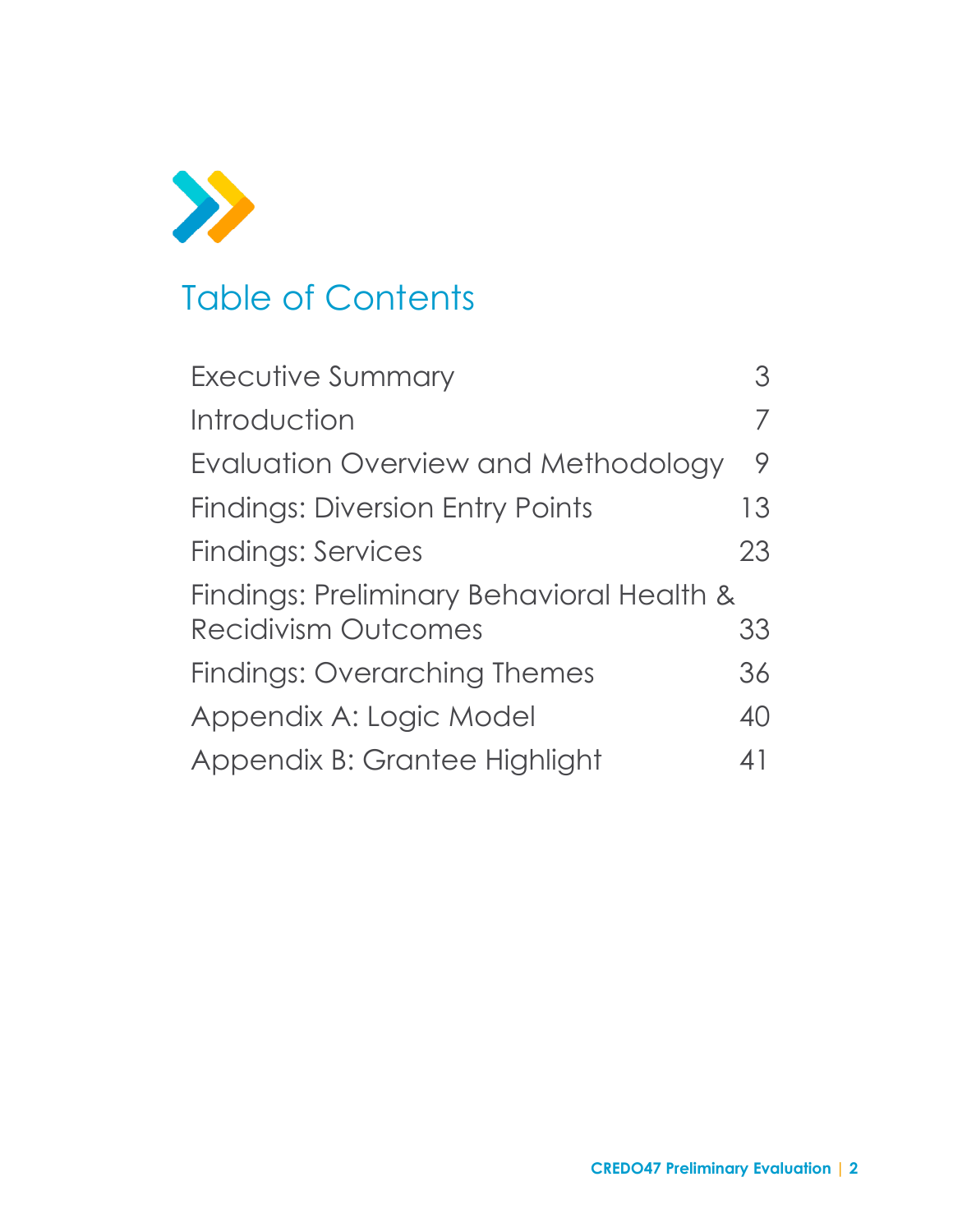# Table of Contents

| | |
|---|---|
| Executive Summary | 3 |
| Introduction | 7 |
| Evaluation Overview and Methodology | 9 |
| Findings: Diversion Entry Points | 13 |
| Findings: Services | 23 |
| Findings: Preliminary Behavioral Health & Recidivism Outcomes | 33 |
| Findings: Overarching Themes | 36 |
| Appendix A: Logic Model | 40 |
| Appendix B: Grantee Highlight | 41 |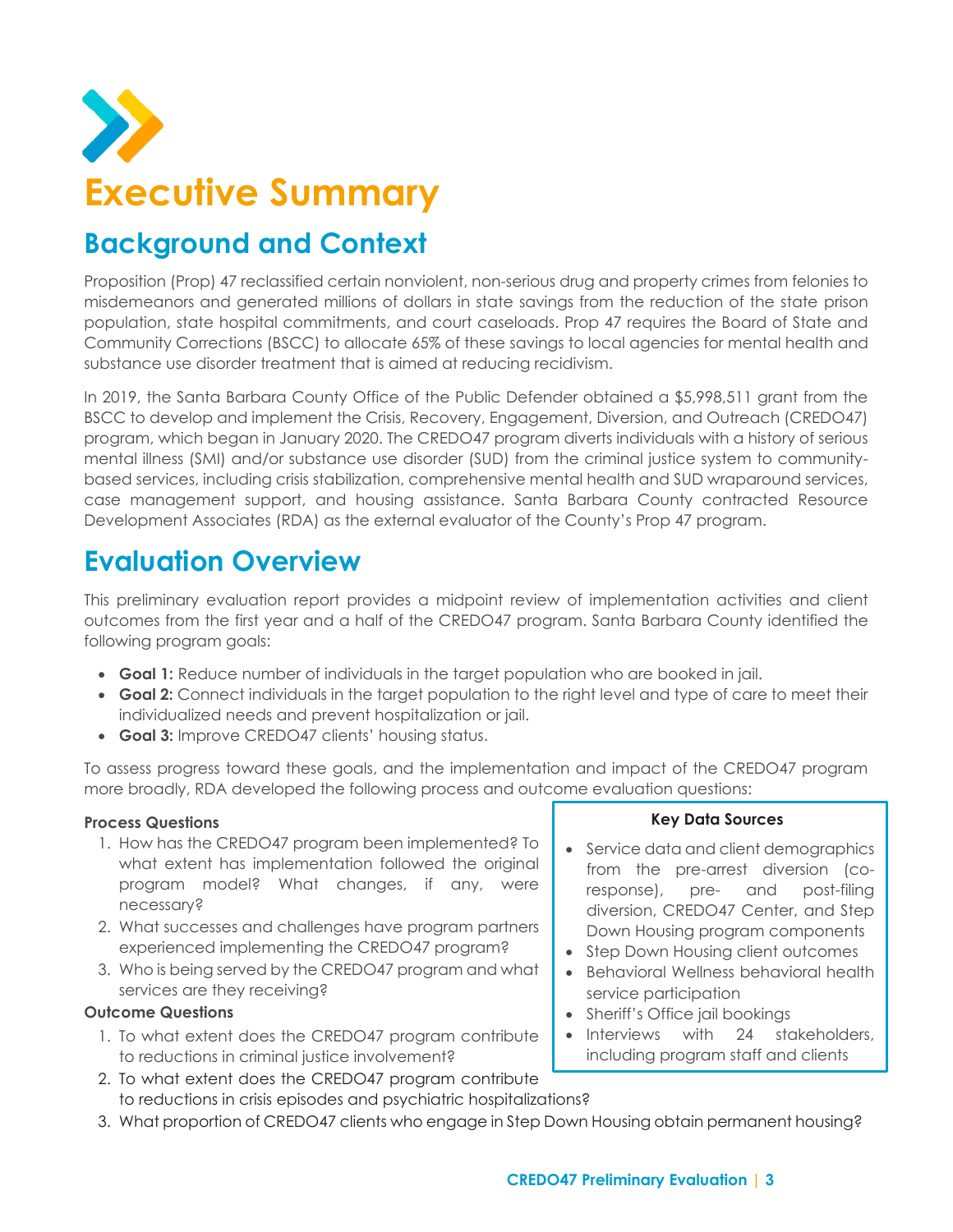# Executive Summary

## Background and Context

Proposition (Prop) 47 reclassified certain nonviolent, non-serious drug and property crimes from felonies to misdemeanors and generated millions of dollars in state savings from the reduction of the state prison population, state hospital commitments, and court caseloads. Prop 47 requires the Board of State and Community Corrections (BSCC) to allocate 65% of these savings to local agencies for mental health and substance use disorder treatment that is aimed at reducing recidivism.

In 2019, the Santa Barbara County Office of the Public Defender obtained a $5,998,511 grant from the BSCC to develop and implement the Crisis, Recovery, Engagement, Diversion, and Outreach (CREDO47) program, which began in January 2020. The CREDO47 program diverts individuals with a history of serious mental illness (SMI) and/or substance use disorder (SUD) from the criminal justice system to community-based services, including crisis stabilization, comprehensive mental health and SUD wraparound services, case management support, and housing assistance. Santa Barbara County contracted Resource Development Associates (RDA) as the external evaluator of the County's Prop 47 program.

## Evaluation Overview

This preliminary evaluation report provides a midpoint review of implementation activities and client outcomes from the first year and a half of the CREDO47 program. Santa Barbara County identified the following program goals:

- **Goal 1:** Reduce number of individuals in the target population who are booked in jail.
- **Goal 2:** Connect individuals in the target population to the right level and type of care to meet their individualized needs and prevent hospitalization or jail.
- **Goal 3:** Improve CREDO47 clients' housing status.

To assess progress toward these goals, and the implementation and impact of the CREDO47 program more broadly, RDA developed the following process and outcome evaluation questions:

**Process Questions**

1. How has the CREDO47 program been implemented? To what extent has implementation followed the original program model? What changes, if any, were necessary?
2. What successes and challenges have program partners experienced implementing the CREDO47 program?
3. Who is being served by the CREDO47 program and what services are they receiving?

**Outcome Questions**

1. To what extent does the CREDO47 program contribute to reductions in criminal justice involvement?
2. To what extent does the CREDO47 program contribute to reductions in crisis episodes and psychiatric hospitalizations?
3. What proportion of CREDO47 clients who engage in Step Down Housing obtain permanent housing?

**Key Data Sources**

- Service data and client demographics from the pre-arrest diversion (co-response), pre- and post-filing diversion, CREDO47 Center, and Step Down Housing program components
- Step Down Housing client outcomes
- Behavioral Wellness behavioral health service participation
- Sheriff's Office jail bookings
- Interviews with 24 stakeholders, including program staff and clients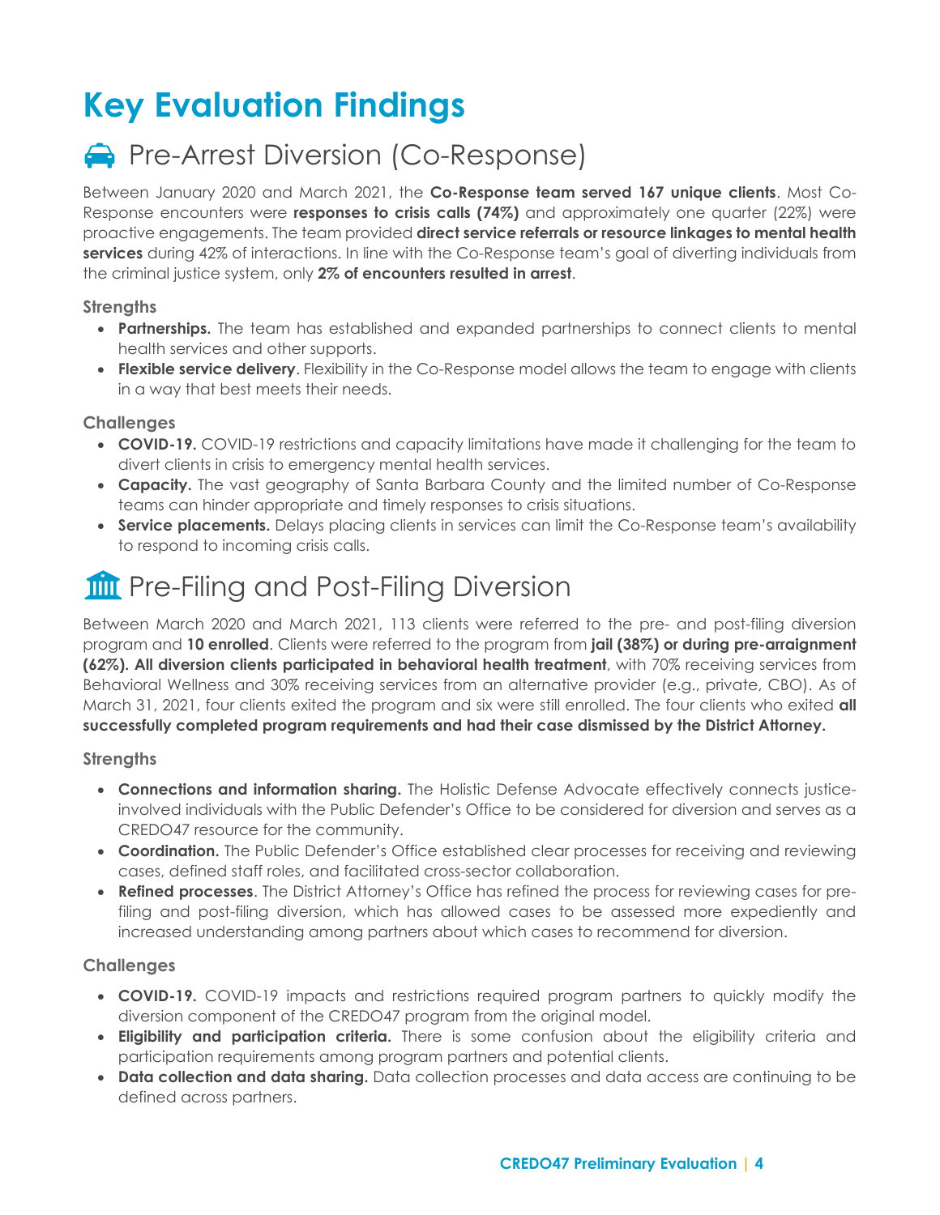# Key Evaluation Findings

## Pre-Arrest Diversion (Co-Response)

Between January 2020 and March 2021, the **Co-Response team served 167 unique clients**. Most Co-Response encounters were **responses to crisis calls (74%)** and approximately one quarter (22%) were proactive engagements. The team provided **direct service referrals or resource linkages to mental health services** during 42% of interactions. In line with the Co-Response team's goal of diverting individuals from the criminal justice system, only **2% of encounters resulted in arrest**.

### Strengths

- **Partnerships.** The team has established and expanded partnerships to connect clients to mental health services and other supports.
- **Flexible service delivery**. Flexibility in the Co-Response model allows the team to engage with clients in a way that best meets their needs.

### Challenges

- **COVID-19.** COVID-19 restrictions and capacity limitations have made it challenging for the team to divert clients in crisis to emergency mental health services.
- **Capacity.** The vast geography of Santa Barbara County and the limited number of Co-Response teams can hinder appropriate and timely responses to crisis situations.
- **Service placements.** Delays placing clients in services can limit the Co-Response team's availability to respond to incoming crisis calls.

## Pre-Filing and Post-Filing Diversion

Between March 2020 and March 2021, 113 clients were referred to the pre- and post-filing diversion program and **10 enrolled**. Clients were referred to the program from **jail (38%) or during pre-arraignment (62%). All diversion clients participated in behavioral health treatment**, with 70% receiving services from Behavioral Wellness and 30% receiving services from an alternative provider (e.g., private, CBO). As of March 31, 2021, four clients exited the program and six were still enrolled. The four clients who exited **all successfully completed program requirements and had their case dismissed by the District Attorney.**

### Strengths

- **Connections and information sharing.** The Holistic Defense Advocate effectively connects justice-involved individuals with the Public Defender's Office to be considered for diversion and serves as a CREDO47 resource for the community.
- **Coordination.** The Public Defender's Office established clear processes for receiving and reviewing cases, defined staff roles, and facilitated cross-sector collaboration.
- **Refined processes**. The District Attorney's Office has refined the process for reviewing cases for pre-filing and post-filing diversion, which has allowed cases to be assessed more expediently and increased understanding among partners about which cases to recommend for diversion.

### Challenges

- **COVID-19.** COVID-19 impacts and restrictions required program partners to quickly modify the diversion component of the CREDO47 program from the original model.
- **Eligibility and participation criteria.** There is some confusion about the eligibility criteria and participation requirements among program partners and potential clients.
- **Data collection and data sharing.** Data collection processes and data access are continuing to be defined across partners.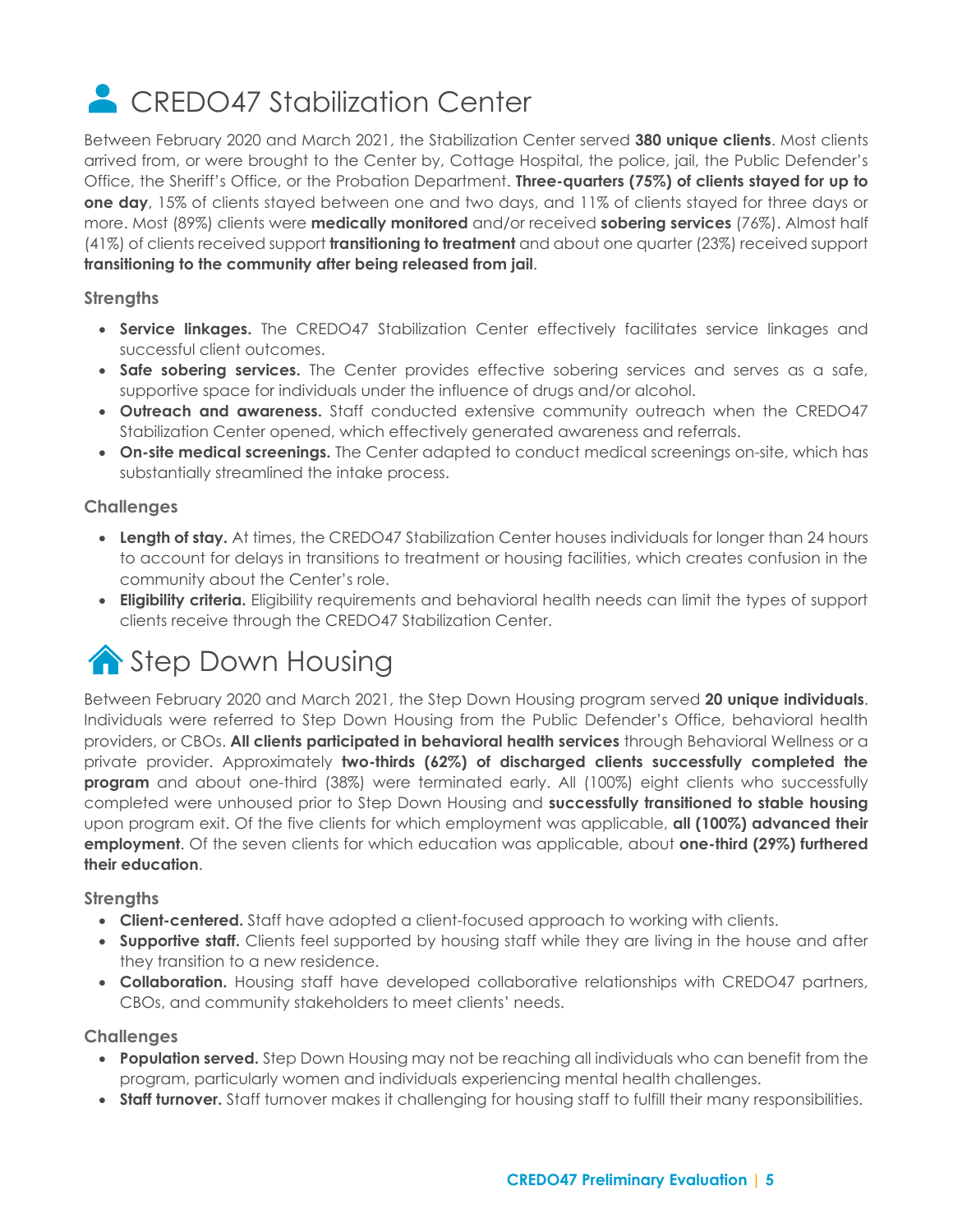# CREDO47 Stabilization Center

Between February 2020 and March 2021, the Stabilization Center served **380 unique clients**. Most clients arrived from, or were brought to the Center by, Cottage Hospital, the police, jail, the Public Defender's Office, the Sheriff's Office, or the Probation Department. **Three-quarters (75%) of clients stayed for up to one day**, 15% of clients stayed between one and two days, and 11% of clients stayed for three days or more. Most (89%) clients were **medically monitored** and/or received **sobering services** (76%). Almost half (41%) of clients received support **transitioning to treatment** and about one quarter (23%) received support **transitioning to the community after being released from jail**.

### Strengths

- **Service linkages.** The CREDO47 Stabilization Center effectively facilitates service linkages and successful client outcomes.
- **Safe sobering services.** The Center provides effective sobering services and serves as a safe, supportive space for individuals under the influence of drugs and/or alcohol.
- **Outreach and awareness.** Staff conducted extensive community outreach when the CREDO47 Stabilization Center opened, which effectively generated awareness and referrals.
- **On-site medical screenings.** The Center adapted to conduct medical screenings on-site, which has substantially streamlined the intake process.

### Challenges

- **Length of stay.** At times, the CREDO47 Stabilization Center houses individuals for longer than 24 hours to account for delays in transitions to treatment or housing facilities, which creates confusion in the community about the Center's role.
- **Eligibility criteria.** Eligibility requirements and behavioral health needs can limit the types of support clients receive through the CREDO47 Stabilization Center.

# Step Down Housing

Between February 2020 and March 2021, the Step Down Housing program served **20 unique individuals**. Individuals were referred to Step Down Housing from the Public Defender's Office, behavioral health providers, or CBOs. **All clients participated in behavioral health services** through Behavioral Wellness or a private provider. Approximately **two-thirds (62%) of discharged clients successfully completed the program** and about one-third (38%) were terminated early. All (100%) eight clients who successfully completed were unhoused prior to Step Down Housing and **successfully transitioned to stable housing** upon program exit. Of the five clients for which employment was applicable, **all (100%) advanced their employment**. Of the seven clients for which education was applicable, about **one-third (29%) furthered their education**.

### Strengths

- **Client-centered.** Staff have adopted a client-focused approach to working with clients.
- **Supportive staff.** Clients feel supported by housing staff while they are living in the house and after they transition to a new residence.
- **Collaboration.** Housing staff have developed collaborative relationships with CREDO47 partners, CBOs, and community stakeholders to meet clients' needs.

### Challenges

- **Population served.** Step Down Housing may not be reaching all individuals who can benefit from the program, particularly women and individuals experiencing mental health challenges.
- **Staff turnover.** Staff turnover makes it challenging for housing staff to fulfill their many responsibilities.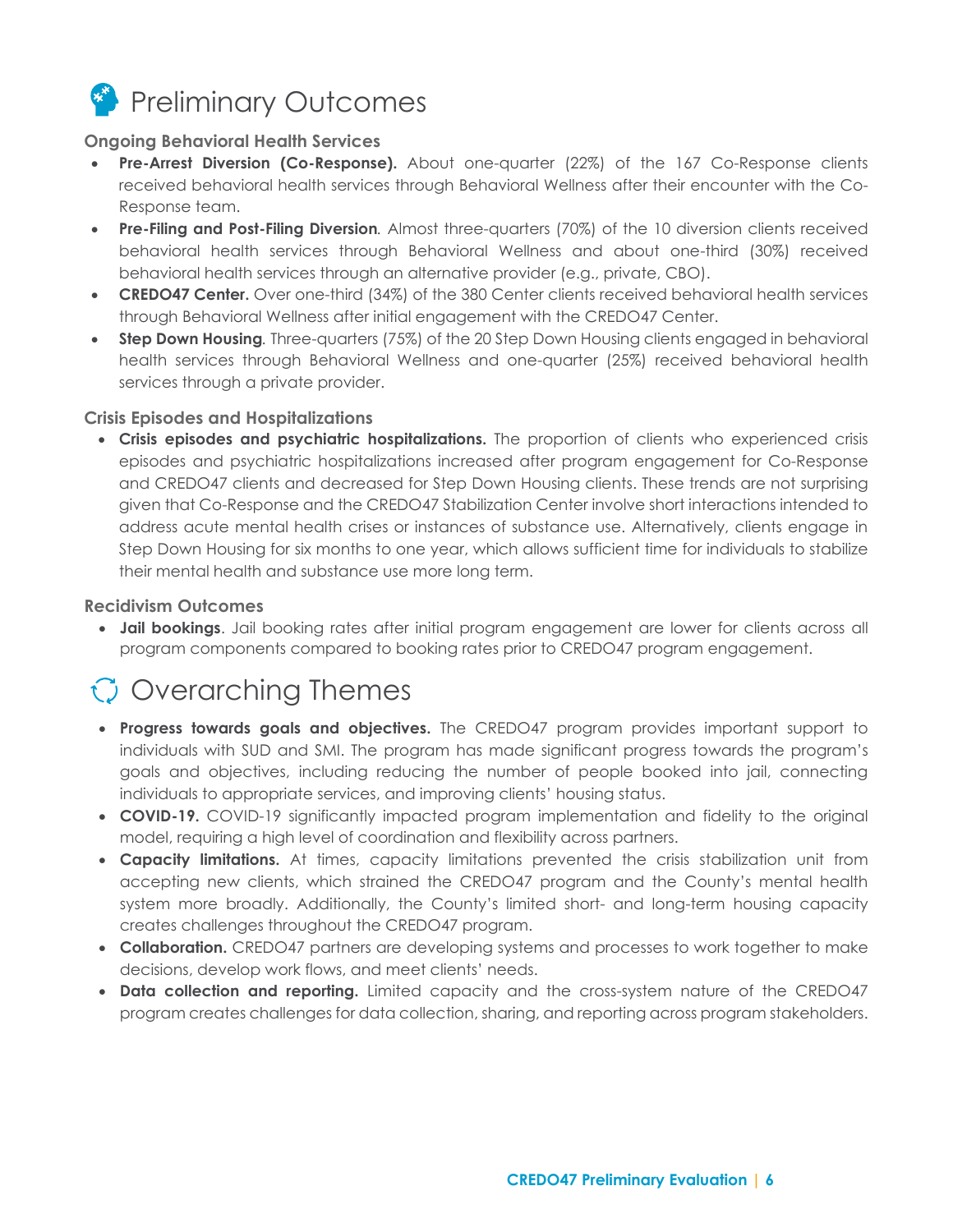# Preliminary Outcomes

### Ongoing Behavioral Health Services

- **Pre-Arrest Diversion (Co-Response).** About one-quarter (22%) of the 167 Co-Response clients received behavioral health services through Behavioral Wellness after their encounter with the Co-Response team.
- **Pre-Filing and Post-Filing Diversion**. Almost three-quarters (70%) of the 10 diversion clients received behavioral health services through Behavioral Wellness and about one-third (30%) received behavioral health services through an alternative provider (e.g., private, CBO).
- **CREDO47 Center.** Over one-third (34%) of the 380 Center clients received behavioral health services through Behavioral Wellness after initial engagement with the CREDO47 Center.
- **Step Down Housing**. Three-quarters (75%) of the 20 Step Down Housing clients engaged in behavioral health services through Behavioral Wellness and one-quarter (25%) received behavioral health services through a private provider.

### Crisis Episodes and Hospitalizations

- **Crisis episodes and psychiatric hospitalizations.** The proportion of clients who experienced crisis episodes and psychiatric hospitalizations increased after program engagement for Co-Response and CREDO47 clients and decreased for Step Down Housing clients. These trends are not surprising given that Co-Response and the CREDO47 Stabilization Center involve short interactions intended to address acute mental health crises or instances of substance use. Alternatively, clients engage in Step Down Housing for six months to one year, which allows sufficient time for individuals to stabilize their mental health and substance use more long term.

### Recidivism Outcomes

- **Jail bookings**. Jail booking rates after initial program engagement are lower for clients across all program components compared to booking rates prior to CREDO47 program engagement.

# Overarching Themes

- **Progress towards goals and objectives.** The CREDO47 program provides important support to individuals with SUD and SMI. The program has made significant progress towards the program's goals and objectives, including reducing the number of people booked into jail, connecting individuals to appropriate services, and improving clients' housing status.
- **COVID-19.** COVID-19 significantly impacted program implementation and fidelity to the original model, requiring a high level of coordination and flexibility across partners.
- **Capacity limitations.** At times, capacity limitations prevented the crisis stabilization unit from accepting new clients, which strained the CREDO47 program and the County's mental health system more broadly. Additionally, the County's limited short- and long-term housing capacity creates challenges throughout the CREDO47 program.
- **Collaboration.** CREDO47 partners are developing systems and processes to work together to make decisions, develop work flows, and meet clients' needs.
- **Data collection and reporting.** Limited capacity and the cross-system nature of the CREDO47 program creates challenges for data collection, sharing, and reporting across program stakeholders.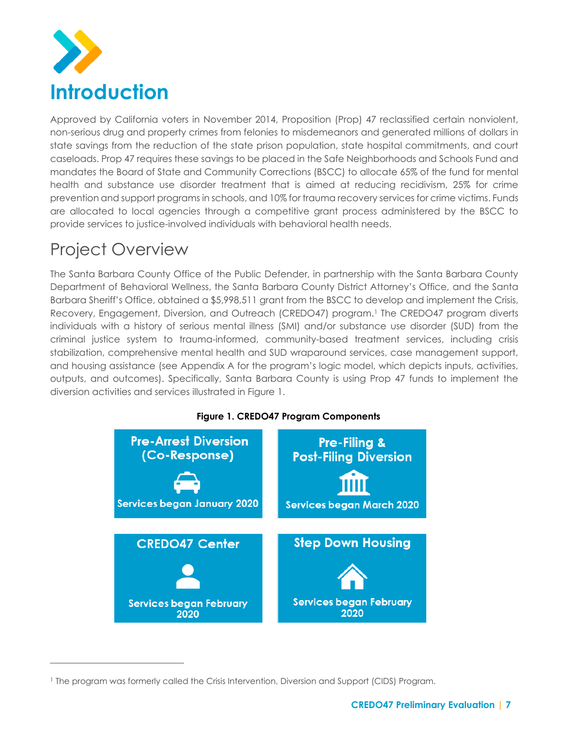# Introduction

Approved by California voters in November 2014, Proposition (Prop) 47 reclassified certain nonviolent, non-serious drug and property crimes from felonies to misdemeanors and generated millions of dollars in state savings from the reduction of the state prison population, state hospital commitments, and court caseloads. Prop 47 requires these savings to be placed in the Safe Neighborhoods and Schools Fund and mandates the Board of State and Community Corrections (BSCC) to allocate 65% of the fund for mental health and substance use disorder treatment that is aimed at reducing recidivism, 25% for crime prevention and support programs in schools, and 10% for trauma recovery services for crime victims. Funds are allocated to local agencies through a competitive grant process administered by the BSCC to provide services to justice-involved individuals with behavioral health needs.

## Project Overview

The Santa Barbara County Office of the Public Defender, in partnership with the Santa Barbara County Department of Behavioral Wellness, the Santa Barbara County District Attorney's Office, and the Santa Barbara Sheriff's Office, obtained a $5,998,511 grant from the BSCC to develop and implement the Crisis, Recovery, Engagement, Diversion, and Outreach (CREDO47) program.[1] The CREDO47 program diverts individuals with a history of serious mental illness (SMI) and/or substance use disorder (SUD) from the criminal justice system to trauma-informed, community-based treatment services, including crisis stabilization, comprehensive mental health and SUD wraparound services, case management support, and housing assistance (see Appendix A for the program's logic model, which depicts inputs, activities, outputs, and outcomes). Specifically, Santa Barbara County is using Prop 47 funds to implement the diversion activities and services illustrated in Figure 1.

**Figure 1. CREDO47 Program Components**

| Pre-Arrest Diversion (Co-Response) | Pre-Filing & Post-Filing Diversion |
|---|---|
| Services began January 2020 | Services began March 2020 |
| **CREDO47 Center** | **Step Down Housing** |
| Services began February 2020 | Services began February 2020 |

[1] The program was formerly called the Crisis Intervention, Diversion and Support (CIDS) Program.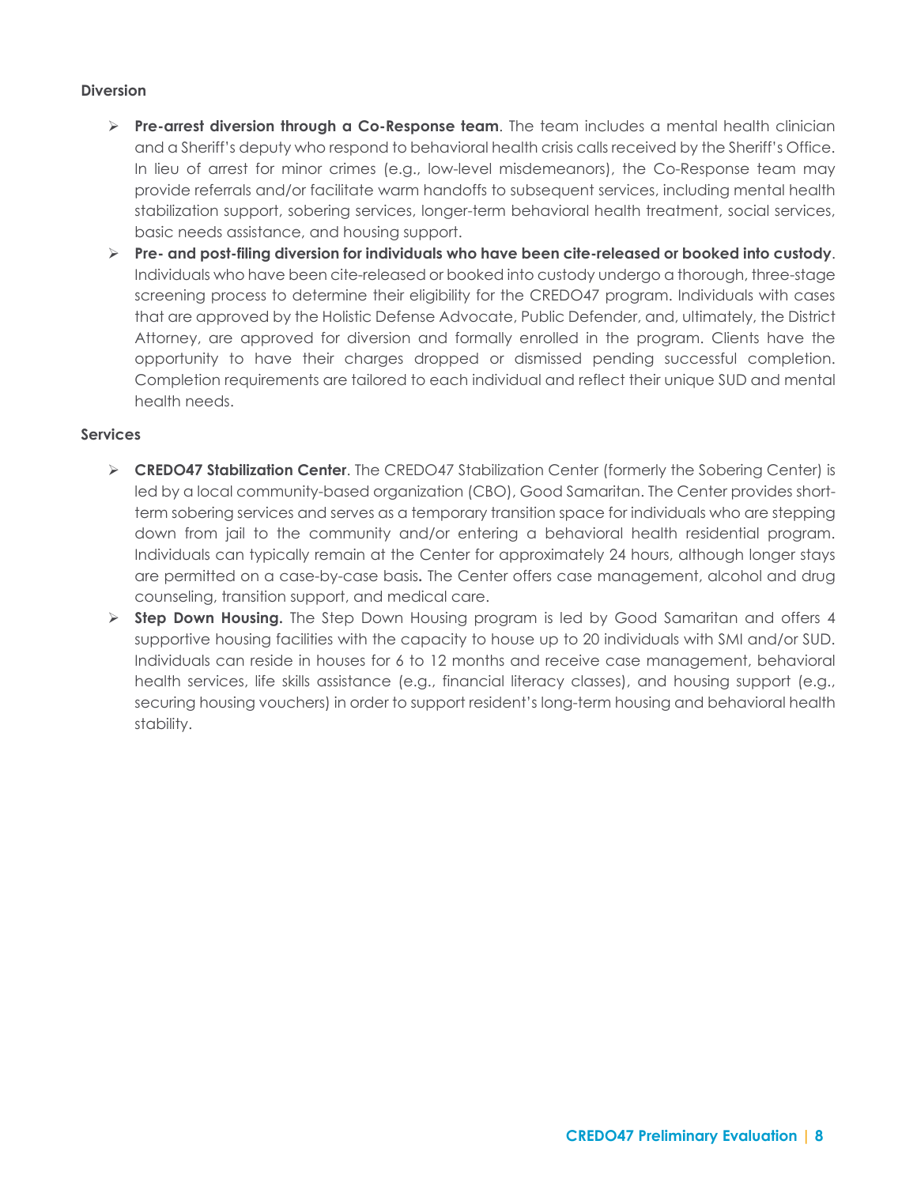**Diversion**

- **Pre-arrest diversion through a Co-Response team**. The team includes a mental health clinician and a Sheriff's deputy who respond to behavioral health crisis calls received by the Sheriff's Office. In lieu of arrest for minor crimes (e.g., low-level misdemeanors), the Co-Response team may provide referrals and/or facilitate warm handoffs to subsequent services, including mental health stabilization support, sobering services, longer-term behavioral health treatment, social services, basic needs assistance, and housing support.
- **Pre- and post-filing diversion for individuals who have been cite-released or booked into custody**. Individuals who have been cite-released or booked into custody undergo a thorough, three-stage screening process to determine their eligibility for the CREDO47 program. Individuals with cases that are approved by the Holistic Defense Advocate, Public Defender, and, ultimately, the District Attorney, are approved for diversion and formally enrolled in the program. Clients have the opportunity to have their charges dropped or dismissed pending successful completion. Completion requirements are tailored to each individual and reflect their unique SUD and mental health needs.

**Services**

- **CREDO47 Stabilization Center**. The CREDO47 Stabilization Center (formerly the Sobering Center) is led by a local community-based organization (CBO), Good Samaritan. The Center provides short-term sobering services and serves as a temporary transition space for individuals who are stepping down from jail to the community and/or entering a behavioral health residential program. Individuals can typically remain at the Center for approximately 24 hours, although longer stays are permitted on a case-by-case basis**.** The Center offers case management, alcohol and drug counseling, transition support, and medical care.
- **Step Down Housing.** The Step Down Housing program is led by Good Samaritan and offers 4 supportive housing facilities with the capacity to house up to 20 individuals with SMI and/or SUD. Individuals can reside in houses for 6 to 12 months and receive case management, behavioral health services, life skills assistance (e.g., financial literacy classes), and housing support (e.g., securing housing vouchers) in order to support resident's long-term housing and behavioral health stability.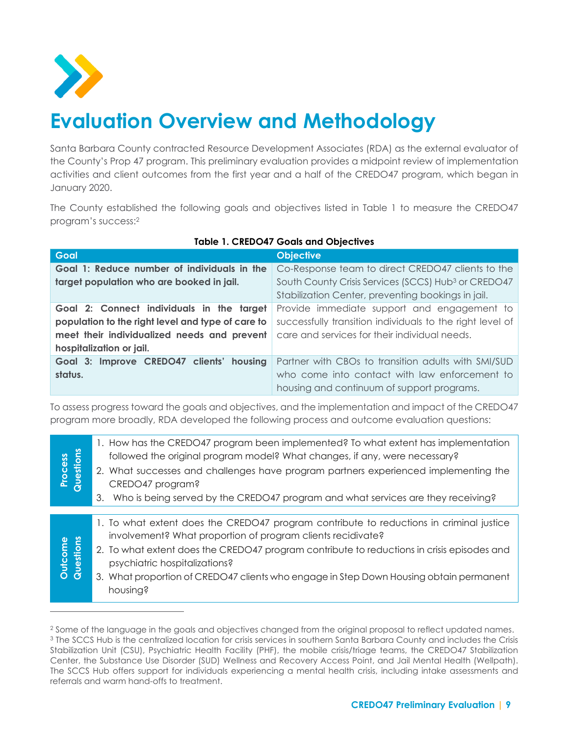# Evaluation Overview and Methodology

Santa Barbara County contracted Resource Development Associates (RDA) as the external evaluator of the County's Prop 47 program. This preliminary evaluation provides a midpoint review of implementation activities and client outcomes from the first year and a half of the CREDO47 program, which began in January 2020.

The County established the following goals and objectives listed in Table 1 to measure the CREDO47 program's success:[2]

**Table 1. CREDO47 Goals and Objectives**

| Goal | Objective |
|---|---|
| **Goal 1: Reduce number of individuals in the target population who are booked in jail.** | Co-Response team to direct CREDO47 clients to the South County Crisis Services (SCCS) Hub[3] or CREDO47 Stabilization Center, preventing bookings in jail. |
| **Goal 2: Connect individuals in the target population to the right level and type of care to meet their individualized needs and prevent hospitalization or jail.** | Provide immediate support and engagement to successfully transition individuals to the right level of care and services for their individual needs. |
| **Goal 3: Improve CREDO47 clients' housing status.** | Partner with CBOs to transition adults with SMI/SUD who come into contact with law enforcement to housing and continuum of support programs. |

To assess progress toward the goals and objectives, and the implementation and impact of the CREDO47 program more broadly, RDA developed the following process and outcome evaluation questions:

**Process Questions**

1. How has the CREDO47 program been implemented? To what extent has implementation followed the original program model? What changes, if any, were necessary?
2. What successes and challenges have program partners experienced implementing the CREDO47 program?
3. Who is being served by the CREDO47 program and what services are they receiving?

**Outcome Questions**

1. To what extent does the CREDO47 program contribute to reductions in criminal justice involvement? What proportion of program clients recidivate?
2. To what extent does the CREDO47 program contribute to reductions in crisis episodes and psychiatric hospitalizations?
3. What proportion of CREDO47 clients who engage in Step Down Housing obtain permanent housing?

---

[2] Some of the language in the goals and objectives changed from the original proposal to reflect updated names.

[3] The SCCS Hub is the centralized location for crisis services in southern Santa Barbara County and includes the Crisis Stabilization Unit (CSU), Psychiatric Health Facility (PHF), the mobile crisis/triage teams, the CREDO47 Stabilization Center, the Substance Use Disorder (SUD) Wellness and Recovery Access Point, and Jail Mental Health (Wellpath). The SCCS Hub offers support for individuals experiencing a mental health crisis, including intake assessments and referrals and warm hand-offs to treatment.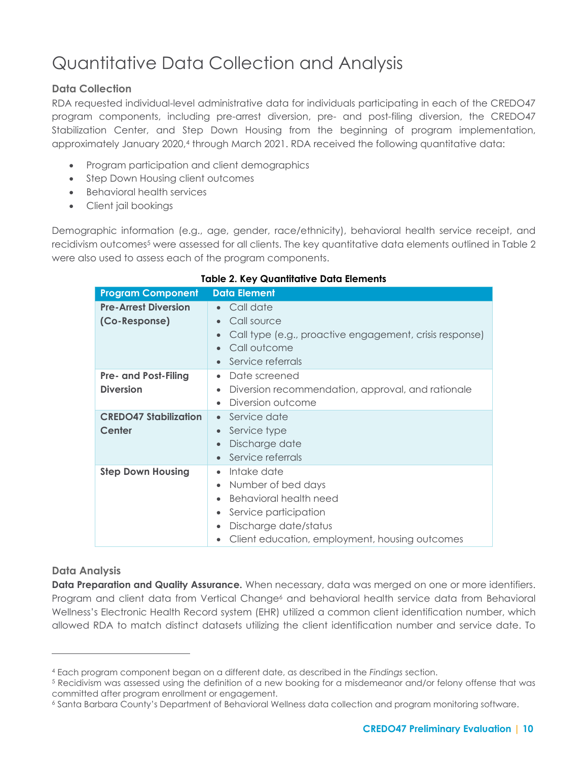# Quantitative Data Collection and Analysis

### Data Collection

RDA requested individual-level administrative data for individuals participating in each of the CREDO47 program components, including pre-arrest diversion, pre- and post-filing diversion, the CREDO47 Stabilization Center, and Step Down Housing from the beginning of program implementation, approximately January 2020,[4] through March 2021. RDA received the following quantitative data:

- Program participation and client demographics
- Step Down Housing client outcomes
- Behavioral health services
- Client jail bookings

Demographic information (e.g., age, gender, race/ethnicity), behavioral health service receipt, and recidivism outcomes[5] were assessed for all clients. The key quantitative data elements outlined in Table 2 were also used to assess each of the program components.

**Table 2. Key Quantitative Data Elements**

| Program Component | Data Element |
| --- | --- |
| **Pre-Arrest Diversion (Co-Response)** | • Call date<br>• Call source<br>• Call type (e.g., proactive engagement, crisis response)<br>• Call outcome<br>• Service referrals |
| **Pre- and Post-Filing Diversion** | • Date screened<br>• Diversion recommendation, approval, and rationale<br>• Diversion outcome |
| **CREDO47 Stabilization Center** | • Service date<br>• Service type<br>• Discharge date<br>• Service referrals |
| **Step Down Housing** | • Intake date<br>• Number of bed days<br>• Behavioral health need<br>• Service participation<br>• Discharge date/status<br>• Client education, employment, housing outcomes |

### Data Analysis

**Data Preparation and Quality Assurance.** When necessary, data was merged on one or more identifiers. Program and client data from Vertical Change[6] and behavioral health service data from Behavioral Wellness's Electronic Health Record system (EHR) utilized a common client identification number, which allowed RDA to match distinct datasets utilizing the client identification number and service date. To

---

[4] Each program component began on a different date, as described in the *Findings* section.

[5] Recidivism was assessed using the definition of a new booking for a misdemeanor and/or felony offense that was committed after program enrollment or engagement.

[6] Santa Barbara County's Department of Behavioral Wellness data collection and program monitoring software.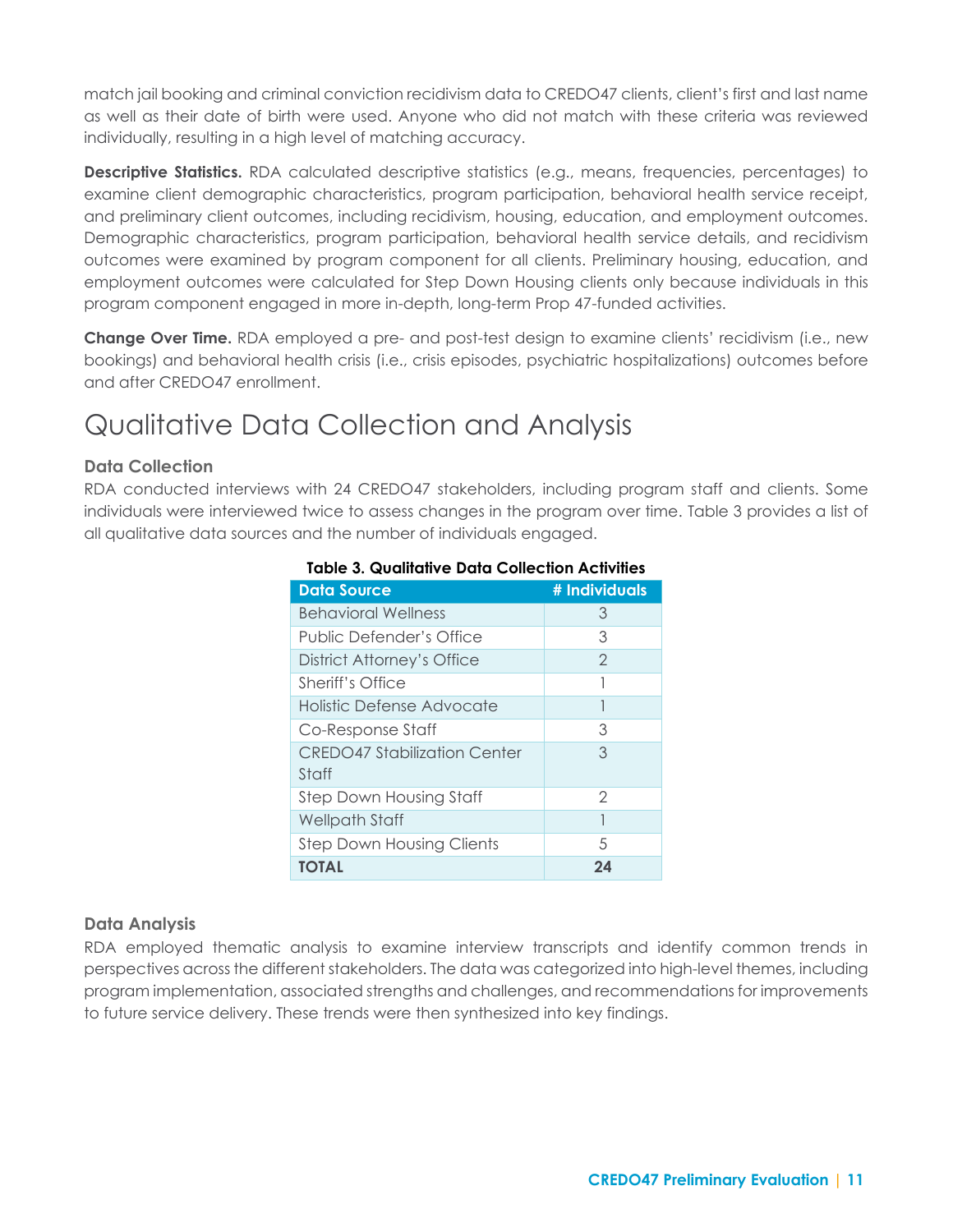match jail booking and criminal conviction recidivism data to CREDO47 clients, client's first and last name as well as their date of birth were used. Anyone who did not match with these criteria was reviewed individually, resulting in a high level of matching accuracy.

**Descriptive Statistics.** RDA calculated descriptive statistics (e.g., means, frequencies, percentages) to examine client demographic characteristics, program participation, behavioral health service receipt, and preliminary client outcomes, including recidivism, housing, education, and employment outcomes. Demographic characteristics, program participation, behavioral health service details, and recidivism outcomes were examined by program component for all clients. Preliminary housing, education, and employment outcomes were calculated for Step Down Housing clients only because individuals in this program component engaged in more in-depth, long-term Prop 47-funded activities.

**Change Over Time.** RDA employed a pre- and post-test design to examine clients' recidivism (i.e., new bookings) and behavioral health crisis (i.e., crisis episodes, psychiatric hospitalizations) outcomes before and after CREDO47 enrollment.

# Qualitative Data Collection and Analysis

### Data Collection

RDA conducted interviews with 24 CREDO47 stakeholders, including program staff and clients. Some individuals were interviewed twice to assess changes in the program over time. Table 3 provides a list of all qualitative data sources and the number of individuals engaged.

**Table 3. Qualitative Data Collection Activities**

| Data Source | # Individuals |
|---|---|
| Behavioral Wellness | 3 |
| Public Defender's Office | 3 |
| District Attorney's Office | 2 |
| Sheriff's Office | 1 |
| Holistic Defense Advocate | 1 |
| Co-Response Staff | 3 |
| CREDO47 Stabilization Center Staff | 3 |
| Step Down Housing Staff | 2 |
| Wellpath Staff | 1 |
| Step Down Housing Clients | 5 |
| **TOTAL** | **24** |

### Data Analysis

RDA employed thematic analysis to examine interview transcripts and identify common trends in perspectives across the different stakeholders. The data was categorized into high-level themes, including program implementation, associated strengths and challenges, and recommendations for improvements to future service delivery. These trends were then synthesized into key findings.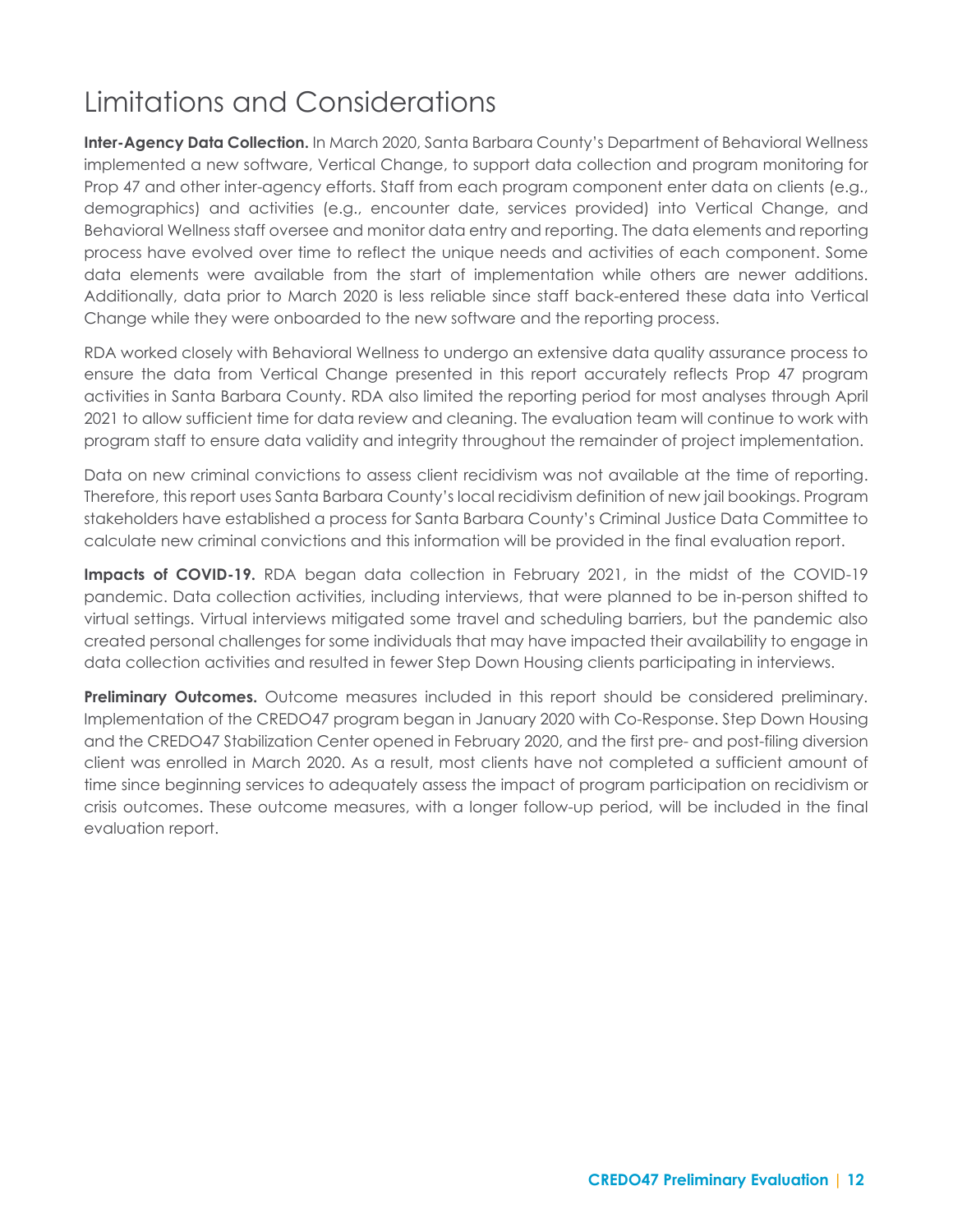# Limitations and Considerations

**Inter-Agency Data Collection.** In March 2020, Santa Barbara County's Department of Behavioral Wellness implemented a new software, Vertical Change, to support data collection and program monitoring for Prop 47 and other inter-agency efforts. Staff from each program component enter data on clients (e.g., demographics) and activities (e.g., encounter date, services provided) into Vertical Change, and Behavioral Wellness staff oversee and monitor data entry and reporting. The data elements and reporting process have evolved over time to reflect the unique needs and activities of each component. Some data elements were available from the start of implementation while others are newer additions. Additionally, data prior to March 2020 is less reliable since staff back-entered these data into Vertical Change while they were onboarded to the new software and the reporting process.

RDA worked closely with Behavioral Wellness to undergo an extensive data quality assurance process to ensure the data from Vertical Change presented in this report accurately reflects Prop 47 program activities in Santa Barbara County. RDA also limited the reporting period for most analyses through April 2021 to allow sufficient time for data review and cleaning. The evaluation team will continue to work with program staff to ensure data validity and integrity throughout the remainder of project implementation.

Data on new criminal convictions to assess client recidivism was not available at the time of reporting. Therefore, this report uses Santa Barbara County's local recidivism definition of new jail bookings. Program stakeholders have established a process for Santa Barbara County's Criminal Justice Data Committee to calculate new criminal convictions and this information will be provided in the final evaluation report.

**Impacts of COVID-19.** RDA began data collection in February 2021, in the midst of the COVID-19 pandemic. Data collection activities, including interviews, that were planned to be in-person shifted to virtual settings. Virtual interviews mitigated some travel and scheduling barriers, but the pandemic also created personal challenges for some individuals that may have impacted their availability to engage in data collection activities and resulted in fewer Step Down Housing clients participating in interviews.

**Preliminary Outcomes.** Outcome measures included in this report should be considered preliminary. Implementation of the CREDO47 program began in January 2020 with Co-Response. Step Down Housing and the CREDO47 Stabilization Center opened in February 2020, and the first pre- and post-filing diversion client was enrolled in March 2020. As a result, most clients have not completed a sufficient amount of time since beginning services to adequately assess the impact of program participation on recidivism or crisis outcomes. These outcome measures, with a longer follow-up period, will be included in the final evaluation report.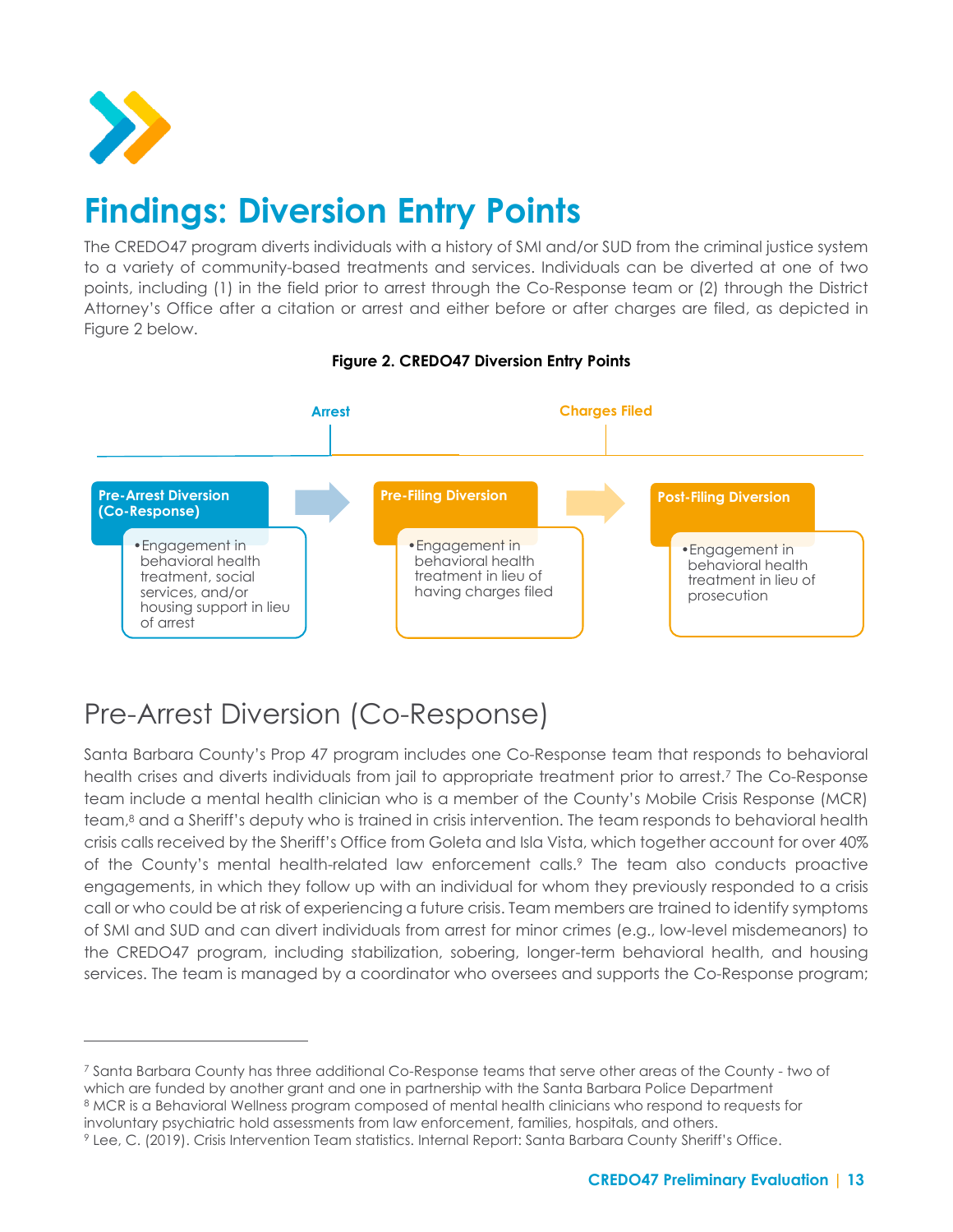# Findings: Diversion Entry Points

The CREDO47 program diverts individuals with a history of SMI and/or SUD from the criminal justice system to a variety of community-based treatments and services. Individuals can be diverted at one of two points, including (1) in the field prior to arrest through the Co-Response team or (2) through the District Attorney's Office after a citation or arrest and either before or after charges are filed, as depicted in Figure 2 below.

**Figure 2. CREDO47 Diversion Entry Points**

Arrest

Charges Filed

**Pre-Arrest Diversion (Co-Response)**
- Engagement in behavioral health treatment, social services, and/or housing support in lieu of arrest

**Pre-Filing Diversion**
- Engagement in behavioral health treatment in lieu of having charges filed

**Post-Filing Diversion**
- Engagement in behavioral health treatment in lieu of prosecution

## Pre-Arrest Diversion (Co-Response)

Santa Barbara County's Prop 47 program includes one Co-Response team that responds to behavioral health crises and diverts individuals from jail to appropriate treatment prior to arrest.[7] The Co-Response team include a mental health clinician who is a member of the County's Mobile Crisis Response (MCR) team,[8] and a Sheriff's deputy who is trained in crisis intervention. The team responds to behavioral health crisis calls received by the Sheriff's Office from Goleta and Isla Vista, which together account for over 40% of the County's mental health-related law enforcement calls.[9] The team also conducts proactive engagements, in which they follow up with an individual for whom they previously responded to a crisis call or who could be at risk of experiencing a future crisis. Team members are trained to identify symptoms of SMI and SUD and can divert individuals from arrest for minor crimes (e.g., low-level misdemeanors) to the CREDO47 program, including stabilization, sobering, longer-term behavioral health, and housing services. The team is managed by a coordinator who oversees and supports the Co-Response program;

---

[7] Santa Barbara County has three additional Co-Response teams that serve other areas of the County - two of which are funded by another grant and one in partnership with the Santa Barbara Police Department

[8] MCR is a Behavioral Wellness program composed of mental health clinicians who respond to requests for involuntary psychiatric hold assessments from law enforcement, families, hospitals, and others.

[9] Lee, C. (2019). Crisis Intervention Team statistics. Internal Report: Santa Barbara County Sheriff's Office.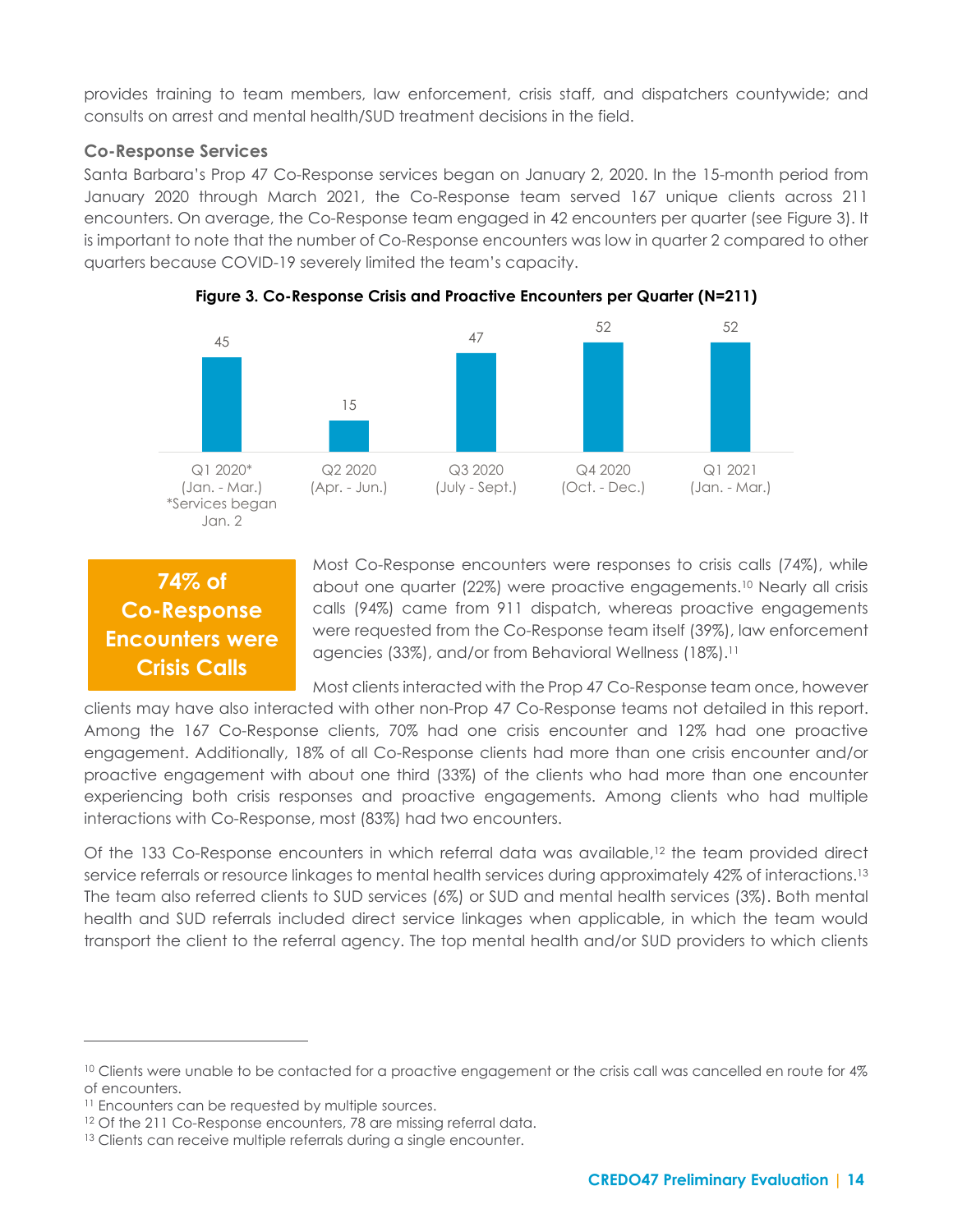provides training to team members, law enforcement, crisis staff, and dispatchers countywide; and consults on arrest and mental health/SUD treatment decisions in the field.

### Co-Response Services

Santa Barbara's Prop 47 Co-Response services began on January 2, 2020. In the 15-month period from January 2020 through March 2021, the Co-Response team served 167 unique clients across 211 encounters. On average, the Co-Response team engaged in 42 encounters per quarter (see Figure 3). It is important to note that the number of Co-Response encounters was low in quarter 2 compared to other quarters because COVID-19 severely limited the team's capacity.

**Figure 3. Co-Response Crisis and Proactive Encounters per Quarter (N=211)**

| Quarter | Encounters |
|---|---|
| Q1 2020* (Jan. - Mar.) *Services began Jan. 2 | 45 |
| Q2 2020 (Apr. - Jun.) | 15 |
| Q3 2020 (July - Sept.) | 47 |
| Q4 2020 (Oct. - Dec.) | 52 |
| Q1 2021 (Jan. - Mar.) | 52 |

**74% of Co-Response Encounters were Crisis Calls**

Most Co-Response encounters were responses to crisis calls (74%), while about one quarter (22%) were proactive engagements.[10] Nearly all crisis calls (94%) came from 911 dispatch, whereas proactive engagements were requested from the Co-Response team itself (39%), law enforcement agencies (33%), and/or from Behavioral Wellness (18%).[11]

Most clients interacted with the Prop 47 Co-Response team once, however clients may have also interacted with other non-Prop 47 Co-Response teams not detailed in this report. Among the 167 Co-Response clients, 70% had one crisis encounter and 12% had one proactive engagement. Additionally, 18% of all Co-Response clients had more than one crisis encounter and/or proactive engagement with about one third (33%) of the clients who had more than one encounter experiencing both crisis responses and proactive engagements. Among clients who had multiple interactions with Co-Response, most (83%) had two encounters.

Of the 133 Co-Response encounters in which referral data was available,[12] the team provided direct service referrals or resource linkages to mental health services during approximately 42% of interactions.[13] The team also referred clients to SUD services (6%) or SUD and mental health services (3%). Both mental health and SUD referrals included direct service linkages when applicable, in which the team would transport the client to the referral agency. The top mental health and/or SUD providers to which clients

---

[10] Clients were unable to be contacted for a proactive engagement or the crisis call was cancelled en route for 4% of encounters.

[11] Encounters can be requested by multiple sources.

[12] Of the 211 Co-Response encounters, 78 are missing referral data.

[13] Clients can receive multiple referrals during a single encounter.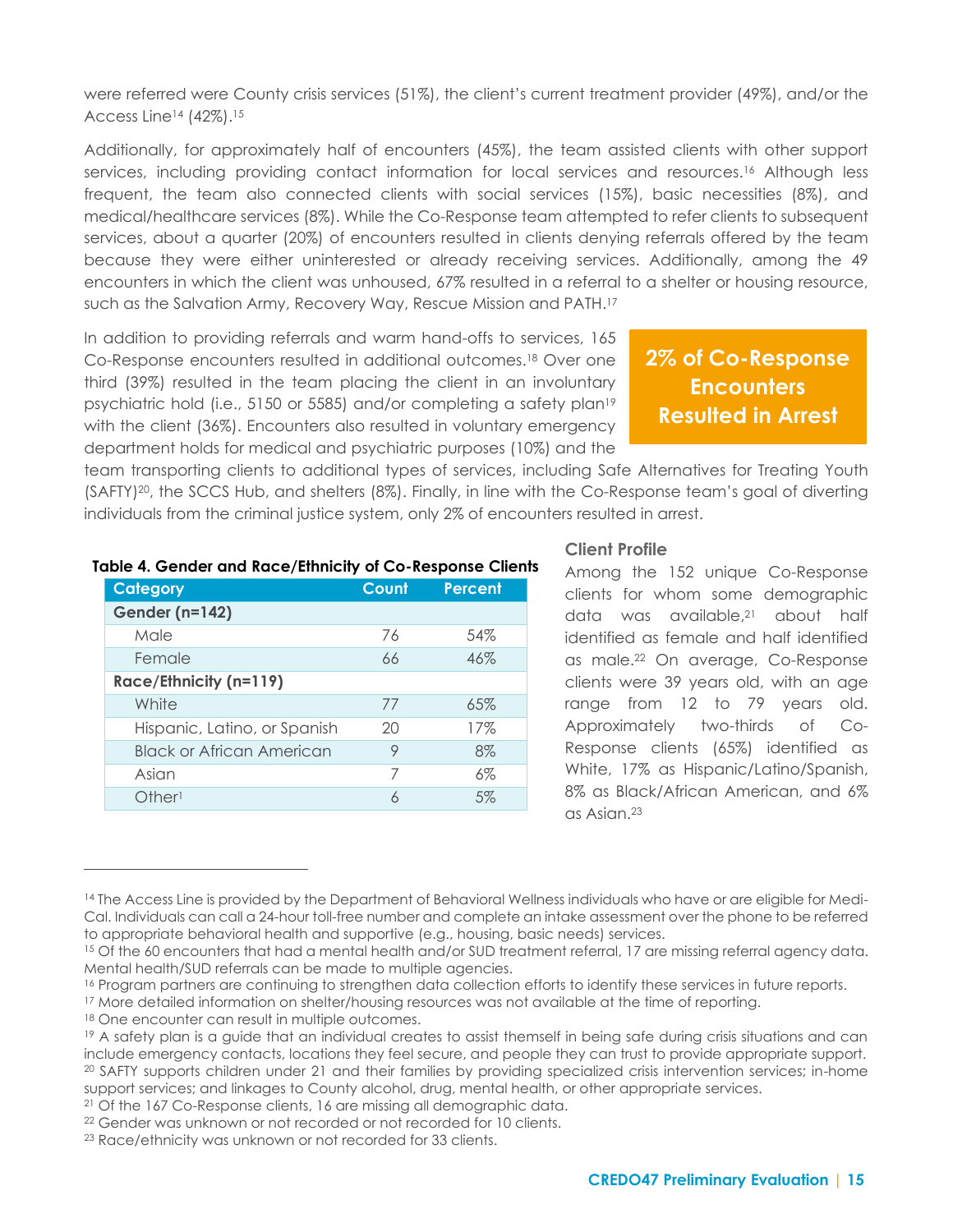were referred were County crisis services (51%), the client's current treatment provider (49%), and/or the Access Line[14] (42%).[15]

Additionally, for approximately half of encounters (45%), the team assisted clients with other support services, including providing contact information for local services and resources.[16] Although less frequent, the team also connected clients with social services (15%), basic necessities (8%), and medical/healthcare services (8%). While the Co-Response team attempted to refer clients to subsequent services, about a quarter (20%) of encounters resulted in clients denying referrals offered by the team because they were either uninterested or already receiving services. Additionally, among the 49 encounters in which the client was unhoused, 67% resulted in a referral to a shelter or housing resource, such as the Salvation Army, Recovery Way, Rescue Mission and PATH.[17]

**2% of Co-Response Encounters Resulted in Arrest**

In addition to providing referrals and warm hand-offs to services, 165 Co-Response encounters resulted in additional outcomes.[18] Over one third (39%) resulted in the team placing the client in an involuntary psychiatric hold (i.e., 5150 or 5585) and/or completing a safety plan[19] with the client (36%). Encounters also resulted in voluntary emergency department holds for medical and psychiatric purposes (10%) and the team transporting clients to additional types of services, including Safe Alternatives for Treating Youth (SAFTY)[20], the SCCS Hub, and shelters (8%). Finally, in line with the Co-Response team's goal of diverting individuals from the criminal justice system, only 2% of encounters resulted in arrest.

**Table 4. Gender and Race/Ethnicity of Co-Response Clients**

| Category | Count | Percent |
|---|---|---|
| **Gender (n=142)** | | |
| Male | 76 | 54% |
| Female | 66 | 46% |
| **Race/Ethnicity (n=119)** | | |
| White | 77 | 65% |
| Hispanic, Latino, or Spanish | 20 | 17% |
| Black or African American | 9 | 8% |
| Asian | 7 | 6% |
| Other[1] | 6 | 5% |

### Client Profile

Among the 152 unique Co-Response clients for whom some demographic data was available,[21] about half identified as female and half identified as male.[22] On average, Co-Response clients were 39 years old, with an age range from 12 to 79 years old. Approximately two-thirds of Co-Response clients (65%) identified as White, 17% as Hispanic/Latino/Spanish, 8% as Black/African American, and 6% as Asian.[23]

---

[14] The Access Line is provided by the Department of Behavioral Wellness individuals who have or are eligible for Medi-Cal. Individuals can call a 24-hour toll-free number and complete an intake assessment over the phone to be referred to appropriate behavioral health and supportive (e.g., housing, basic needs) services.

[15] Of the 60 encounters that had a mental health and/or SUD treatment referral, 17 are missing referral agency data. Mental health/SUD referrals can be made to multiple agencies.

[16] Program partners are continuing to strengthen data collection efforts to identify these services in future reports.

[17] More detailed information on shelter/housing resources was not available at the time of reporting.

[18] One encounter can result in multiple outcomes.

[19] A safety plan is a guide that an individual creates to assist themself in being safe during crisis situations and can include emergency contacts, locations they feel secure, and people they can trust to provide appropriate support.

[20] SAFTY supports children under 21 and their families by providing specialized crisis intervention services; in-home support services; and linkages to County alcohol, drug, mental health, or other appropriate services.

[21] Of the 167 Co-Response clients, 16 are missing all demographic data.

[22] Gender was unknown or not recorded or not recorded for 10 clients.

[23] Race/ethnicity was unknown or not recorded for 33 clients.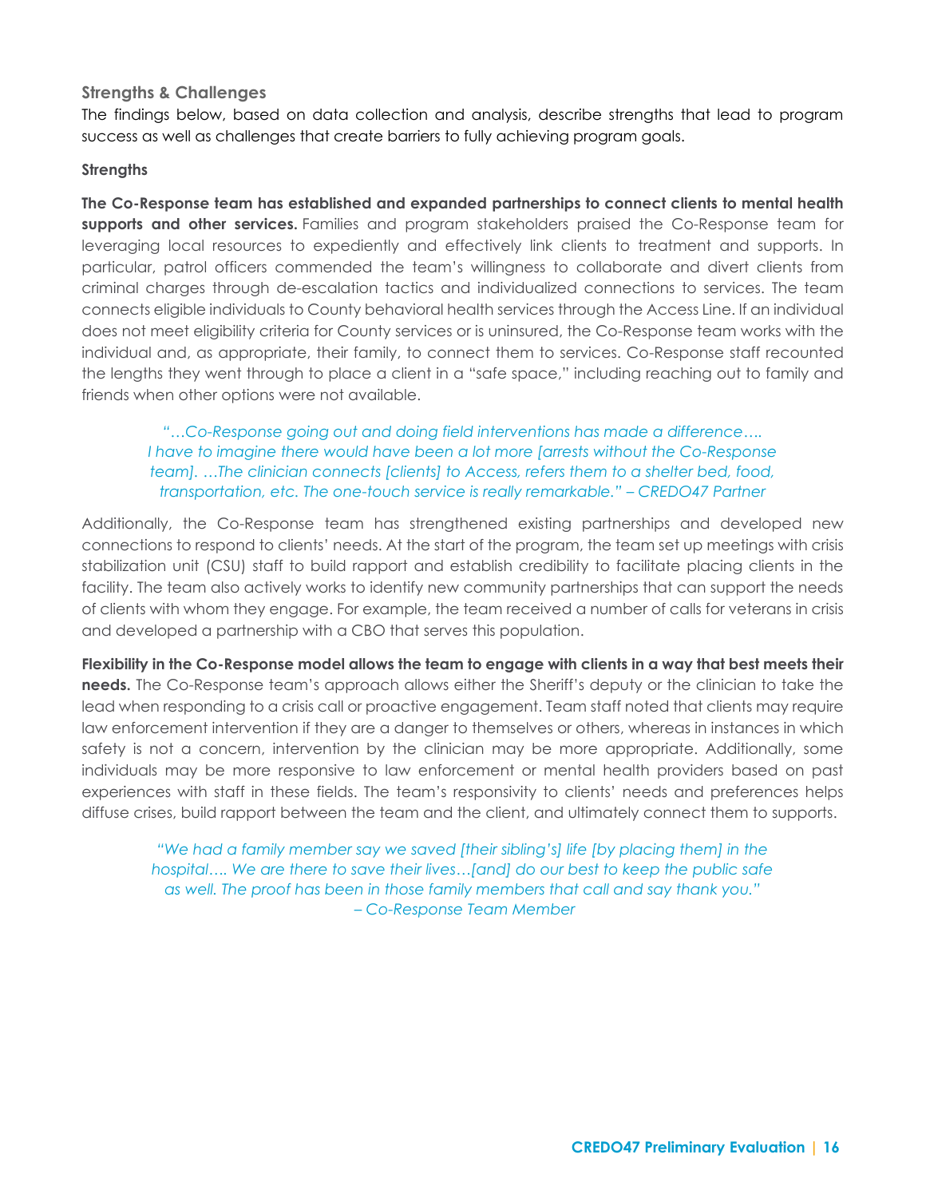## Strengths & Challenges

The findings below, based on data collection and analysis, describe strengths that lead to program success as well as challenges that create barriers to fully achieving program goals.

### Strengths

**The Co-Response team has established and expanded partnerships to connect clients to mental health supports and other services.** Families and program stakeholders praised the Co-Response team for leveraging local resources to expediently and effectively link clients to treatment and supports. In particular, patrol officers commended the team's willingness to collaborate and divert clients from criminal charges through de-escalation tactics and individualized connections to services. The team connects eligible individuals to County behavioral health services through the Access Line. If an individual does not meet eligibility criteria for County services or is uninsured, the Co-Response team works with the individual and, as appropriate, their family, to connect them to services. Co-Response staff recounted the lengths they went through to place a client in a "safe space," including reaching out to family and friends when other options were not available.

> *"…Co-Response going out and doing field interventions has made a difference…. I have to imagine there would have been a lot more [arrests without the Co-Response team]. …The clinician connects [clients] to Access, refers them to a shelter bed, food, transportation, etc. The one-touch service is really remarkable." – CREDO47 Partner*

Additionally, the Co-Response team has strengthened existing partnerships and developed new connections to respond to clients' needs. At the start of the program, the team set up meetings with crisis stabilization unit (CSU) staff to build rapport and establish credibility to facilitate placing clients in the facility. The team also actively works to identify new community partnerships that can support the needs of clients with whom they engage. For example, the team received a number of calls for veterans in crisis and developed a partnership with a CBO that serves this population.

**Flexibility in the Co-Response model allows the team to engage with clients in a way that best meets their needs.** The Co-Response team's approach allows either the Sheriff's deputy or the clinician to take the lead when responding to a crisis call or proactive engagement. Team staff noted that clients may require law enforcement intervention if they are a danger to themselves or others, whereas in instances in which safety is not a concern, intervention by the clinician may be more appropriate. Additionally, some individuals may be more responsive to law enforcement or mental health providers based on past experiences with staff in these fields. The team's responsivity to clients' needs and preferences helps diffuse crises, build rapport between the team and the client, and ultimately connect them to supports.

> *"We had a family member say we saved [their sibling's] life [by placing them] in the hospital…. We are there to save their lives…[and] do our best to keep the public safe as well. The proof has been in those family members that call and say thank you." – Co-Response Team Member*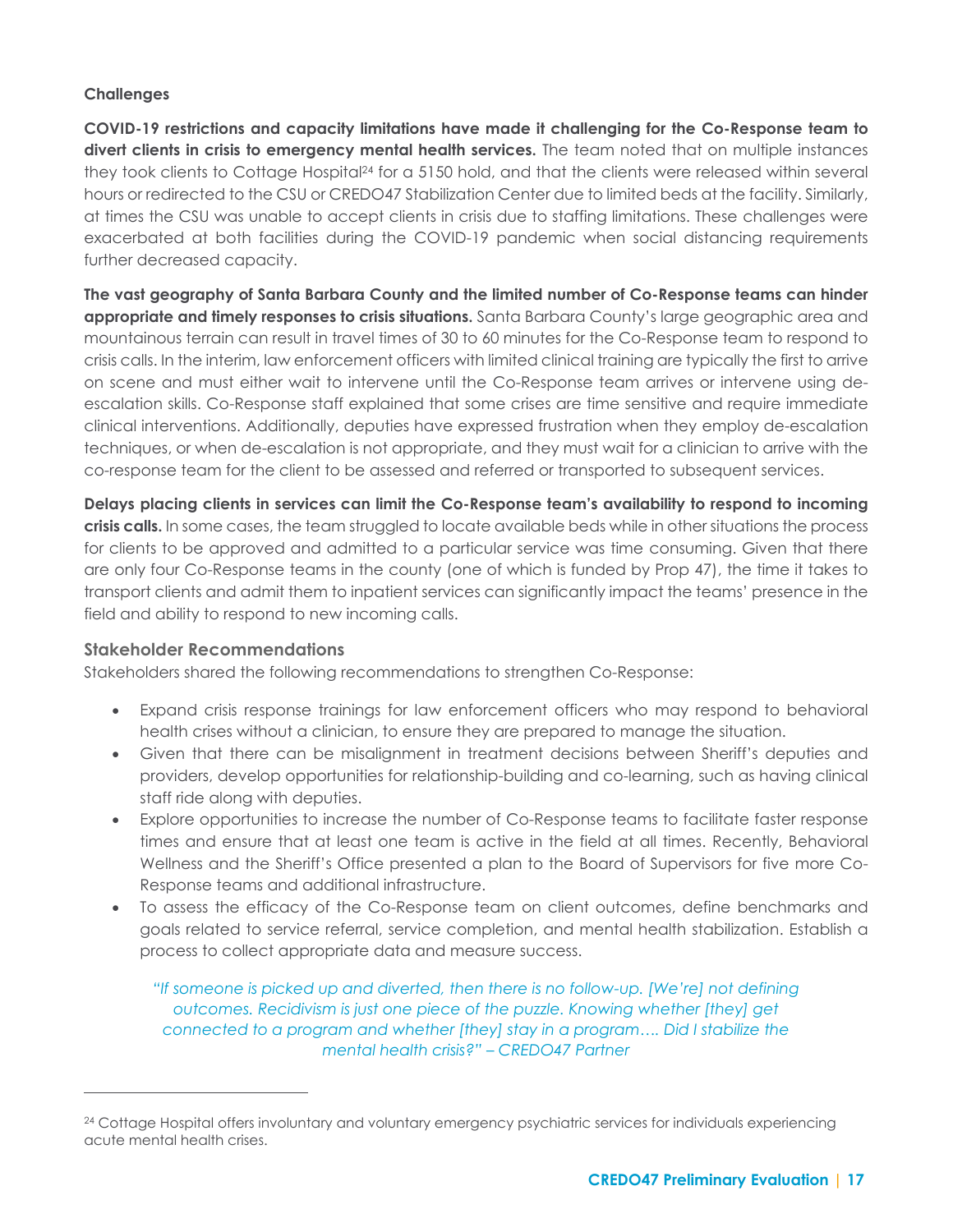**Challenges**

**COVID-19 restrictions and capacity limitations have made it challenging for the Co-Response team to divert clients in crisis to emergency mental health services.** The team noted that on multiple instances they took clients to Cottage Hospital[24] for a 5150 hold, and that the clients were released within several hours or redirected to the CSU or CREDO47 Stabilization Center due to limited beds at the facility. Similarly, at times the CSU was unable to accept clients in crisis due to staffing limitations. These challenges were exacerbated at both facilities during the COVID-19 pandemic when social distancing requirements further decreased capacity.

**The vast geography of Santa Barbara County and the limited number of Co-Response teams can hinder appropriate and timely responses to crisis situations.** Santa Barbara County's large geographic area and mountainous terrain can result in travel times of 30 to 60 minutes for the Co-Response team to respond to crisis calls. In the interim, law enforcement officers with limited clinical training are typically the first to arrive on scene and must either wait to intervene until the Co-Response team arrives or intervene using de-escalation skills. Co-Response staff explained that some crises are time sensitive and require immediate clinical interventions. Additionally, deputies have expressed frustration when they employ de-escalation techniques, or when de-escalation is not appropriate, and they must wait for a clinician to arrive with the co-response team for the client to be assessed and referred or transported to subsequent services.

**Delays placing clients in services can limit the Co-Response team's availability to respond to incoming crisis calls.** In some cases, the team struggled to locate available beds while in other situations the process for clients to be approved and admitted to a particular service was time consuming. Given that there are only four Co-Response teams in the county (one of which is funded by Prop 47), the time it takes to transport clients and admit them to inpatient services can significantly impact the teams' presence in the field and ability to respond to new incoming calls.

### Stakeholder Recommendations

Stakeholders shared the following recommendations to strengthen Co-Response:

- Expand crisis response trainings for law enforcement officers who may respond to behavioral health crises without a clinician, to ensure they are prepared to manage the situation.
- Given that there can be misalignment in treatment decisions between Sheriff's deputies and providers, develop opportunities for relationship-building and co-learning, such as having clinical staff ride along with deputies.
- Explore opportunities to increase the number of Co-Response teams to facilitate faster response times and ensure that at least one team is active in the field at all times. Recently, Behavioral Wellness and the Sheriff's Office presented a plan to the Board of Supervisors for five more Co-Response teams and additional infrastructure.
- To assess the efficacy of the Co-Response team on client outcomes, define benchmarks and goals related to service referral, service completion, and mental health stabilization. Establish a process to collect appropriate data and measure success.

*"If someone is picked up and diverted, then there is no follow-up. [We're] not defining outcomes. Recidivism is just one piece of the puzzle. Knowing whether [they] get connected to a program and whether [they] stay in a program…. Did I stabilize the mental health crisis?" – CREDO47 Partner*

---

[24] Cottage Hospital offers involuntary and voluntary emergency psychiatric services for individuals experiencing acute mental health crises.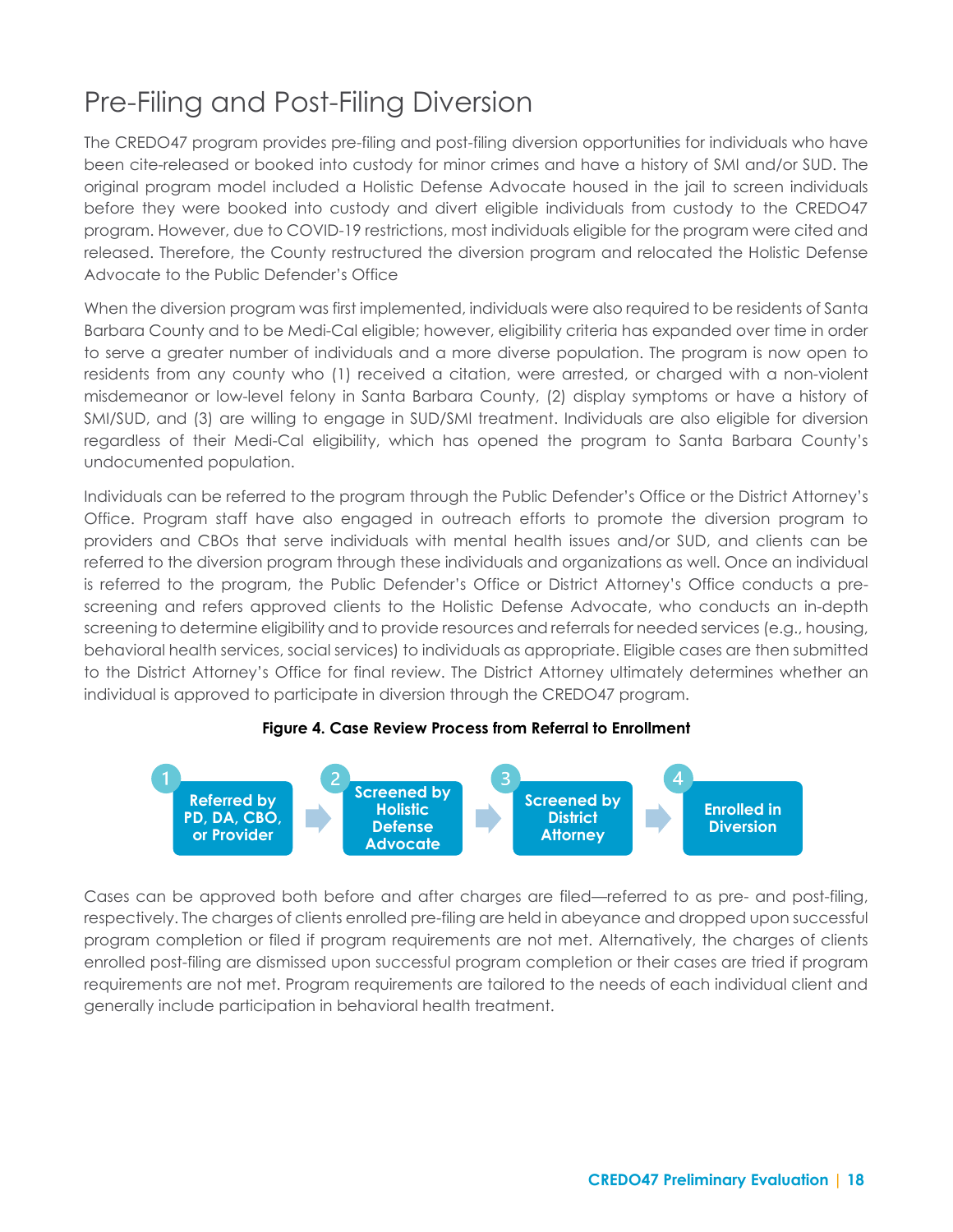# Pre-Filing and Post-Filing Diversion

The CREDO47 program provides pre-filing and post-filing diversion opportunities for individuals who have been cite-released or booked into custody for minor crimes and have a history of SMI and/or SUD. The original program model included a Holistic Defense Advocate housed in the jail to screen individuals before they were booked into custody and divert eligible individuals from custody to the CREDO47 program. However, due to COVID-19 restrictions, most individuals eligible for the program were cited and released. Therefore, the County restructured the diversion program and relocated the Holistic Defense Advocate to the Public Defender's Office

When the diversion program was first implemented, individuals were also required to be residents of Santa Barbara County and to be Medi-Cal eligible; however, eligibility criteria has expanded over time in order to serve a greater number of individuals and a more diverse population. The program is now open to residents from any county who (1) received a citation, were arrested, or charged with a non-violent misdemeanor or low-level felony in Santa Barbara County, (2) display symptoms or have a history of SMI/SUD, and (3) are willing to engage in SUD/SMI treatment. Individuals are also eligible for diversion regardless of their Medi-Cal eligibility, which has opened the program to Santa Barbara County's undocumented population.

Individuals can be referred to the program through the Public Defender's Office or the District Attorney's Office. Program staff have also engaged in outreach efforts to promote the diversion program to providers and CBOs that serve individuals with mental health issues and/or SUD, and clients can be referred to the diversion program through these individuals and organizations as well. Once an individual is referred to the program, the Public Defender's Office or District Attorney's Office conducts a pre-screening and refers approved clients to the Holistic Defense Advocate, who conducts an in-depth screening to determine eligibility and to provide resources and referrals for needed services (e.g., housing, behavioral health services, social services) to individuals as appropriate. Eligible cases are then submitted to the District Attorney's Office for final review. The District Attorney ultimately determines whether an individual is approved to participate in diversion through the CREDO47 program.

**Figure 4. Case Review Process from Referral to Enrollment**

1. Referred by PD, DA, CBO, or Provider
2. Screened by Holistic Defense Advocate
3. Screened by District Attorney
4. Enrolled in Diversion

Cases can be approved both before and after charges are filed—referred to as pre- and post-filing, respectively. The charges of clients enrolled pre-filing are held in abeyance and dropped upon successful program completion or filed if program requirements are not met. Alternatively, the charges of clients enrolled post-filing are dismissed upon successful program completion or their cases are tried if program requirements are not met. Program requirements are tailored to the needs of each individual client and generally include participation in behavioral health treatment.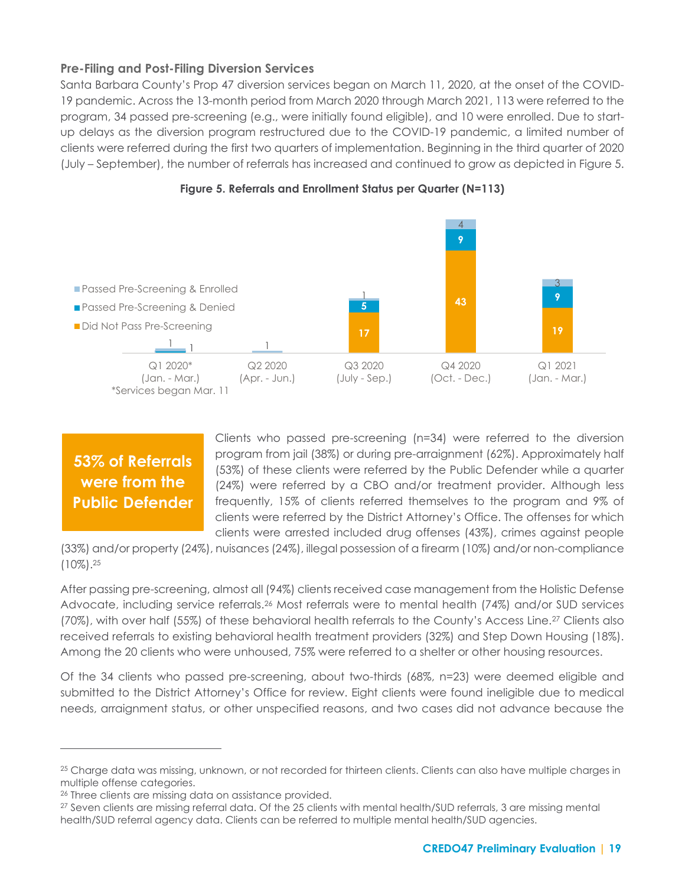### Pre-Filing and Post-Filing Diversion Services

Santa Barbara County's Prop 47 diversion services began on March 11, 2020, at the onset of the COVID-19 pandemic. Across the 13-month period from March 2020 through March 2021, 113 were referred to the program, 34 passed pre-screening (e.g., were initially found eligible), and 10 were enrolled. Due to start-up delays as the diversion program restructured due to the COVID-19 pandemic, a limited number of clients were referred during the first two quarters of implementation. Beginning in the third quarter of 2020 (July – September), the number of referrals has increased and continued to grow as depicted in Figure 5.

**Figure 5. Referrals and Enrollment Status per Quarter (N=113)**

| Quarter | Did Not Pass Pre-Screening | Passed Pre-Screening & Denied | Passed Pre-Screening & Enrolled |
|---|---|---|---|
| Q1 2020* (Jan. - Mar.) | | 1 | 1 |
| Q2 2020 (Apr. - Jun.) | | | 1 |
| Q3 2020 (July - Sep.) | 17 | 5 | 1 |
| Q4 2020 (Oct. - Dec.) | 43 | 9 | 4 |
| Q1 2021 (Jan. - Mar.) | 19 | 9 | 3 |

*Services began Mar. 11

**53% of Referrals were from the Public Defender**

Clients who passed pre-screening (n=34) were referred to the diversion program from jail (38%) or during pre-arraignment (62%). Approximately half (53%) of these clients were referred by the Public Defender while a quarter (24%) were referred by a CBO and/or treatment provider. Although less frequently, 15% of clients referred themselves to the program and 9% of clients were referred by the District Attorney's Office. The offenses for which clients were arrested included drug offenses (43%), crimes against people (33%) and/or property (24%), nuisances (24%), illegal possession of a firearm (10%) and/or non-compliance (10%).[25]

After passing pre-screening, almost all (94%) clients received case management from the Holistic Defense Advocate, including service referrals.[26] Most referrals were to mental health (74%) and/or SUD services (70%), with over half (55%) of these behavioral health referrals to the County's Access Line.[27] Clients also received referrals to existing behavioral health treatment providers (32%) and Step Down Housing (18%). Among the 20 clients who were unhoused, 75% were referred to a shelter or other housing resources.

Of the 34 clients who passed pre-screening, about two-thirds (68%, n=23) were deemed eligible and submitted to the District Attorney's Office for review. Eight clients were found ineligible due to medical needs, arraignment status, or other unspecified reasons, and two cases did not advance because the

---

[25] Charge data was missing, unknown, or not recorded for thirteen clients. Clients can also have multiple charges in multiple offense categories.

[26] Three clients are missing data on assistance provided.

[27] Seven clients are missing referral data. Of the 25 clients with mental health/SUD referrals, 3 are missing mental health/SUD referral agency data. Clients can be referred to multiple mental health/SUD agencies.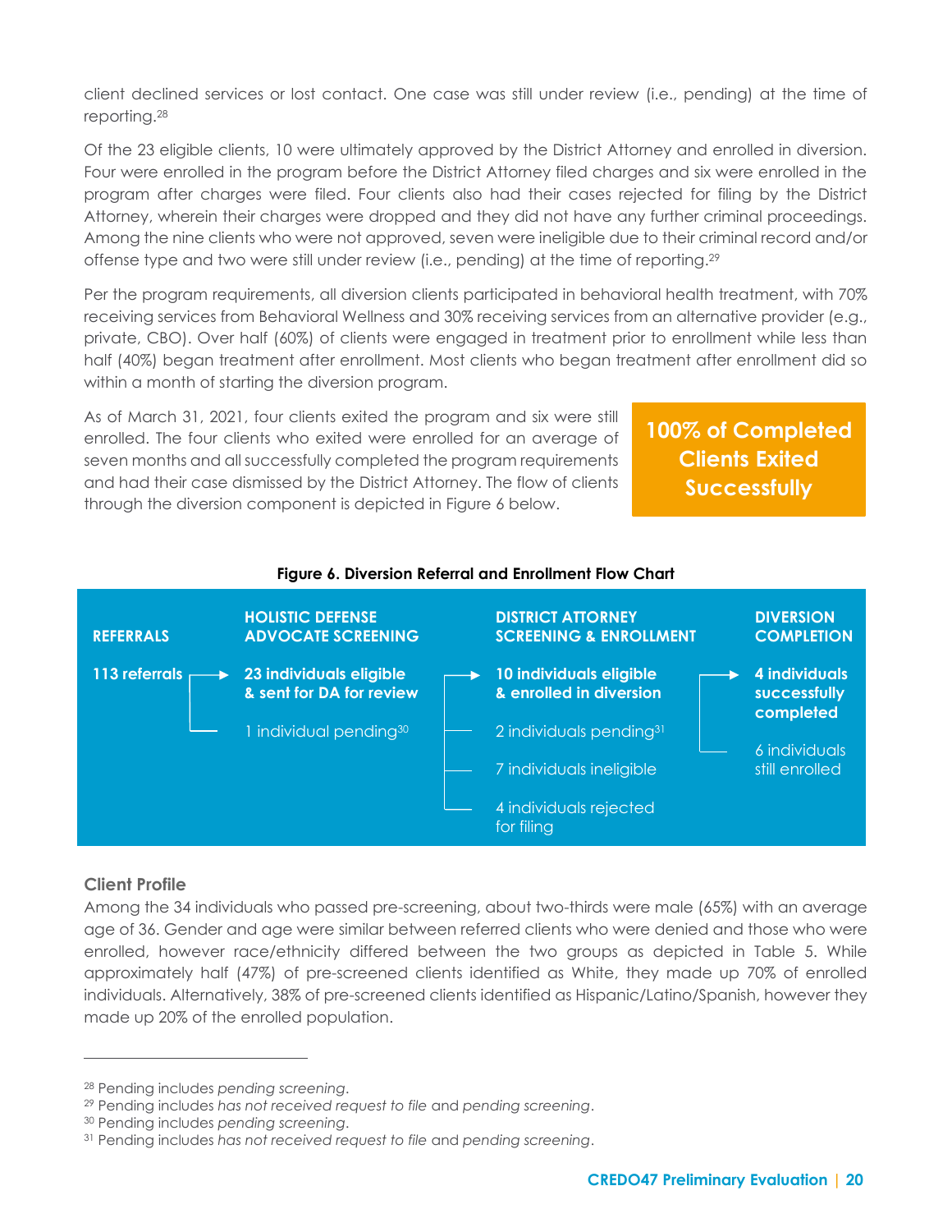client declined services or lost contact. One case was still under review (i.e., pending) at the time of reporting.[28]

Of the 23 eligible clients, 10 were ultimately approved by the District Attorney and enrolled in diversion. Four were enrolled in the program before the District Attorney filed charges and six were enrolled in the program after charges were filed. Four clients also had their cases rejected for filing by the District Attorney, wherein their charges were dropped and they did not have any further criminal proceedings. Among the nine clients who were not approved, seven were ineligible due to their criminal record and/or offense type and two were still under review (i.e., pending) at the time of reporting.[29]

Per the program requirements, all diversion clients participated in behavioral health treatment, with 70% receiving services from Behavioral Wellness and 30% receiving services from an alternative provider (e.g., private, CBO). Over half (60%) of clients were engaged in treatment prior to enrollment while less than half (40%) began treatment after enrollment. Most clients who began treatment after enrollment did so within a month of starting the diversion program.

As of March 31, 2021, four clients exited the program and six were still enrolled. The four clients who exited were enrolled for an average of seven months and all successfully completed the program requirements and had their case dismissed by the District Attorney. The flow of clients through the diversion component is depicted in Figure 6 below.

**100% of Completed Clients Exited Successfully**

**Figure 6. Diversion Referral and Enrollment Flow Chart**

| REFERRALS | HOLISTIC DEFENSE ADVOCATE SCREENING | DISTRICT ATTORNEY SCREENING & ENROLLMENT | DIVERSION COMPLETION |
|---|---|---|---|
| **113 referrals** → | **23 individuals eligible & sent for DA for review** → | **10 individuals eligible & enrolled in diversion** → | **4 individuals successfully completed** |
| | 1 individual pending[30] | 2 individuals pending[31] | 6 individuals still enrolled |
| | | 7 individuals ineligible | |
| | | 4 individuals rejected for filing | |

### Client Profile

Among the 34 individuals who passed pre-screening, about two-thirds were male (65%) with an average age of 36. Gender and age were similar between referred clients who were denied and those who were enrolled, however race/ethnicity differed between the two groups as depicted in Table 5. While approximately half (47%) of pre-screened clients identified as White, they made up 70% of enrolled individuals. Alternatively, 38% of pre-screened clients identified as Hispanic/Latino/Spanish, however they made up 20% of the enrolled population.

---

[28] Pending includes *pending screening*.

[29] Pending includes *has not received request to file* and *pending screening*.

[30] Pending includes *pending screening*.

[31] Pending includes *has not received request to file* and *pending screening*.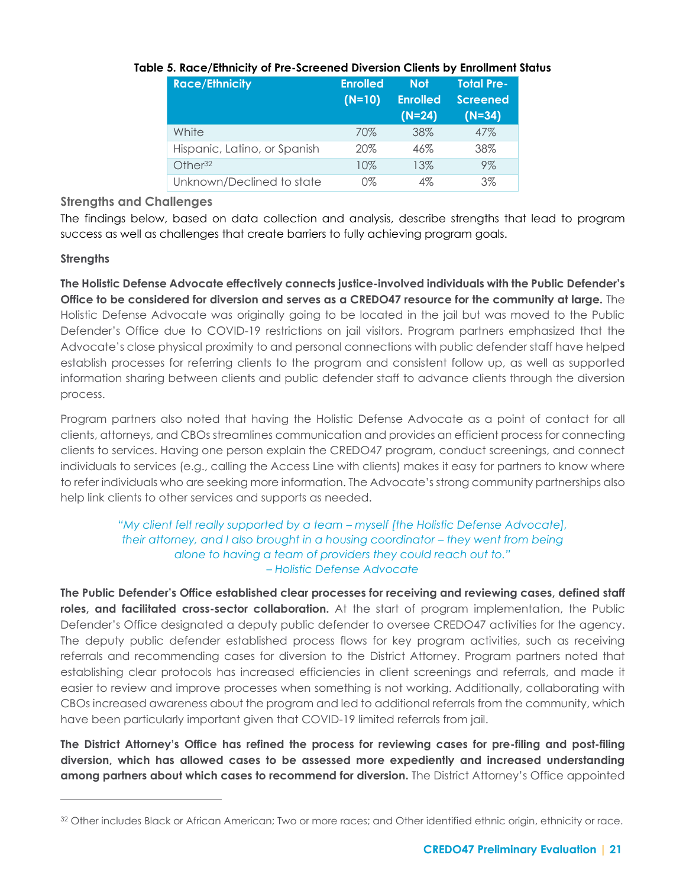**Table 5. Race/Ethnicity of Pre-Screened Diversion Clients by Enrollment Status**

| Race/Ethnicity | Enrolled (N=10) | Not Enrolled (N=24) | Total Pre-Screened (N=34) |
|---|---|---|---|
| White | 70% | 38% | 47% |
| Hispanic, Latino, or Spanish | 20% | 46% | 38% |
| Other[32] | 10% | 13% | 9% |
| Unknown/Declined to state | 0% | 4% | 3% |

### Strengths and Challenges

The findings below, based on data collection and analysis, describe strengths that lead to program success as well as challenges that create barriers to fully achieving program goals.

#### Strengths

**The Holistic Defense Advocate effectively connects justice-involved individuals with the Public Defender's Office to be considered for diversion and serves as a CREDO47 resource for the community at large.** The Holistic Defense Advocate was originally going to be located in the jail but was moved to the Public Defender's Office due to COVID-19 restrictions on jail visitors. Program partners emphasized that the Advocate's close physical proximity to and personal connections with public defender staff have helped establish processes for referring clients to the program and consistent follow up, as well as supported information sharing between clients and public defender staff to advance clients through the diversion process.

Program partners also noted that having the Holistic Defense Advocate as a point of contact for all clients, attorneys, and CBOs streamlines communication and provides an efficient process for connecting clients to services. Having one person explain the CREDO47 program, conduct screenings, and connect individuals to services (e.g., calling the Access Line with clients) makes it easy for partners to know where to refer individuals who are seeking more information. The Advocate's strong community partnerships also help link clients to other services and supports as needed.

> *"My client felt really supported by a team – myself [the Holistic Defense Advocate], their attorney, and I also brought in a housing coordinator – they went from being alone to having a team of providers they could reach out to."*
> *– Holistic Defense Advocate*

**The Public Defender's Office established clear processes for receiving and reviewing cases, defined staff roles, and facilitated cross-sector collaboration.** At the start of program implementation, the Public Defender's Office designated a deputy public defender to oversee CREDO47 activities for the agency. The deputy public defender established process flows for key program activities, such as receiving referrals and recommending cases for diversion to the District Attorney. Program partners noted that establishing clear protocols has increased efficiencies in client screenings and referrals, and made it easier to review and improve processes when something is not working. Additionally, collaborating with CBOs increased awareness about the program and led to additional referrals from the community, which have been particularly important given that COVID-19 limited referrals from jail.

**The District Attorney's Office has refined the process for reviewing cases for pre-filing and post-filing diversion, which has allowed cases to be assessed more expediently and increased understanding among partners about which cases to recommend for diversion.** The District Attorney's Office appointed

---

[32] Other includes Black or African American; Two or more races; and Other identified ethnic origin, ethnicity or race.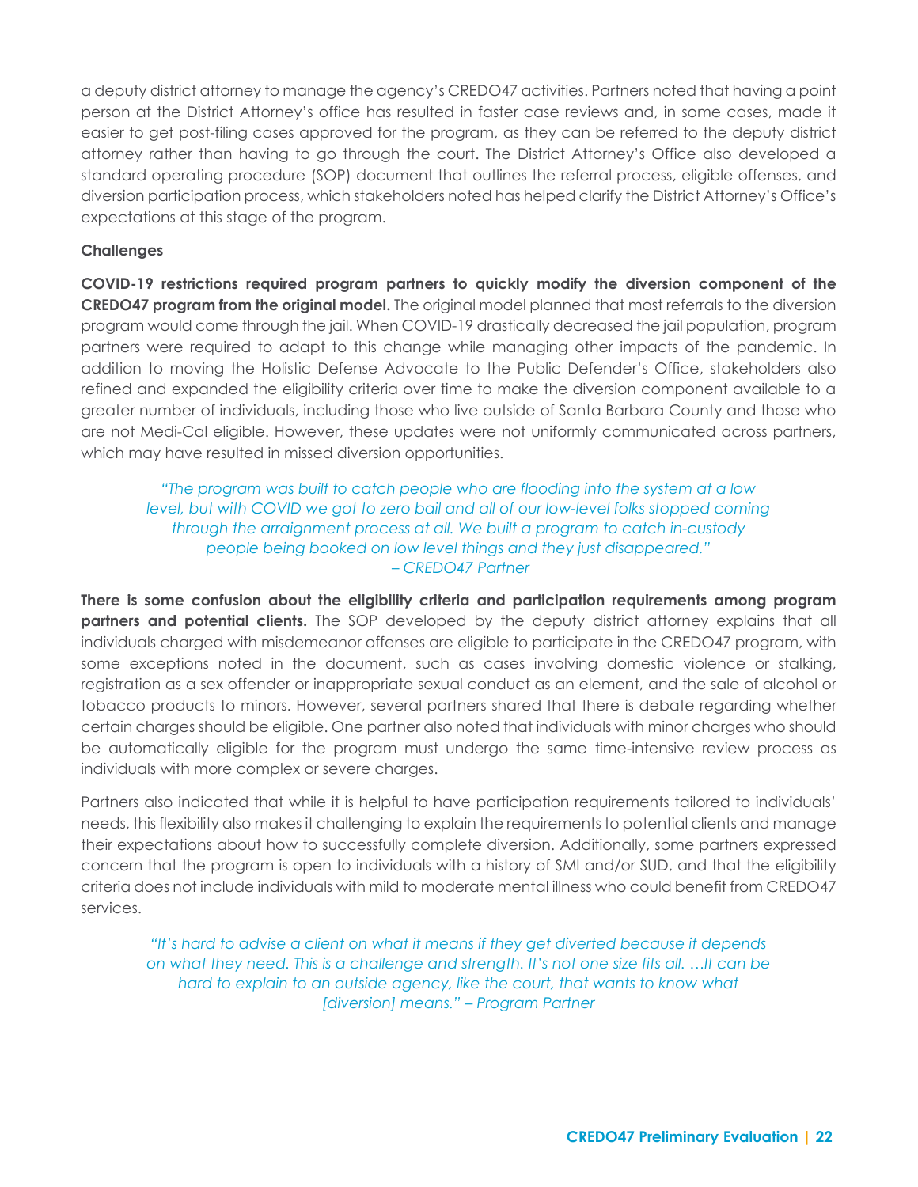a deputy district attorney to manage the agency's CREDO47 activities. Partners noted that having a point person at the District Attorney's office has resulted in faster case reviews and, in some cases, made it easier to get post-filing cases approved for the program, as they can be referred to the deputy district attorney rather than having to go through the court. The District Attorney's Office also developed a standard operating procedure (SOP) document that outlines the referral process, eligible offenses, and diversion participation process, which stakeholders noted has helped clarify the District Attorney's Office's expectations at this stage of the program.

**Challenges**

**COVID-19 restrictions required program partners to quickly modify the diversion component of the CREDO47 program from the original model.** The original model planned that most referrals to the diversion program would come through the jail. When COVID-19 drastically decreased the jail population, program partners were required to adapt to this change while managing other impacts of the pandemic. In addition to moving the Holistic Defense Advocate to the Public Defender's Office, stakeholders also refined and expanded the eligibility criteria over time to make the diversion component available to a greater number of individuals, including those who live outside of Santa Barbara County and those who are not Medi-Cal eligible. However, these updates were not uniformly communicated across partners, which may have resulted in missed diversion opportunities.

> *"The program was built to catch people who are flooding into the system at a low level, but with COVID we got to zero bail and all of our low-level folks stopped coming through the arraignment process at all. We built a program to catch in-custody people being booked on low level things and they just disappeared." – CREDO47 Partner*

**There is some confusion about the eligibility criteria and participation requirements among program partners and potential clients.** The SOP developed by the deputy district attorney explains that all individuals charged with misdemeanor offenses are eligible to participate in the CREDO47 program, with some exceptions noted in the document, such as cases involving domestic violence or stalking, registration as a sex offender or inappropriate sexual conduct as an element, and the sale of alcohol or tobacco products to minors. However, several partners shared that there is debate regarding whether certain charges should be eligible. One partner also noted that individuals with minor charges who should be automatically eligible for the program must undergo the same time-intensive review process as individuals with more complex or severe charges.

Partners also indicated that while it is helpful to have participation requirements tailored to individuals' needs, this flexibility also makes it challenging to explain the requirements to potential clients and manage their expectations about how to successfully complete diversion. Additionally, some partners expressed concern that the program is open to individuals with a history of SMI and/or SUD, and that the eligibility criteria does not include individuals with mild to moderate mental illness who could benefit from CREDO47 services.

> *"It's hard to advise a client on what it means if they get diverted because it depends on what they need. This is a challenge and strength. It's not one size fits all. …It can be hard to explain to an outside agency, like the court, that wants to know what [diversion] means." – Program Partner*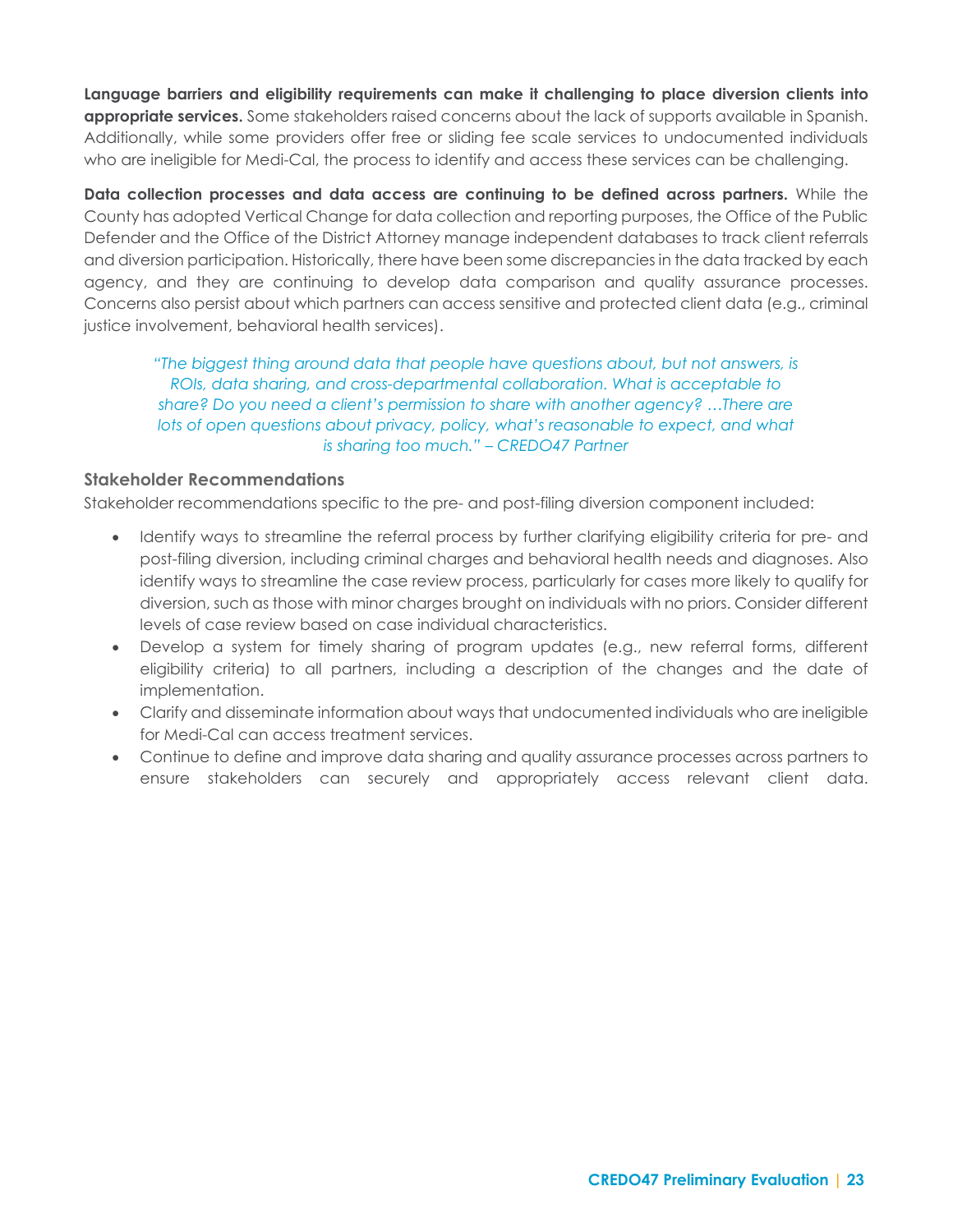**Language barriers and eligibility requirements can make it challenging to place diversion clients into appropriate services.** Some stakeholders raised concerns about the lack of supports available in Spanish. Additionally, while some providers offer free or sliding fee scale services to undocumented individuals who are ineligible for Medi-Cal, the process to identify and access these services can be challenging.

**Data collection processes and data access are continuing to be defined across partners.** While the County has adopted Vertical Change for data collection and reporting purposes, the Office of the Public Defender and the Office of the District Attorney manage independent databases to track client referrals and diversion participation. Historically, there have been some discrepancies in the data tracked by each agency, and they are continuing to develop data comparison and quality assurance processes. Concerns also persist about which partners can access sensitive and protected client data (e.g., criminal justice involvement, behavioral health services).

> *"The biggest thing around data that people have questions about, but not answers, is ROIs, data sharing, and cross-departmental collaboration. What is acceptable to share? Do you need a client's permission to share with another agency? …There are lots of open questions about privacy, policy, what's reasonable to expect, and what is sharing too much." – CREDO47 Partner*

### Stakeholder Recommendations

Stakeholder recommendations specific to the pre- and post-filing diversion component included:

- Identify ways to streamline the referral process by further clarifying eligibility criteria for pre- and post-filing diversion, including criminal charges and behavioral health needs and diagnoses. Also identify ways to streamline the case review process, particularly for cases more likely to qualify for diversion, such as those with minor charges brought on individuals with no priors. Consider different levels of case review based on case individual characteristics.
- Develop a system for timely sharing of program updates (e.g., new referral forms, different eligibility criteria) to all partners, including a description of the changes and the date of implementation.
- Clarify and disseminate information about ways that undocumented individuals who are ineligible for Medi-Cal can access treatment services.
- Continue to define and improve data sharing and quality assurance processes across partners to ensure stakeholders can securely and appropriately access relevant client data.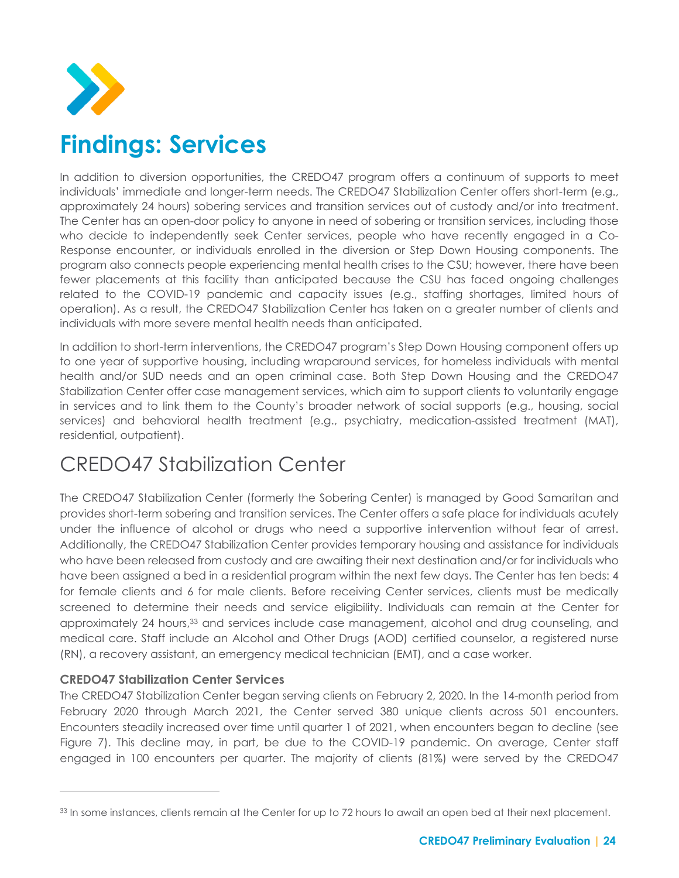# Findings: Services

In addition to diversion opportunities, the CREDO47 program offers a continuum of supports to meet individuals' immediate and longer-term needs. The CREDO47 Stabilization Center offers short-term (e.g., approximately 24 hours) sobering services and transition services out of custody and/or into treatment. The Center has an open-door policy to anyone in need of sobering or transition services, including those who decide to independently seek Center services, people who have recently engaged in a Co-Response encounter, or individuals enrolled in the diversion or Step Down Housing components. The program also connects people experiencing mental health crises to the CSU; however, there have been fewer placements at this facility than anticipated because the CSU has faced ongoing challenges related to the COVID-19 pandemic and capacity issues (e.g., staffing shortages, limited hours of operation). As a result, the CREDO47 Stabilization Center has taken on a greater number of clients and individuals with more severe mental health needs than anticipated.

In addition to short-term interventions, the CREDO47 program's Step Down Housing component offers up to one year of supportive housing, including wraparound services, for homeless individuals with mental health and/or SUD needs and an open criminal case. Both Step Down Housing and the CREDO47 Stabilization Center offer case management services, which aim to support clients to voluntarily engage in services and to link them to the County's broader network of social supports (e.g., housing, social services) and behavioral health treatment (e.g., psychiatry, medication-assisted treatment (MAT), residential, outpatient).

## CREDO47 Stabilization Center

The CREDO47 Stabilization Center (formerly the Sobering Center) is managed by Good Samaritan and provides short-term sobering and transition services. The Center offers a safe place for individuals acutely under the influence of alcohol or drugs who need a supportive intervention without fear of arrest. Additionally, the CREDO47 Stabilization Center provides temporary housing and assistance for individuals who have been released from custody and are awaiting their next destination and/or for individuals who have been assigned a bed in a residential program within the next few days. The Center has ten beds: 4 for female clients and 6 for male clients. Before receiving Center services, clients must be medically screened to determine their needs and service eligibility. Individuals can remain at the Center for approximately 24 hours,[33] and services include case management, alcohol and drug counseling, and medical care. Staff include an Alcohol and Other Drugs (AOD) certified counselor, a registered nurse (RN), a recovery assistant, an emergency medical technician (EMT), and a case worker.

### CREDO47 Stabilization Center Services

The CREDO47 Stabilization Center began serving clients on February 2, 2020. In the 14-month period from February 2020 through March 2021, the Center served 380 unique clients across 501 encounters. Encounters steadily increased over time until quarter 1 of 2021, when encounters began to decline (see Figure 7). This decline may, in part, be due to the COVID-19 pandemic. On average, Center staff engaged in 100 encounters per quarter. The majority of clients (81%) were served by the CREDO47

[33] In some instances, clients remain at the Center for up to 72 hours to await an open bed at their next placement.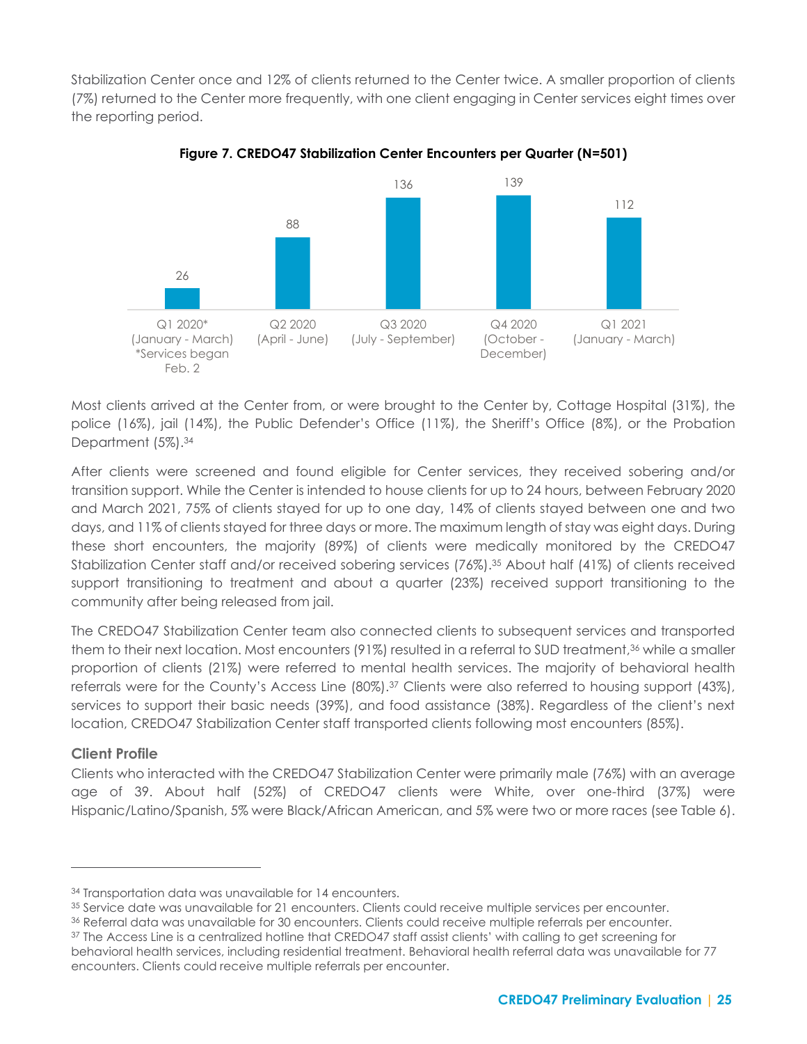Stabilization Center once and 12% of clients returned to the Center twice. A smaller proportion of clients (7%) returned to the Center more frequently, with one client engaging in Center services eight times over the reporting period.

**Figure 7. CREDO47 Stabilization Center Encounters per Quarter (N=501)**

| Quarter | Encounters |
|---|---|
| Q1 2020* (January - March) *Services began Feb. 2 | 26 |
| Q2 2020 (April - June) | 88 |
| Q3 2020 (July - September) | 136 |
| Q4 2020 (October - December) | 139 |
| Q1 2021 (January - March) | 112 |

Most clients arrived at the Center from, or were brought to the Center by, Cottage Hospital (31%), the police (16%), jail (14%), the Public Defender's Office (11%), the Sheriff's Office (8%), or the Probation Department (5%).[34]

After clients were screened and found eligible for Center services, they received sobering and/or transition support. While the Center is intended to house clients for up to 24 hours, between February 2020 and March 2021, 75% of clients stayed for up to one day, 14% of clients stayed between one and two days, and 11% of clients stayed for three days or more. The maximum length of stay was eight days. During these short encounters, the majority (89%) of clients were medically monitored by the CREDO47 Stabilization Center staff and/or received sobering services (76%).[35] About half (41%) of clients received support transitioning to treatment and about a quarter (23%) received support transitioning to the community after being released from jail.

The CREDO47 Stabilization Center team also connected clients to subsequent services and transported them to their next location. Most encounters (91%) resulted in a referral to SUD treatment,[36] while a smaller proportion of clients (21%) were referred to mental health services. The majority of behavioral health referrals were for the County's Access Line (80%).[37] Clients were also referred to housing support (43%), services to support their basic needs (39%), and food assistance (38%). Regardless of the client's next location, CREDO47 Stabilization Center staff transported clients following most encounters (85%).

### Client Profile

Clients who interacted with the CREDO47 Stabilization Center were primarily male (76%) with an average age of 39. About half (52%) of CREDO47 clients were White, over one-third (37%) were Hispanic/Latino/Spanish, 5% were Black/African American, and 5% were two or more races (see Table 6).

---

[34] Transportation data was unavailable for 14 encounters.

[35] Service date was unavailable for 21 encounters. Clients could receive multiple services per encounter.

[36] Referral data was unavailable for 30 encounters. Clients could receive multiple referrals per encounter.

[37] The Access Line is a centralized hotline that CREDO47 staff assist clients' with calling to get screening for behavioral health services, including residential treatment. Behavioral health referral data was unavailable for 77 encounters. Clients could receive multiple referrals per encounter.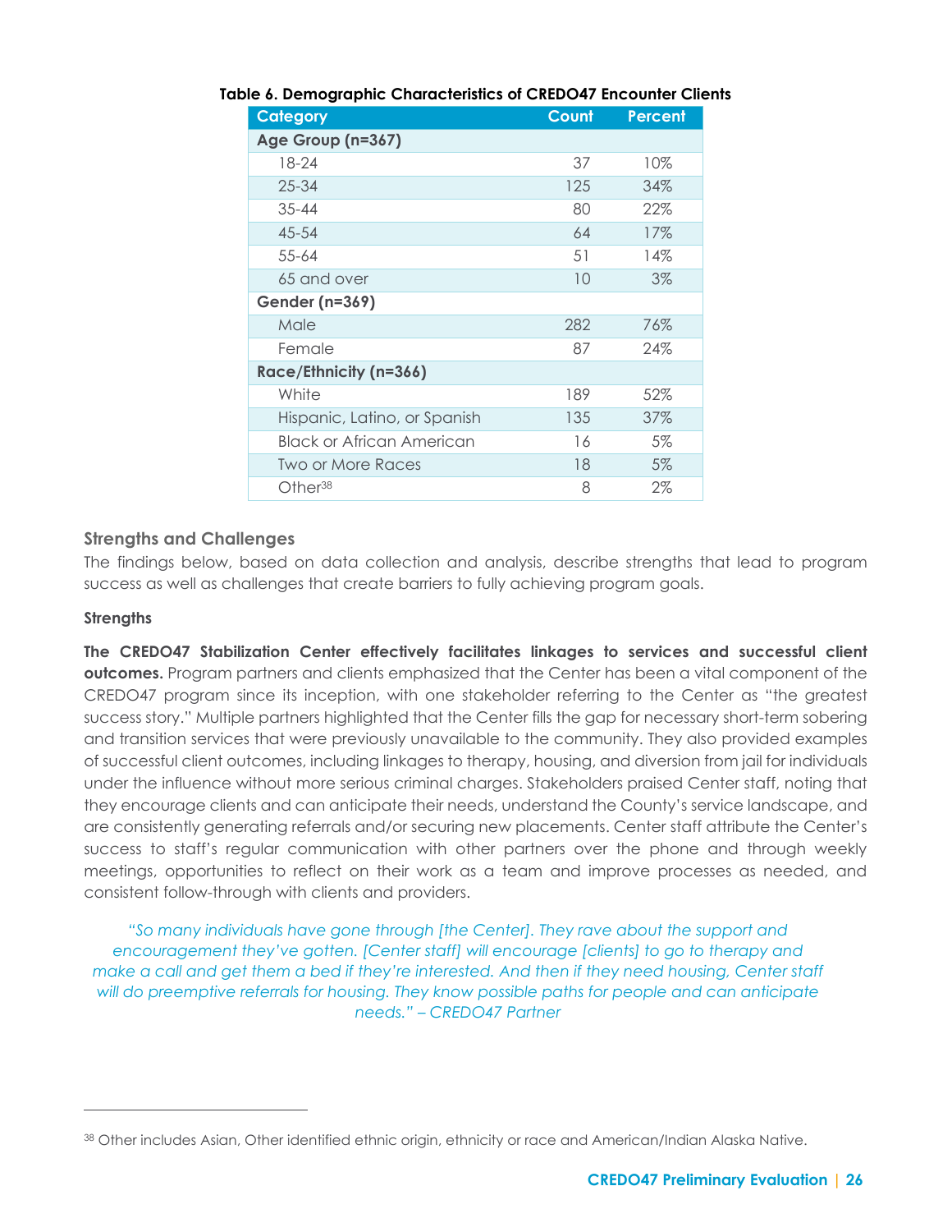**Table 6. Demographic Characteristics of CREDO47 Encounter Clients**

| Category | Count | Percent |
|---|---|---|
| **Age Group (n=367)** | | |
| 18-24 | 37 | 10% |
| 25-34 | 125 | 34% |
| 35-44 | 80 | 22% |
| 45-54 | 64 | 17% |
| 55-64 | 51 | 14% |
| 65 and over | 10 | 3% |
| **Gender (n=369)** | | |
| Male | 282 | 76% |
| Female | 87 | 24% |
| **Race/Ethnicity (n=366)** | | |
| White | 189 | 52% |
| Hispanic, Latino, or Spanish | 135 | 37% |
| Black or African American | 16 | 5% |
| Two or More Races | 18 | 5% |
| Other[38] | 8 | 2% |

### Strengths and Challenges

The findings below, based on data collection and analysis, describe strengths that lead to program success as well as challenges that create barriers to fully achieving program goals.

#### Strengths

**The CREDO47 Stabilization Center effectively facilitates linkages to services and successful client outcomes.** Program partners and clients emphasized that the Center has been a vital component of the CREDO47 program since its inception, with one stakeholder referring to the Center as "the greatest success story." Multiple partners highlighted that the Center fills the gap for necessary short-term sobering and transition services that were previously unavailable to the community. They also provided examples of successful client outcomes, including linkages to therapy, housing, and diversion from jail for individuals under the influence without more serious criminal charges. Stakeholders praised Center staff, noting that they encourage clients and can anticipate their needs, understand the County's service landscape, and are consistently generating referrals and/or securing new placements. Center staff attribute the Center's success to staff's regular communication with other partners over the phone and through weekly meetings, opportunities to reflect on their work as a team and improve processes as needed, and consistent follow-through with clients and providers.

*"So many individuals have gone through [the Center]. They rave about the support and encouragement they've gotten. [Center staff] will encourage [clients] to go to therapy and make a call and get them a bed if they're interested. And then if they need housing, Center staff will do preemptive referrals for housing. They know possible paths for people and can anticipate needs." – CREDO47 Partner*

---

[38] Other includes Asian, Other identified ethnic origin, ethnicity or race and American/Indian Alaska Native.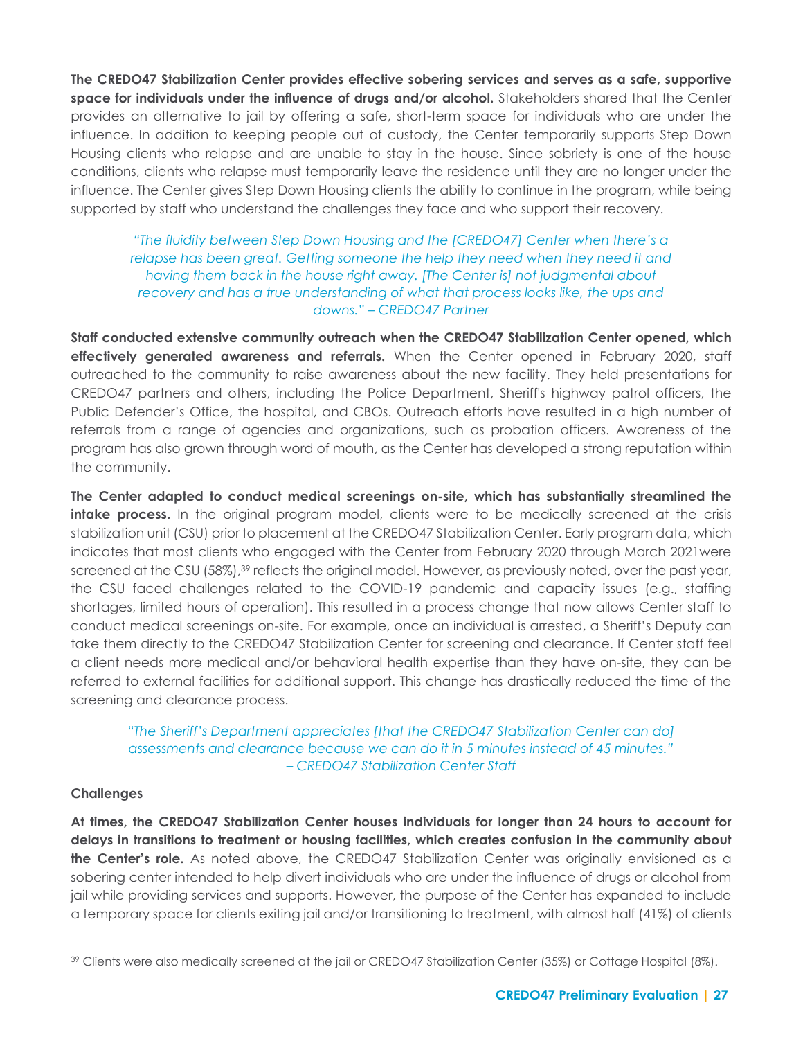**The CREDO47 Stabilization Center provides effective sobering services and serves as a safe, supportive space for individuals under the influence of drugs and/or alcohol.** Stakeholders shared that the Center provides an alternative to jail by offering a safe, short-term space for individuals who are under the influence. In addition to keeping people out of custody, the Center temporarily supports Step Down Housing clients who relapse and are unable to stay in the house. Since sobriety is one of the house conditions, clients who relapse must temporarily leave the residence until they are no longer under the influence. The Center gives Step Down Housing clients the ability to continue in the program, while being supported by staff who understand the challenges they face and who support their recovery.

> *"The fluidity between Step Down Housing and the [CREDO47] Center when there's a relapse has been great. Getting someone the help they need when they need it and having them back in the house right away. [The Center is] not judgmental about recovery and has a true understanding of what that process looks like, the ups and downs." – CREDO47 Partner*

**Staff conducted extensive community outreach when the CREDO47 Stabilization Center opened, which effectively generated awareness and referrals.** When the Center opened in February 2020, staff outreached to the community to raise awareness about the new facility. They held presentations for CREDO47 partners and others, including the Police Department, Sheriff's highway patrol officers, the Public Defender's Office, the hospital, and CBOs. Outreach efforts have resulted in a high number of referrals from a range of agencies and organizations, such as probation officers. Awareness of the program has also grown through word of mouth, as the Center has developed a strong reputation within the community.

**The Center adapted to conduct medical screenings on-site, which has substantially streamlined the intake process.** In the original program model, clients were to be medically screened at the crisis stabilization unit (CSU) prior to placement at the CREDO47 Stabilization Center. Early program data, which indicates that most clients who engaged with the Center from February 2020 through March 2021were screened at the CSU (58%),[39] reflects the original model. However, as previously noted, over the past year, the CSU faced challenges related to the COVID-19 pandemic and capacity issues (e.g., staffing shortages, limited hours of operation). This resulted in a process change that now allows Center staff to conduct medical screenings on-site. For example, once an individual is arrested, a Sheriff's Deputy can take them directly to the CREDO47 Stabilization Center for screening and clearance. If Center staff feel a client needs more medical and/or behavioral health expertise than they have on-site, they can be referred to external facilities for additional support. This change has drastically reduced the time of the screening and clearance process.

> *"The Sheriff's Department appreciates [that the CREDO47 Stabilization Center can do] assessments and clearance because we can do it in 5 minutes instead of 45 minutes." – CREDO47 Stabilization Center Staff*

**Challenges**

**At times, the CREDO47 Stabilization Center houses individuals for longer than 24 hours to account for delays in transitions to treatment or housing facilities, which creates confusion in the community about the Center's role.** As noted above, the CREDO47 Stabilization Center was originally envisioned as a sobering center intended to help divert individuals who are under the influence of drugs or alcohol from jail while providing services and supports. However, the purpose of the Center has expanded to include a temporary space for clients exiting jail and/or transitioning to treatment, with almost half (41%) of clients

---

[39] Clients were also medically screened at the jail or CREDO47 Stabilization Center (35%) or Cottage Hospital (8%).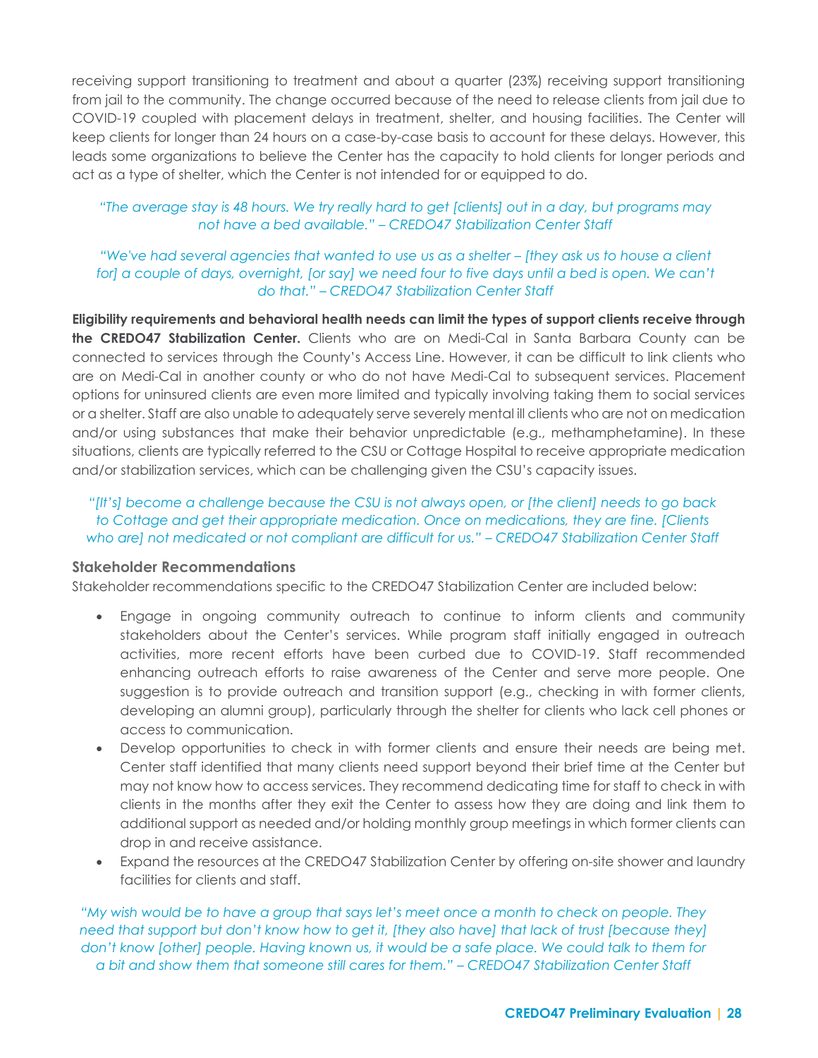receiving support transitioning to treatment and about a quarter (23%) receiving support transitioning from jail to the community. The change occurred because of the need to release clients from jail due to COVID-19 coupled with placement delays in treatment, shelter, and housing facilities. The Center will keep clients for longer than 24 hours on a case-by-case basis to account for these delays. However, this leads some organizations to believe the Center has the capacity to hold clients for longer periods and act as a type of shelter, which the Center is not intended for or equipped to do.

*"The average stay is 48 hours. We try really hard to get [clients] out in a day, but programs may not have a bed available." – CREDO47 Stabilization Center Staff*

*"We've had several agencies that wanted to use us as a shelter – [they ask us to house a client for] a couple of days, overnight, [or say] we need four to five days until a bed is open. We can't do that." – CREDO47 Stabilization Center Staff*

**Eligibility requirements and behavioral health needs can limit the types of support clients receive through the CREDO47 Stabilization Center.** Clients who are on Medi-Cal in Santa Barbara County can be connected to services through the County's Access Line. However, it can be difficult to link clients who are on Medi-Cal in another county or who do not have Medi-Cal to subsequent services. Placement options for uninsured clients are even more limited and typically involving taking them to social services or a shelter. Staff are also unable to adequately serve severely mental ill clients who are not on medication and/or using substances that make their behavior unpredictable (e.g., methamphetamine). In these situations, clients are typically referred to the CSU or Cottage Hospital to receive appropriate medication and/or stabilization services, which can be challenging given the CSU's capacity issues.

*"[It's] become a challenge because the CSU is not always open, or [the client] needs to go back to Cottage and get their appropriate medication. Once on medications, they are fine. [Clients who are] not medicated or not compliant are difficult for us." – CREDO47 Stabilization Center Staff*

### Stakeholder Recommendations

Stakeholder recommendations specific to the CREDO47 Stabilization Center are included below:

- Engage in ongoing community outreach to continue to inform clients and community stakeholders about the Center's services. While program staff initially engaged in outreach activities, more recent efforts have been curbed due to COVID-19. Staff recommended enhancing outreach efforts to raise awareness of the Center and serve more people. One suggestion is to provide outreach and transition support (e.g., checking in with former clients, developing an alumni group), particularly through the shelter for clients who lack cell phones or access to communication.
- Develop opportunities to check in with former clients and ensure their needs are being met. Center staff identified that many clients need support beyond their brief time at the Center but may not know how to access services. They recommend dedicating time for staff to check in with clients in the months after they exit the Center to assess how they are doing and link them to additional support as needed and/or holding monthly group meetings in which former clients can drop in and receive assistance.
- Expand the resources at the CREDO47 Stabilization Center by offering on-site shower and laundry facilities for clients and staff.

*"My wish would be to have a group that says let's meet once a month to check on people. They need that support but don't know how to get it, [they also have] that lack of trust [because they] don't know [other] people. Having known us, it would be a safe place. We could talk to them for a bit and show them that someone still cares for them." – CREDO47 Stabilization Center Staff*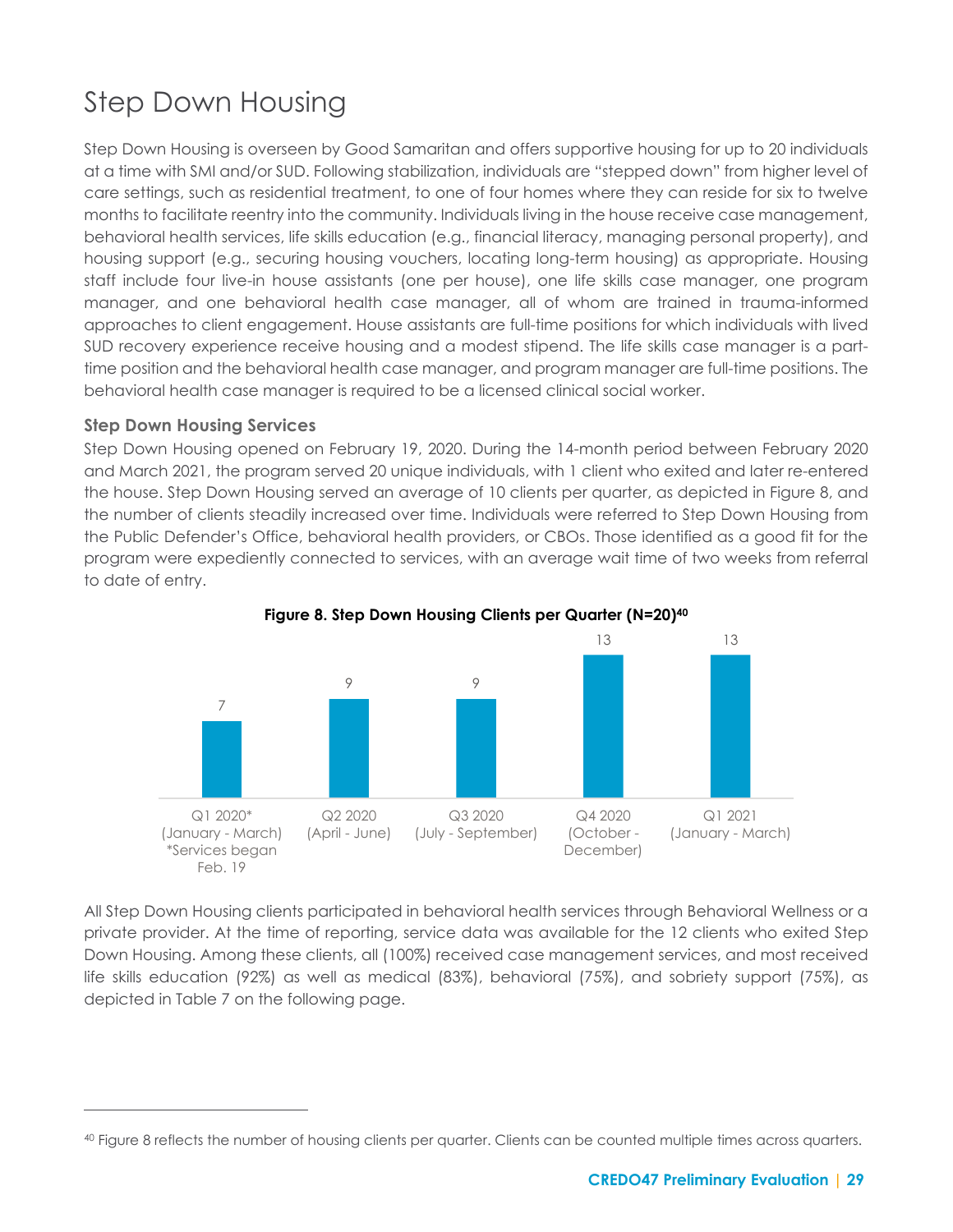# Step Down Housing

Step Down Housing is overseen by Good Samaritan and offers supportive housing for up to 20 individuals at a time with SMI and/or SUD. Following stabilization, individuals are "stepped down" from higher level of care settings, such as residential treatment, to one of four homes where they can reside for six to twelve months to facilitate reentry into the community. Individuals living in the house receive case management, behavioral health services, life skills education (e.g., financial literacy, managing personal property), and housing support (e.g., securing housing vouchers, locating long-term housing) as appropriate. Housing staff include four live-in house assistants (one per house), one life skills case manager, one program manager, and one behavioral health case manager, all of whom are trained in trauma-informed approaches to client engagement. House assistants are full-time positions for which individuals with lived SUD recovery experience receive housing and a modest stipend. The life skills case manager is a part-time position and the behavioral health case manager, and program manager are full-time positions. The behavioral health case manager is required to be a licensed clinical social worker.

### Step Down Housing Services

Step Down Housing opened on February 19, 2020. During the 14-month period between February 2020 and March 2021, the program served 20 unique individuals, with 1 client who exited and later re-entered the house. Step Down Housing served an average of 10 clients per quarter, as depicted in Figure 8, and the number of clients steadily increased over time. Individuals were referred to Step Down Housing from the Public Defender's Office, behavioral health providers, or CBOs. Those identified as a good fit for the program were expediently connected to services, with an average wait time of two weeks from referral to date of entry.

**Figure 8. Step Down Housing Clients per Quarter (N=20)[40]**

| Quarter | Clients |
|---|---|
| Q1 2020* (January - March) *Services began Feb. 19 | 7 |
| Q2 2020 (April - June) | 9 |
| Q3 2020 (July - September) | 9 |
| Q4 2020 (October - December) | 13 |
| Q1 2021 (January - March) | 13 |

All Step Down Housing clients participated in behavioral health services through Behavioral Wellness or a private provider. At the time of reporting, service data was available for the 12 clients who exited Step Down Housing. Among these clients, all (100%) received case management services, and most received life skills education (92%) as well as medical (83%), behavioral (75%), and sobriety support (75%), as depicted in Table 7 on the following page.

---

[40] Figure 8 reflects the number of housing clients per quarter. Clients can be counted multiple times across quarters.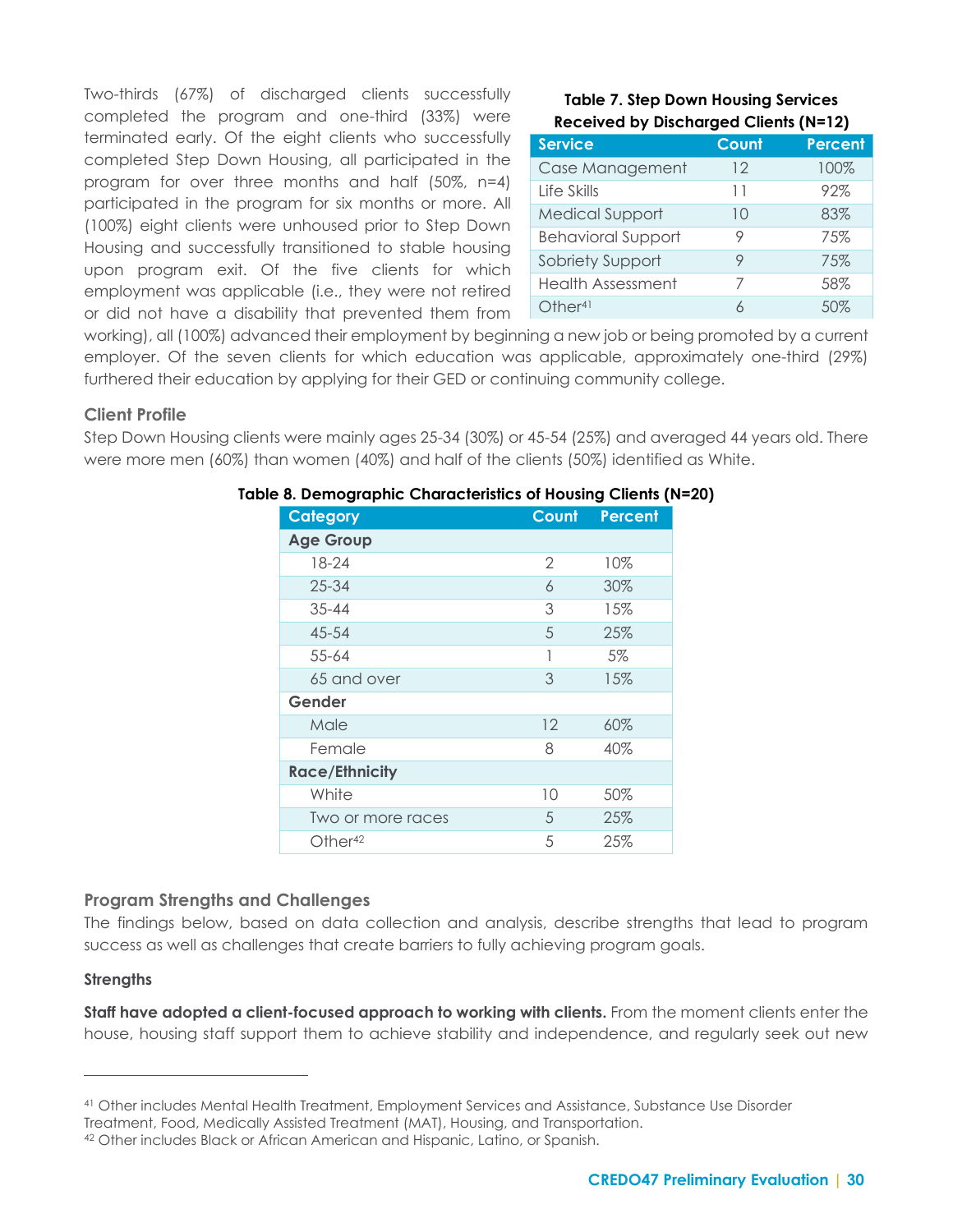Two-thirds (67%) of discharged clients successfully completed the program and one-third (33%) were terminated early. Of the eight clients who successfully completed Step Down Housing, all participated in the program for over three months and half (50%, n=4) participated in the program for six months or more. All (100%) eight clients were unhoused prior to Step Down Housing and successfully transitioned to stable housing upon program exit. Of the five clients for which employment was applicable (i.e., they were not retired or did not have a disability that prevented them from working), all (100%) advanced their employment by beginning a new job or being promoted by a current employer. Of the seven clients for which education was applicable, approximately one-third (29%) furthered their education by applying for their GED or continuing community college.

**Table 7. Step Down Housing Services Received by Discharged Clients (N=12)**

| Service | Count | Percent |
|---|---|---|
| Case Management | 12 | 100% |
| Life Skills | 11 | 92% |
| Medical Support | 10 | 83% |
| Behavioral Support | 9 | 75% |
| Sobriety Support | 9 | 75% |
| Health Assessment | 7 | 58% |
| Other[41] | 6 | 50% |

### Client Profile

Step Down Housing clients were mainly ages 25-34 (30%) or 45-54 (25%) and averaged 44 years old. There were more men (60%) than women (40%) and half of the clients (50%) identified as White.

**Table 8. Demographic Characteristics of Housing Clients (N=20)**

| Category | Count | Percent |
|---|---|---|
| **Age Group** | | |
| 18-24 | 2 | 10% |
| 25-34 | 6 | 30% |
| 35-44 | 3 | 15% |
| 45-54 | 5 | 25% |
| 55-64 | 1 | 5% |
| 65 and over | 3 | 15% |
| **Gender** | | |
| Male | 12 | 60% |
| Female | 8 | 40% |
| **Race/Ethnicity** | | |
| White | 10 | 50% |
| Two or more races | 5 | 25% |
| Other[42] | 5 | 25% |

### Program Strengths and Challenges

The findings below, based on data collection and analysis, describe strengths that lead to program success as well as challenges that create barriers to fully achieving program goals.

#### Strengths

**Staff have adopted a client-focused approach to working with clients.** From the moment clients enter the house, housing staff support them to achieve stability and independence, and regularly seek out new

---

[41] Other includes Mental Health Treatment, Employment Services and Assistance, Substance Use Disorder Treatment, Food, Medically Assisted Treatment (MAT), Housing, and Transportation.

[42] Other includes Black or African American and Hispanic, Latino, or Spanish.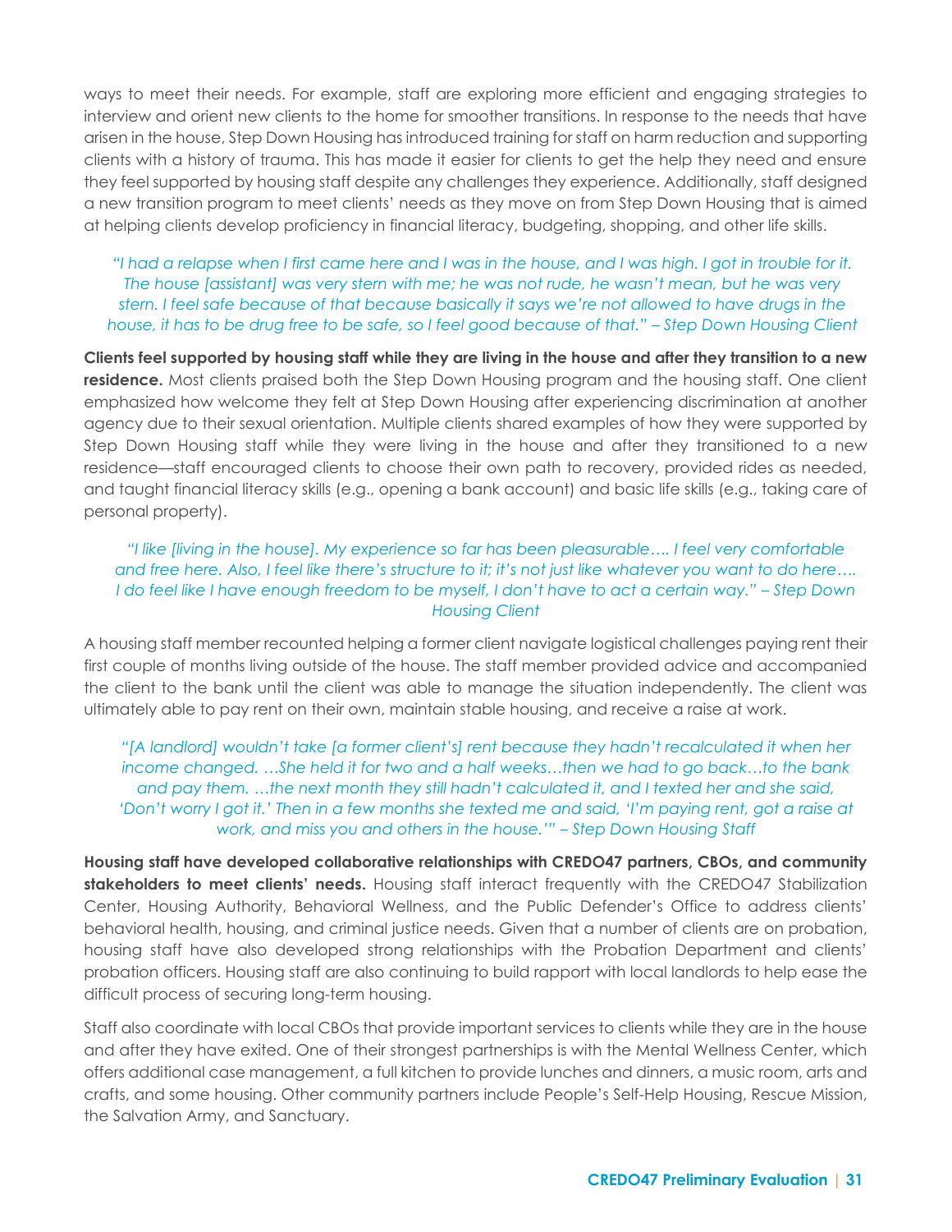ways to meet their needs. For example, staff are exploring more efficient and engaging strategies to interview and orient new clients to the home for smoother transitions. In response to the needs that have arisen in the house, Step Down Housing has introduced training for staff on harm reduction and supporting clients with a history of trauma. This has made it easier for clients to get the help they need and ensure they feel supported by housing staff despite any challenges they experience. Additionally, staff designed a new transition program to meet clients' needs as they move on from Step Down Housing that is aimed at helping clients develop proficiency in financial literacy, budgeting, shopping, and other life skills.

> *"I had a relapse when I first came here and I was in the house, and I was high. I got in trouble for it. The house [assistant] was very stern with me; he was not rude, he wasn't mean, but he was very stern. I feel safe because of that because basically it says we're not allowed to have drugs in the house, it has to be drug free to be safe, so I feel good because of that." – Step Down Housing Client*

**Clients feel supported by housing staff while they are living in the house and after they transition to a new residence.** Most clients praised both the Step Down Housing program and the housing staff. One client emphasized how welcome they felt at Step Down Housing after experiencing discrimination at another agency due to their sexual orientation. Multiple clients shared examples of how they were supported by Step Down Housing staff while they were living in the house and after they transitioned to a new residence—staff encouraged clients to choose their own path to recovery, provided rides as needed, and taught financial literacy skills (e.g., opening a bank account) and basic life skills (e.g., taking care of personal property).

> *"I like [living in the house]. My experience so far has been pleasurable…. I feel very comfortable and free here. Also, I feel like there's structure to it; it's not just like whatever you want to do here…. I do feel like I have enough freedom to be myself, I don't have to act a certain way." – Step Down Housing Client*

A housing staff member recounted helping a former client navigate logistical challenges paying rent their first couple of months living outside of the house. The staff member provided advice and accompanied the client to the bank until the client was able to manage the situation independently. The client was ultimately able to pay rent on their own, maintain stable housing, and receive a raise at work.

> *"[A landlord] wouldn't take [a former client's] rent because they hadn't recalculated it when her income changed. …She held it for two and a half weeks…then we had to go back…to the bank and pay them. …the next month they still hadn't calculated it, and I texted her and she said, 'Don't worry I got it.' Then in a few months she texted me and said, 'I'm paying rent, got a raise at work, and miss you and others in the house.'" – Step Down Housing Staff*

**Housing staff have developed collaborative relationships with CREDO47 partners, CBOs, and community stakeholders to meet clients' needs.** Housing staff interact frequently with the CREDO47 Stabilization Center, Housing Authority, Behavioral Wellness, and the Public Defender's Office to address clients' behavioral health, housing, and criminal justice needs. Given that a number of clients are on probation, housing staff have also developed strong relationships with the Probation Department and clients' probation officers. Housing staff are also continuing to build rapport with local landlords to help ease the difficult process of securing long-term housing.

Staff also coordinate with local CBOs that provide important services to clients while they are in the house and after they have exited. One of their strongest partnerships is with the Mental Wellness Center, which offers additional case management, a full kitchen to provide lunches and dinners, a music room, arts and crafts, and some housing. Other community partners include People's Self-Help Housing, Rescue Mission, the Salvation Army, and Sanctuary.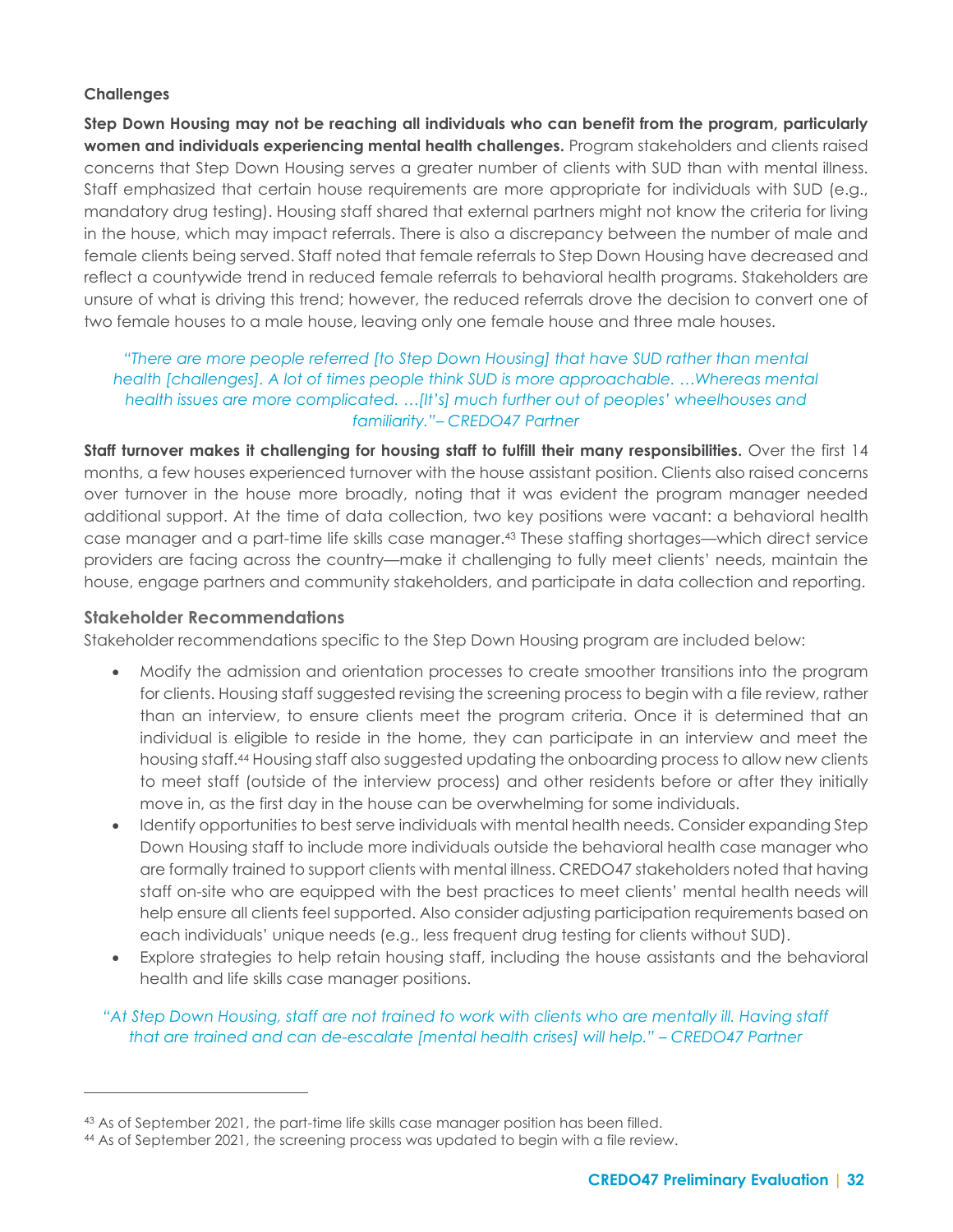### Challenges

**Step Down Housing may not be reaching all individuals who can benefit from the program, particularly women and individuals experiencing mental health challenges.** Program stakeholders and clients raised concerns that Step Down Housing serves a greater number of clients with SUD than with mental illness. Staff emphasized that certain house requirements are more appropriate for individuals with SUD (e.g., mandatory drug testing). Housing staff shared that external partners might not know the criteria for living in the house, which may impact referrals. There is also a discrepancy between the number of male and female clients being served. Staff noted that female referrals to Step Down Housing have decreased and reflect a countywide trend in reduced female referrals to behavioral health programs. Stakeholders are unsure of what is driving this trend; however, the reduced referrals drove the decision to convert one of two female houses to a male house, leaving only one female house and three male houses.

> *"There are more people referred [to Step Down Housing] that have SUD rather than mental health [challenges]. A lot of times people think SUD is more approachable. …Whereas mental health issues are more complicated. …[It's] much further out of peoples' wheelhouses and familiarity."– CREDO47 Partner*

**Staff turnover makes it challenging for housing staff to fulfill their many responsibilities.** Over the first 14 months, a few houses experienced turnover with the house assistant position. Clients also raised concerns over turnover in the house more broadly, noting that it was evident the program manager needed additional support. At the time of data collection, two key positions were vacant: a behavioral health case manager and a part-time life skills case manager.[43] These staffing shortages—which direct service providers are facing across the country—make it challenging to fully meet clients' needs, maintain the house, engage partners and community stakeholders, and participate in data collection and reporting.

### Stakeholder Recommendations

Stakeholder recommendations specific to the Step Down Housing program are included below:

- Modify the admission and orientation processes to create smoother transitions into the program for clients. Housing staff suggested revising the screening process to begin with a file review, rather than an interview, to ensure clients meet the program criteria. Once it is determined that an individual is eligible to reside in the home, they can participate in an interview and meet the housing staff.[44] Housing staff also suggested updating the onboarding process to allow new clients to meet staff (outside of the interview process) and other residents before or after they initially move in, as the first day in the house can be overwhelming for some individuals.
- Identify opportunities to best serve individuals with mental health needs. Consider expanding Step Down Housing staff to include more individuals outside the behavioral health case manager who are formally trained to support clients with mental illness. CREDO47 stakeholders noted that having staff on-site who are equipped with the best practices to meet clients' mental health needs will help ensure all clients feel supported. Also consider adjusting participation requirements based on each individuals' unique needs (e.g., less frequent drug testing for clients without SUD).
- Explore strategies to help retain housing staff, including the house assistants and the behavioral health and life skills case manager positions.

> *"At Step Down Housing, staff are not trained to work with clients who are mentally ill. Having staff that are trained and can de-escalate [mental health crises] will help." – CREDO47 Partner*

---

[43] As of September 2021, the part-time life skills case manager position has been filled.

[44] As of September 2021, the screening process was updated to begin with a file review.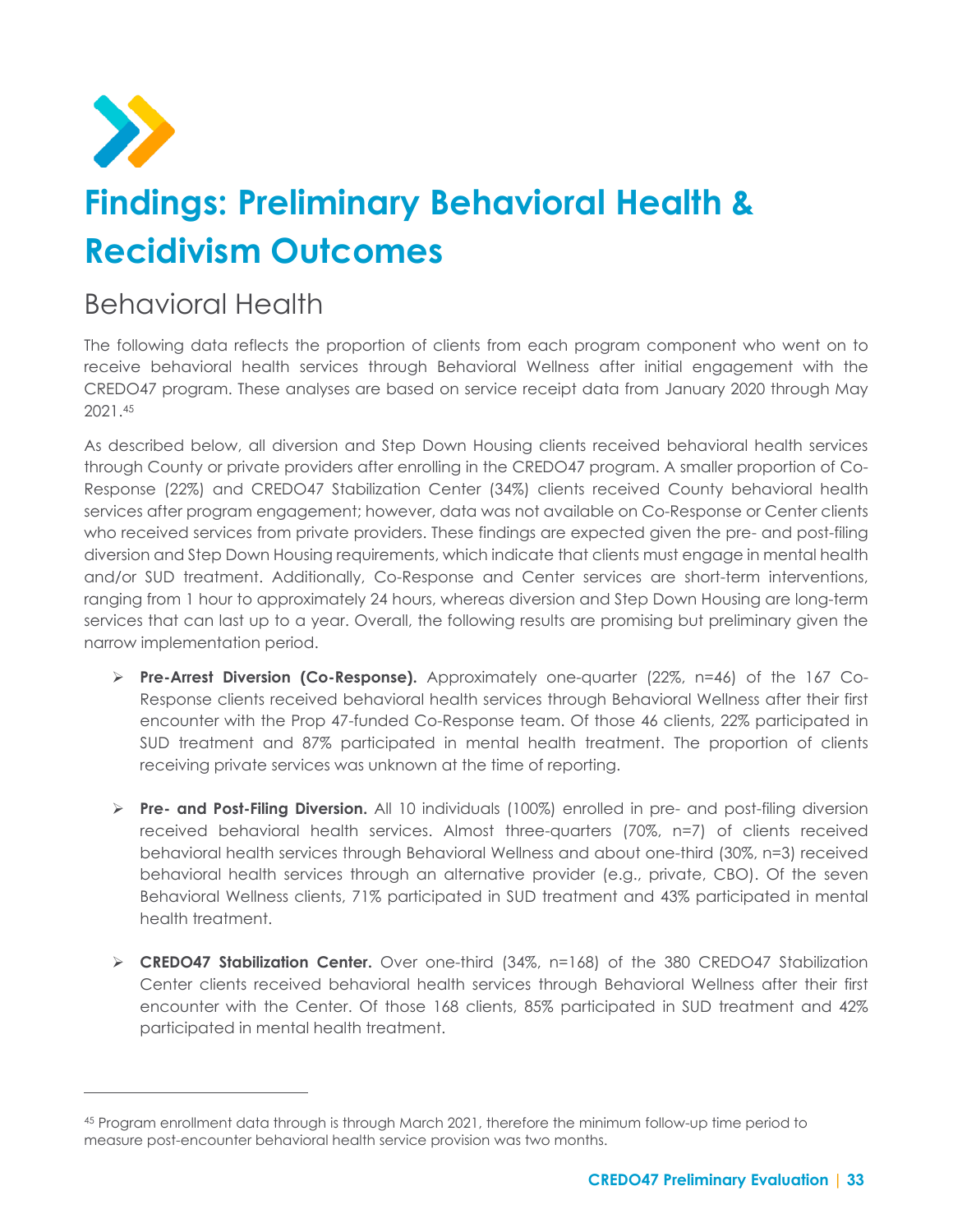# Findings: Preliminary Behavioral Health & Recidivism Outcomes

## Behavioral Health

The following data reflects the proportion of clients from each program component who went on to receive behavioral health services through Behavioral Wellness after initial engagement with the CREDO47 program. These analyses are based on service receipt data from January 2020 through May 2021.[45]

As described below, all diversion and Step Down Housing clients received behavioral health services through County or private providers after enrolling in the CREDO47 program. A smaller proportion of Co-Response (22%) and CREDO47 Stabilization Center (34%) clients received County behavioral health services after program engagement; however, data was not available on Co-Response or Center clients who received services from private providers. These findings are expected given the pre- and post-filing diversion and Step Down Housing requirements, which indicate that clients must engage in mental health and/or SUD treatment. Additionally, Co-Response and Center services are short-term interventions, ranging from 1 hour to approximately 24 hours, whereas diversion and Step Down Housing are long-term services that can last up to a year. Overall, the following results are promising but preliminary given the narrow implementation period.

- **Pre-Arrest Diversion (Co-Response).** Approximately one-quarter (22%, n=46) of the 167 Co-Response clients received behavioral health services through Behavioral Wellness after their first encounter with the Prop 47-funded Co-Response team. Of those 46 clients, 22% participated in SUD treatment and 87% participated in mental health treatment. The proportion of clients receiving private services was unknown at the time of reporting.

- **Pre- and Post-Filing Diversion.** All 10 individuals (100%) enrolled in pre- and post-filing diversion received behavioral health services. Almost three-quarters (70%, n=7) of clients received behavioral health services through Behavioral Wellness and about one-third (30%, n=3) received behavioral health services through an alternative provider (e.g., private, CBO). Of the seven Behavioral Wellness clients, 71% participated in SUD treatment and 43% participated in mental health treatment.

- **CREDO47 Stabilization Center.** Over one-third (34%, n=168) of the 380 CREDO47 Stabilization Center clients received behavioral health services through Behavioral Wellness after their first encounter with the Center. Of those 168 clients, 85% participated in SUD treatment and 42% participated in mental health treatment.

---

[45] Program enrollment data through is through March 2021, therefore the minimum follow-up time period to measure post-encounter behavioral health service provision was two months.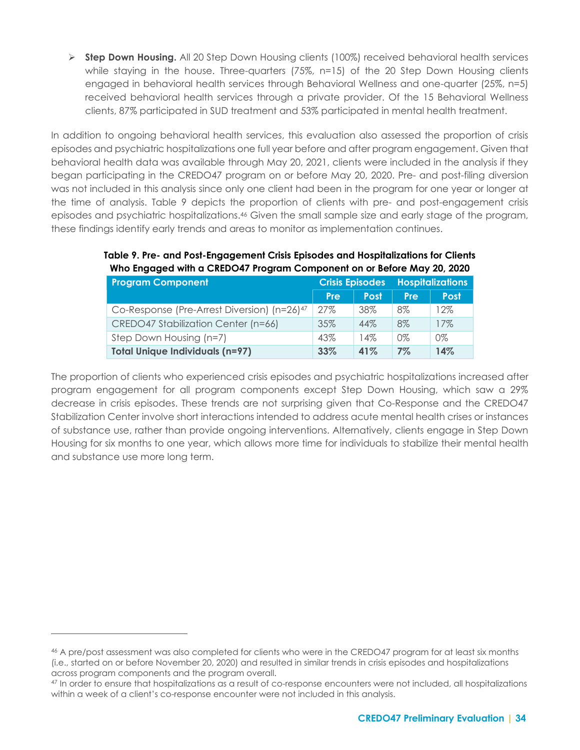- **Step Down Housing.** All 20 Step Down Housing clients (100%) received behavioral health services while staying in the house. Three-quarters (75%, n=15) of the 20 Step Down Housing clients engaged in behavioral health services through Behavioral Wellness and one-quarter (25%, n=5) received behavioral health services through a private provider. Of the 15 Behavioral Wellness clients, 87% participated in SUD treatment and 53% participated in mental health treatment.

In addition to ongoing behavioral health services, this evaluation also assessed the proportion of crisis episodes and psychiatric hospitalizations one full year before and after program engagement. Given that behavioral health data was available through May 20, 2021, clients were included in the analysis if they began participating in the CREDO47 program on or before May 20, 2020. Pre- and post-filing diversion was not included in this analysis since only one client had been in the program for one year or longer at the time of analysis. Table 9 depicts the proportion of clients with pre- and post-engagement crisis episodes and psychiatric hospitalizations.[46] Given the small sample size and early stage of the program, these findings identify early trends and areas to monitor as implementation continues.

**Table 9. Pre- and Post-Engagement Crisis Episodes and Hospitalizations for Clients Who Engaged with a CREDO47 Program Component on or Before May 20, 2020**

| Program Component | Crisis Episodes | | Hospitalizations | |
|---|---|---|---|---|
| | Pre | Post | Pre | Post |
| Co-Response (Pre-Arrest Diversion) (n=26)[47] | 27% | 38% | 8% | 12% |
| CREDO47 Stabilization Center (n=66) | 35% | 44% | 8% | 17% |
| Step Down Housing (n=7) | 43% | 14% | 0% | 0% |
| **Total Unique Individuals (n=97)** | **33%** | **41%** | **7%** | **14%** |

The proportion of clients who experienced crisis episodes and psychiatric hospitalizations increased after program engagement for all program components except Step Down Housing, which saw a 29% decrease in crisis episodes. These trends are not surprising given that Co-Response and the CREDO47 Stabilization Center involve short interactions intended to address acute mental health crises or instances of substance use, rather than provide ongoing interventions. Alternatively, clients engage in Step Down Housing for six months to one year, which allows more time for individuals to stabilize their mental health and substance use more long term.

[46] A pre/post assessment was also completed for clients who were in the CREDO47 program for at least six months (i.e., started on or before November 20, 2020) and resulted in similar trends in crisis episodes and hospitalizations across program components and the program overall.

[47] In order to ensure that hospitalizations as a result of co-response encounters were not included, all hospitalizations within a week of a client's co-response encounter were not included in this analysis.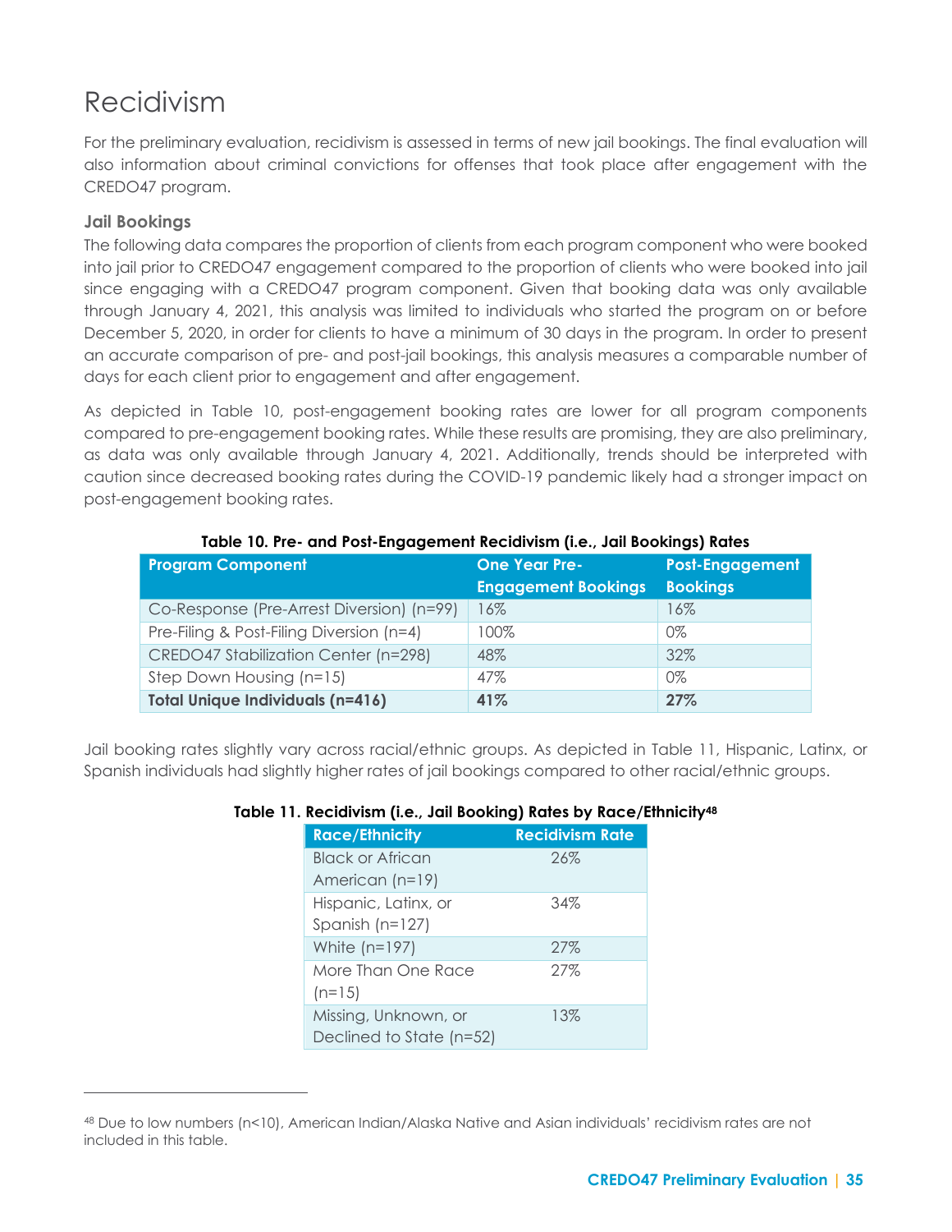# Recidivism

For the preliminary evaluation, recidivism is assessed in terms of new jail bookings. The final evaluation will also information about criminal convictions for offenses that took place after engagement with the CREDO47 program.

### Jail Bookings

The following data compares the proportion of clients from each program component who were booked into jail prior to CREDO47 engagement compared to the proportion of clients who were booked into jail since engaging with a CREDO47 program component. Given that booking data was only available through January 4, 2021, this analysis was limited to individuals who started the program on or before December 5, 2020, in order for clients to have a minimum of 30 days in the program. In order to present an accurate comparison of pre- and post-jail bookings, this analysis measures a comparable number of days for each client prior to engagement and after engagement.

As depicted in Table 10, post-engagement booking rates are lower for all program components compared to pre-engagement booking rates. While these results are promising, they are also preliminary, as data was only available through January 4, 2021. Additionally, trends should be interpreted with caution since decreased booking rates during the COVID-19 pandemic likely had a stronger impact on post-engagement booking rates.

**Table 10. Pre- and Post-Engagement Recidivism (i.e., Jail Bookings) Rates**

| Program Component | One Year Pre-Engagement Bookings | Post-Engagement Bookings |
|---|---|---|
| Co-Response (Pre-Arrest Diversion) (n=99) | 16% | 16% |
| Pre-Filing & Post-Filing Diversion (n=4) | 100% | 0% |
| CREDO47 Stabilization Center (n=298) | 48% | 32% |
| Step Down Housing (n=15) | 47% | 0% |
| **Total Unique Individuals (n=416)** | **41%** | **27%** |

Jail booking rates slightly vary across racial/ethnic groups. As depicted in Table 11, Hispanic, Latinx, or Spanish individuals had slightly higher rates of jail bookings compared to other racial/ethnic groups.

**Table 11. Recidivism (i.e., Jail Booking) Rates by Race/Ethnicity[48]**

| Race/Ethnicity | Recidivism Rate |
|---|---|
| Black or African American (n=19) | 26% |
| Hispanic, Latinx, or Spanish (n=127) | 34% |
| White (n=197) | 27% |
| More Than One Race (n=15) | 27% |
| Missing, Unknown, or Declined to State (n=52) | 13% |

[48] Due to low numbers (n<10), American Indian/Alaska Native and Asian individuals' recidivism rates are not included in this table.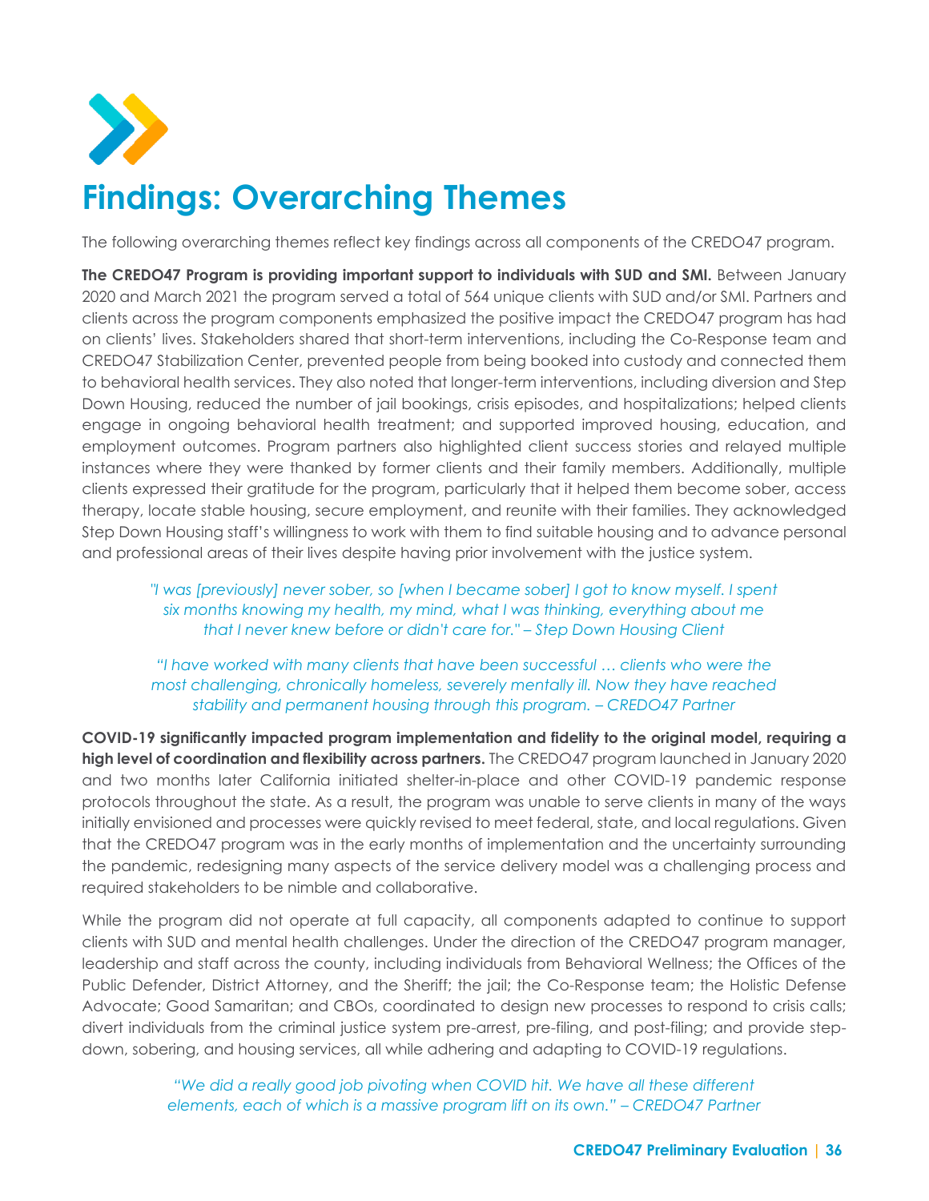# Findings: Overarching Themes

The following overarching themes reflect key findings across all components of the CREDO47 program.

**The CREDO47 Program is providing important support to individuals with SUD and SMI.** Between January 2020 and March 2021 the program served a total of 564 unique clients with SUD and/or SMI. Partners and clients across the program components emphasized the positive impact the CREDO47 program has had on clients' lives. Stakeholders shared that short-term interventions, including the Co-Response team and CREDO47 Stabilization Center, prevented people from being booked into custody and connected them to behavioral health services. They also noted that longer-term interventions, including diversion and Step Down Housing, reduced the number of jail bookings, crisis episodes, and hospitalizations; helped clients engage in ongoing behavioral health treatment; and supported improved housing, education, and employment outcomes. Program partners also highlighted client success stories and relayed multiple instances where they were thanked by former clients and their family members. Additionally, multiple clients expressed their gratitude for the program, particularly that it helped them become sober, access therapy, locate stable housing, secure employment, and reunite with their families. They acknowledged Step Down Housing staff's willingness to work with them to find suitable housing and to advance personal and professional areas of their lives despite having prior involvement with the justice system.

> *"I was [previously] never sober, so [when I became sober] I got to know myself. I spent six months knowing my health, my mind, what I was thinking, everything about me that I never knew before or didn't care for." – Step Down Housing Client*

> *"I have worked with many clients that have been successful … clients who were the most challenging, chronically homeless, severely mentally ill. Now they have reached stability and permanent housing through this program. – CREDO47 Partner*

**COVID-19 significantly impacted program implementation and fidelity to the original model, requiring a high level of coordination and flexibility across partners.** The CREDO47 program launched in January 2020 and two months later California initiated shelter-in-place and other COVID-19 pandemic response protocols throughout the state. As a result, the program was unable to serve clients in many of the ways initially envisioned and processes were quickly revised to meet federal, state, and local regulations. Given that the CREDO47 program was in the early months of implementation and the uncertainty surrounding the pandemic, redesigning many aspects of the service delivery model was a challenging process and required stakeholders to be nimble and collaborative.

While the program did not operate at full capacity, all components adapted to continue to support clients with SUD and mental health challenges. Under the direction of the CREDO47 program manager, leadership and staff across the county, including individuals from Behavioral Wellness; the Offices of the Public Defender, District Attorney, and the Sheriff; the jail; the Co-Response team; the Holistic Defense Advocate; Good Samaritan; and CBOs, coordinated to design new processes to respond to crisis calls; divert individuals from the criminal justice system pre-arrest, pre-filing, and post-filing; and provide step-down, sobering, and housing services, all while adhering and adapting to COVID-19 regulations.

> *"We did a really good job pivoting when COVID hit. We have all these different elements, each of which is a massive program lift on its own." – CREDO47 Partner*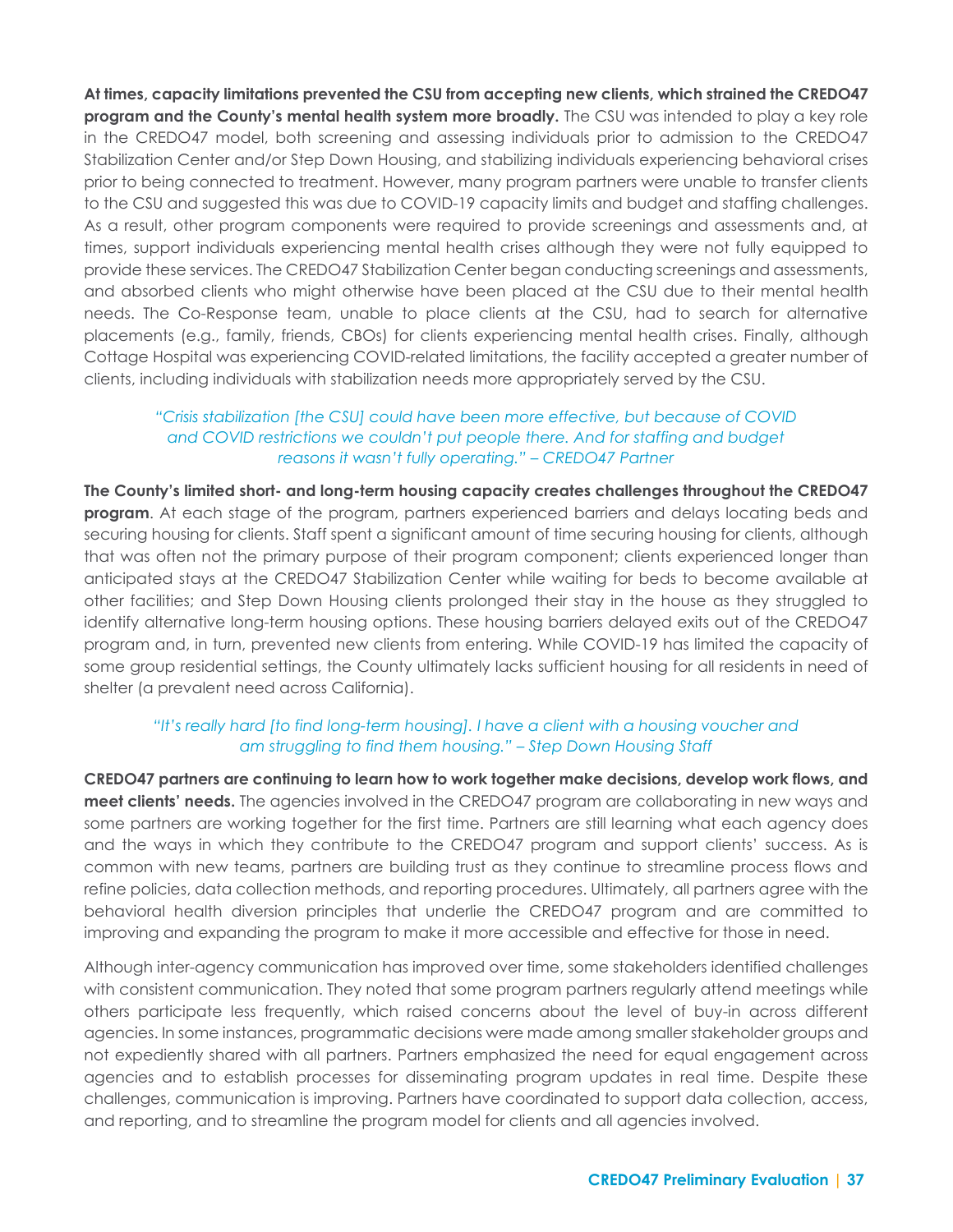**At times, capacity limitations prevented the CSU from accepting new clients, which strained the CREDO47 program and the County's mental health system more broadly.** The CSU was intended to play a key role in the CREDO47 model, both screening and assessing individuals prior to admission to the CREDO47 Stabilization Center and/or Step Down Housing, and stabilizing individuals experiencing behavioral crises prior to being connected to treatment. However, many program partners were unable to transfer clients to the CSU and suggested this was due to COVID-19 capacity limits and budget and staffing challenges. As a result, other program components were required to provide screenings and assessments and, at times, support individuals experiencing mental health crises although they were not fully equipped to provide these services. The CREDO47 Stabilization Center began conducting screenings and assessments, and absorbed clients who might otherwise have been placed at the CSU due to their mental health needs. The Co-Response team, unable to place clients at the CSU, had to search for alternative placements (e.g., family, friends, CBOs) for clients experiencing mental health crises. Finally, although Cottage Hospital was experiencing COVID-related limitations, the facility accepted a greater number of clients, including individuals with stabilization needs more appropriately served by the CSU.

> *"Crisis stabilization [the CSU] could have been more effective, but because of COVID and COVID restrictions we couldn't put people there. And for staffing and budget reasons it wasn't fully operating." – CREDO47 Partner*

**The County's limited short- and long-term housing capacity creates challenges throughout the CREDO47 program**. At each stage of the program, partners experienced barriers and delays locating beds and securing housing for clients. Staff spent a significant amount of time securing housing for clients, although that was often not the primary purpose of their program component; clients experienced longer than anticipated stays at the CREDO47 Stabilization Center while waiting for beds to become available at other facilities; and Step Down Housing clients prolonged their stay in the house as they struggled to identify alternative long-term housing options. These housing barriers delayed exits out of the CREDO47 program and, in turn, prevented new clients from entering. While COVID-19 has limited the capacity of some group residential settings, the County ultimately lacks sufficient housing for all residents in need of shelter (a prevalent need across California).

> *"It's really hard [to find long-term housing]. I have a client with a housing voucher and am struggling to find them housing." – Step Down Housing Staff*

**CREDO47 partners are continuing to learn how to work together make decisions, develop work flows, and meet clients' needs.** The agencies involved in the CREDO47 program are collaborating in new ways and some partners are working together for the first time. Partners are still learning what each agency does and the ways in which they contribute to the CREDO47 program and support clients' success. As is common with new teams, partners are building trust as they continue to streamline process flows and refine policies, data collection methods, and reporting procedures. Ultimately, all partners agree with the behavioral health diversion principles that underlie the CREDO47 program and are committed to improving and expanding the program to make it more accessible and effective for those in need.

Although inter-agency communication has improved over time, some stakeholders identified challenges with consistent communication. They noted that some program partners regularly attend meetings while others participate less frequently, which raised concerns about the level of buy-in across different agencies. In some instances, programmatic decisions were made among smaller stakeholder groups and not expediently shared with all partners. Partners emphasized the need for equal engagement across agencies and to establish processes for disseminating program updates in real time. Despite these challenges, communication is improving. Partners have coordinated to support data collection, access, and reporting, and to streamline the program model for clients and all agencies involved.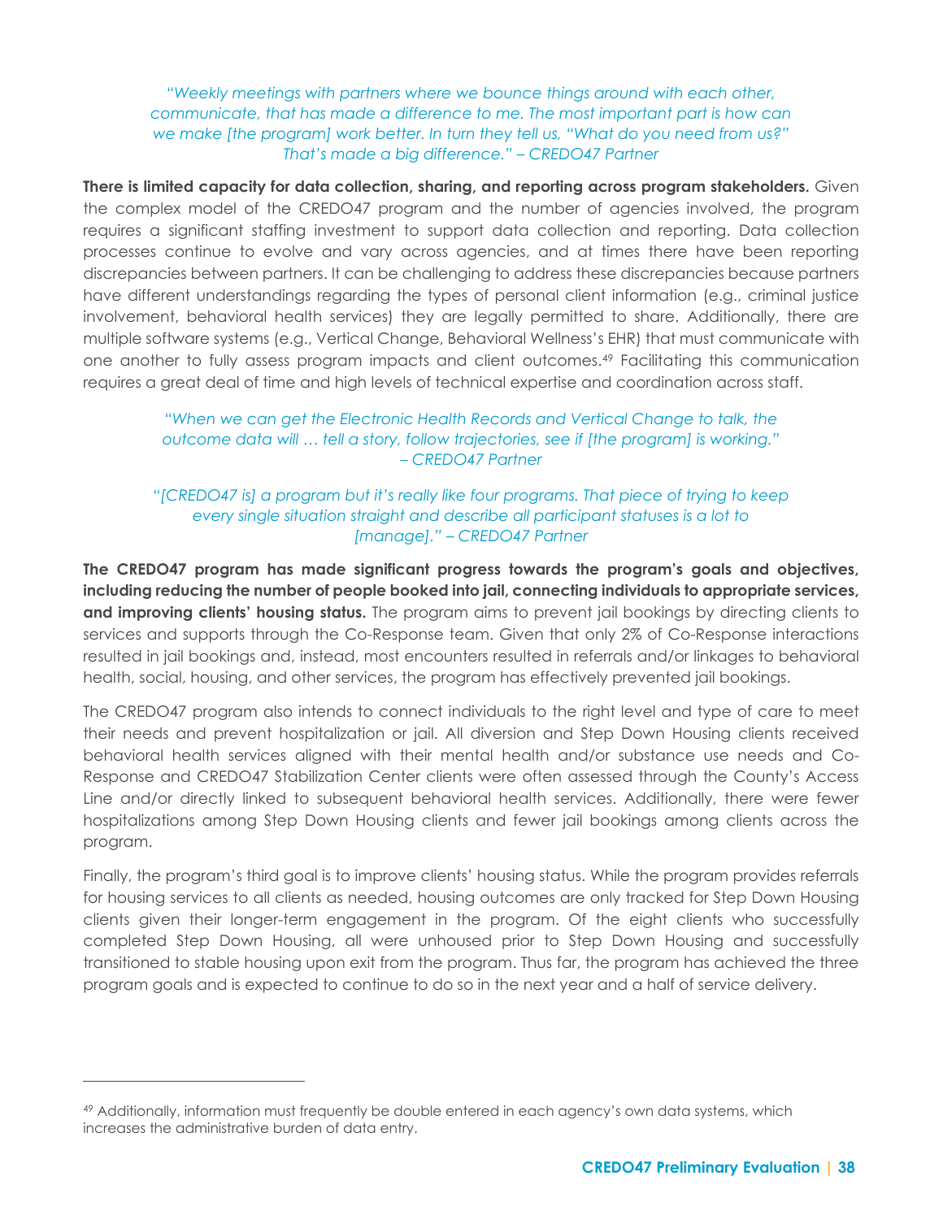*"Weekly meetings with partners where we bounce things around with each other, communicate, that has made a difference to me. The most important part is how can we make [the program] work better. In turn they tell us, "What do you need from us?" That's made a big difference." – CREDO47 Partner*

**There is limited capacity for data collection, sharing, and reporting across program stakeholders.** Given the complex model of the CREDO47 program and the number of agencies involved, the program requires a significant staffing investment to support data collection and reporting. Data collection processes continue to evolve and vary across agencies, and at times there have been reporting discrepancies between partners. It can be challenging to address these discrepancies because partners have different understandings regarding the types of personal client information (e.g., criminal justice involvement, behavioral health services) they are legally permitted to share. Additionally, there are multiple software systems (e.g., Vertical Change, Behavioral Wellness's EHR) that must communicate with one another to fully assess program impacts and client outcomes.[49] Facilitating this communication requires a great deal of time and high levels of technical expertise and coordination across staff.

*"When we can get the Electronic Health Records and Vertical Change to talk, the outcome data will … tell a story, follow trajectories, see if [the program] is working." – CREDO47 Partner*

*"[CREDO47 is] a program but it's really like four programs. That piece of trying to keep every single situation straight and describe all participant statuses is a lot to [manage]." – CREDO47 Partner*

**The CREDO47 program has made significant progress towards the program's goals and objectives, including reducing the number of people booked into jail, connecting individuals to appropriate services, and improving clients' housing status.** The program aims to prevent jail bookings by directing clients to services and supports through the Co-Response team. Given that only 2% of Co-Response interactions resulted in jail bookings and, instead, most encounters resulted in referrals and/or linkages to behavioral health, social, housing, and other services, the program has effectively prevented jail bookings.

The CREDO47 program also intends to connect individuals to the right level and type of care to meet their needs and prevent hospitalization or jail. All diversion and Step Down Housing clients received behavioral health services aligned with their mental health and/or substance use needs and Co-Response and CREDO47 Stabilization Center clients were often assessed through the County's Access Line and/or directly linked to subsequent behavioral health services. Additionally, there were fewer hospitalizations among Step Down Housing clients and fewer jail bookings among clients across the program.

Finally, the program's third goal is to improve clients' housing status. While the program provides referrals for housing services to all clients as needed, housing outcomes are only tracked for Step Down Housing clients given their longer-term engagement in the program. Of the eight clients who successfully completed Step Down Housing, all were unhoused prior to Step Down Housing and successfully transitioned to stable housing upon exit from the program. Thus far, the program has achieved the three program goals and is expected to continue to do so in the next year and a half of service delivery.

---

[49] Additionally, information must frequently be double entered in each agency's own data systems, which increases the administrative burden of data entry.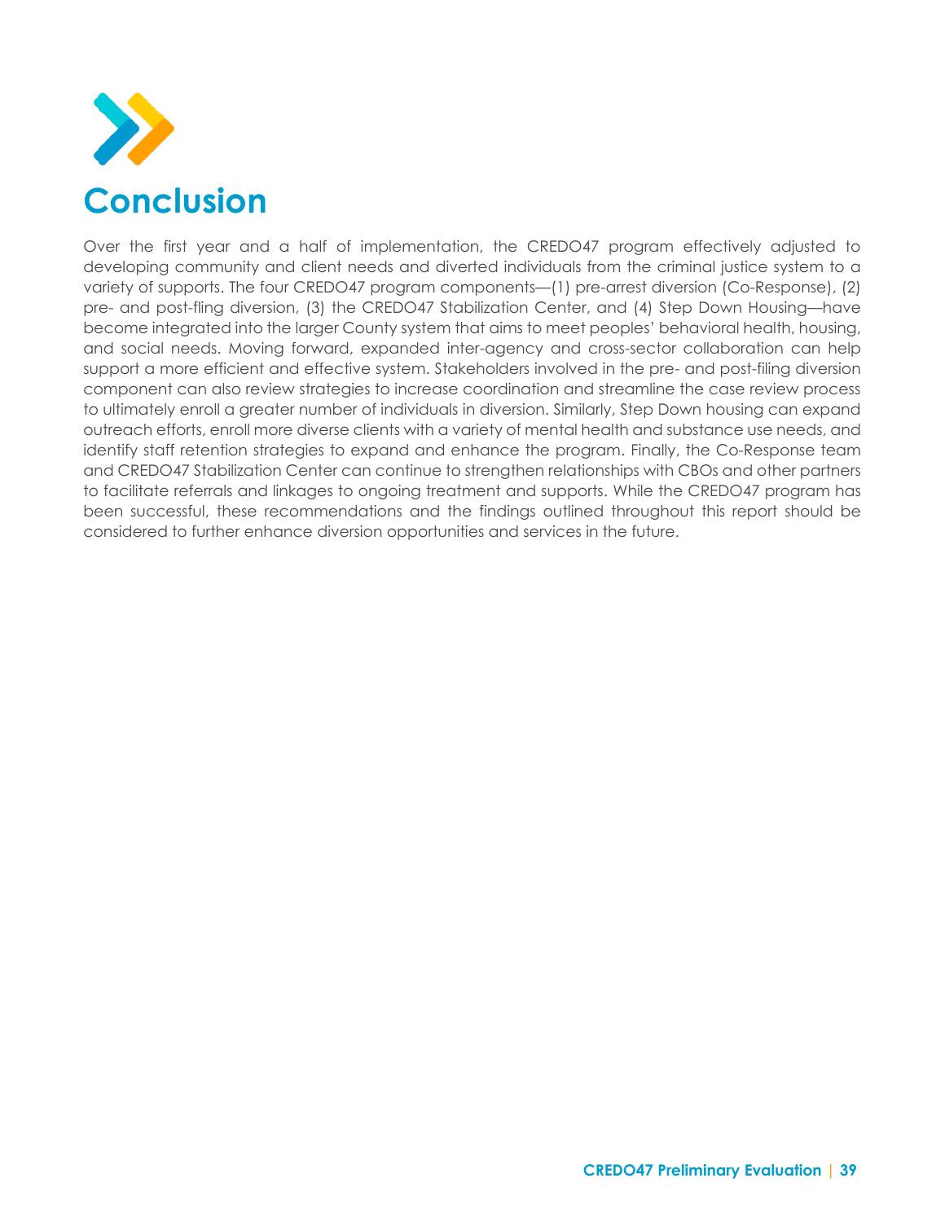# Conclusion

Over the first year and a half of implementation, the CREDO47 program effectively adjusted to developing community and client needs and diverted individuals from the criminal justice system to a variety of supports. The four CREDO47 program components—(1) pre-arrest diversion (Co-Response), (2) pre- and post-fling diversion, (3) the CREDO47 Stabilization Center, and (4) Step Down Housing—have become integrated into the larger County system that aims to meet peoples' behavioral health, housing, and social needs. Moving forward, expanded inter-agency and cross-sector collaboration can help support a more efficient and effective system. Stakeholders involved in the pre- and post-filing diversion component can also review strategies to increase coordination and streamline the case review process to ultimately enroll a greater number of individuals in diversion. Similarly, Step Down housing can expand outreach efforts, enroll more diverse clients with a variety of mental health and substance use needs, and identify staff retention strategies to expand and enhance the program. Finally, the Co-Response team and CREDO47 Stabilization Center can continue to strengthen relationships with CBOs and other partners to facilitate referrals and linkages to ongoing treatment and supports. While the CREDO47 program has been successful, these recommendations and the findings outlined throughout this report should be considered to further enhance diversion opportunities and services in the future.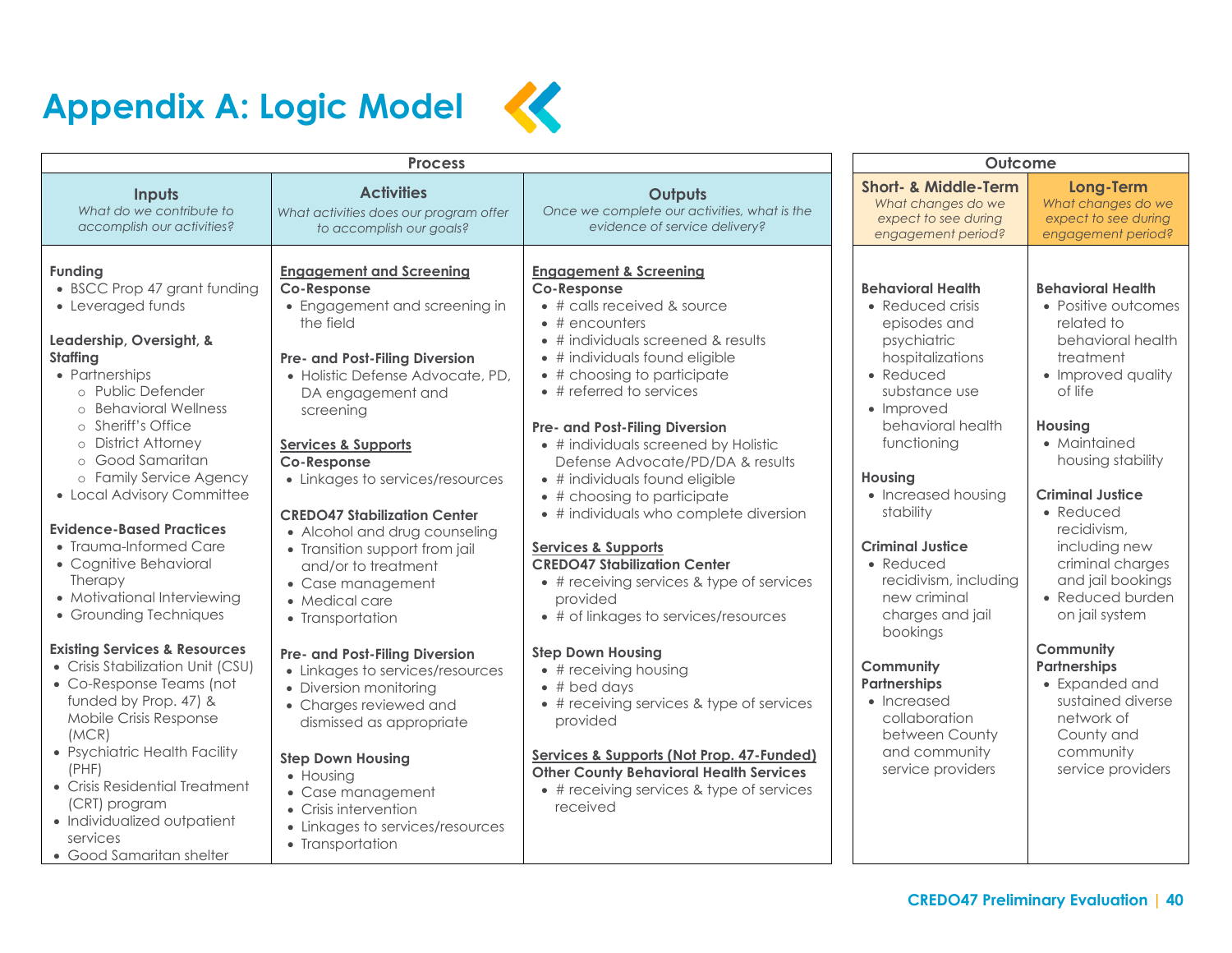# Appendix A: Logic Model

| Process | | | Outcome | |
|---|---|---|---|---|
| **Inputs**<br>*What do we contribute to accomplish our activities?* | **Activities**<br>*What activities does our program offer to accomplish our goals?* | **Outputs**<br>*Once we complete our activities, what is the evidence of service delivery?* | **Short- & Middle-Term**<br>*What changes do we expect to see during engagement period?* | **Long-Term**<br>*What changes do we expect to see during engagement period?* |
| **Funding**<br>• BSCC Prop 47 grant funding<br>• Leveraged funds<br><br>**Leadership, Oversight, & Staffing**<br>• Partnerships<br>  ○ Public Defender<br>  ○ Behavioral Wellness<br>  ○ Sheriff's Office<br>  ○ District Attorney<br>  ○ Good Samaritan<br>  ○ Family Service Agency<br>• Local Advisory Committee<br><br>**Evidence-Based Practices**<br>• Trauma-Informed Care<br>• Cognitive Behavioral Therapy<br>• Motivational Interviewing<br>• Grounding Techniques<br><br>**Existing Services & Resources**<br>• Crisis Stabilization Unit (CSU)<br>• Co-Response Teams (not funded by Prop. 47) & Mobile Crisis Response (MCR)<br>• Psychiatric Health Facility (PHF)<br>• Crisis Residential Treatment (CRT) program<br>• Individualized outpatient services<br>• Good Samaritan shelter | **Engagement and Screening**<br>**Co-Response**<br>• Engagement and screening in the field<br><br>**Pre- and Post-Filing Diversion**<br>• Holistic Defense Advocate, PD, DA engagement and screening<br><br>**Services & Supports**<br>**Co-Response**<br>• Linkages to services/resources<br><br>**CREDO47 Stabilization Center**<br>• Alcohol and drug counseling<br>• Transition support from jail and/or to treatment<br>• Case management<br>• Medical care<br>• Transportation<br><br>**Pre- and Post-Filing Diversion**<br>• Linkages to services/resources<br>• Diversion monitoring<br>• Charges reviewed and dismissed as appropriate<br><br>**Step Down Housing**<br>• Housing<br>• Case management<br>• Crisis intervention<br>• Linkages to services/resources<br>• Transportation | **Engagement & Screening**<br>**Co-Response**<br>• # calls received & source<br>• # encounters<br>• # individuals screened & results<br>• # individuals found eligible<br>• # choosing to participate<br>• # referred to services<br><br>**Pre- and Post-Filing Diversion**<br>• # individuals screened by Holistic Defense Advocate/PD/DA & results<br>• # individuals found eligible<br>• # choosing to participate<br>• # individuals who complete diversion<br><br>**Services & Supports**<br>**CREDO47 Stabilization Center**<br>• # receiving services & type of services provided<br>• # of linkages to services/resources<br><br>**Step Down Housing**<br>• # receiving housing<br>• # bed days<br>• # receiving services & type of services provided<br><br>**Services & Supports (Not Prop. 47-Funded)**<br>**Other County Behavioral Health Services**<br>• # receiving services & type of services received | **Behavioral Health**<br>• Reduced crisis episodes and psychiatric hospitalizations<br>• Reduced substance use<br>• Improved behavioral health functioning<br><br>**Housing**<br>• Increased housing stability<br><br>**Criminal Justice**<br>• Reduced recidivism, including new criminal charges and jail bookings<br><br>**Community Partnerships**<br>• Increased collaboration between County and community service providers | **Behavioral Health**<br>• Positive outcomes related to behavioral health treatment<br>• Improved quality of life<br><br>**Housing**<br>• Maintained housing stability<br><br>**Criminal Justice**<br>• Reduced recidivism, including new criminal charges and jail bookings<br>• Reduced burden on jail system<br><br>**Community Partnerships**<br>• Expanded and sustained diverse network of County and community service providers |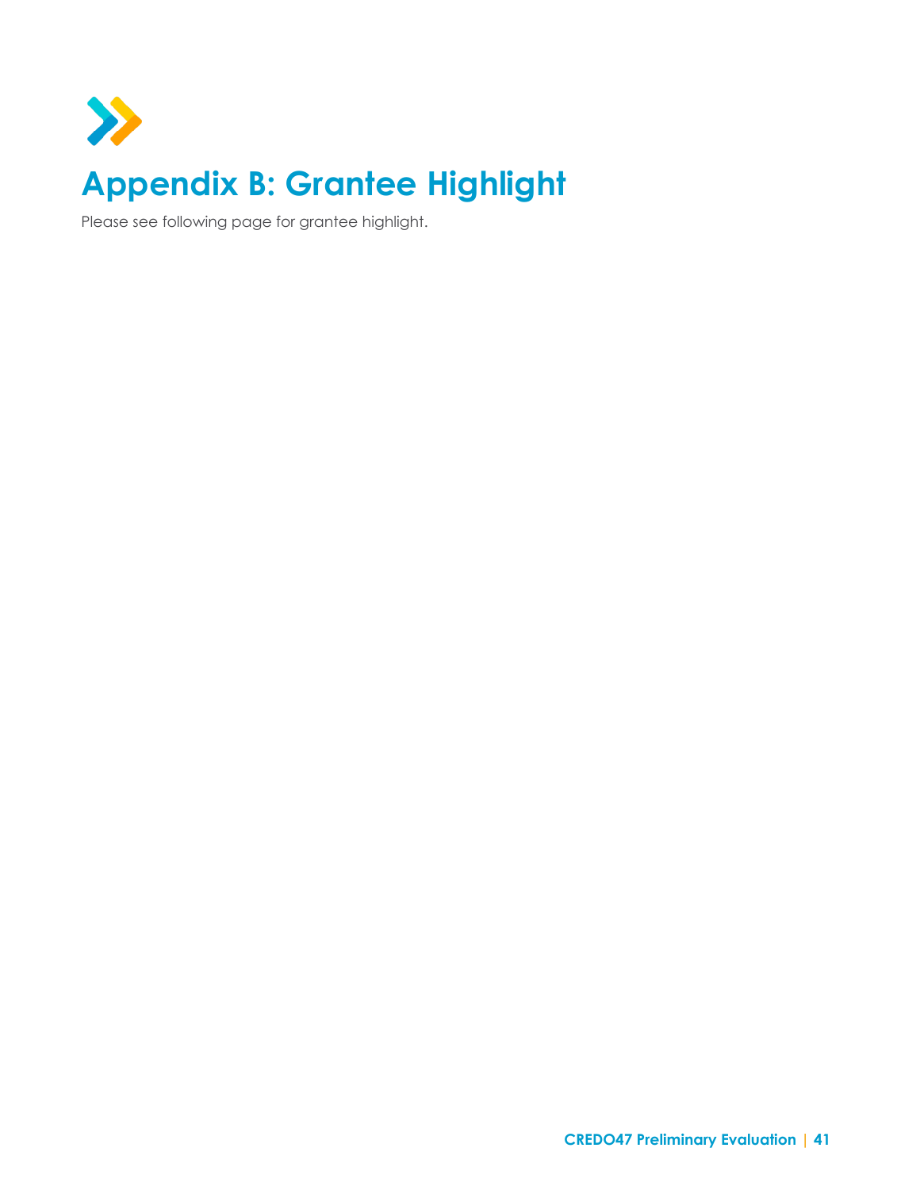# Appendix B: Grantee Highlight

Please see following page for grantee highlight.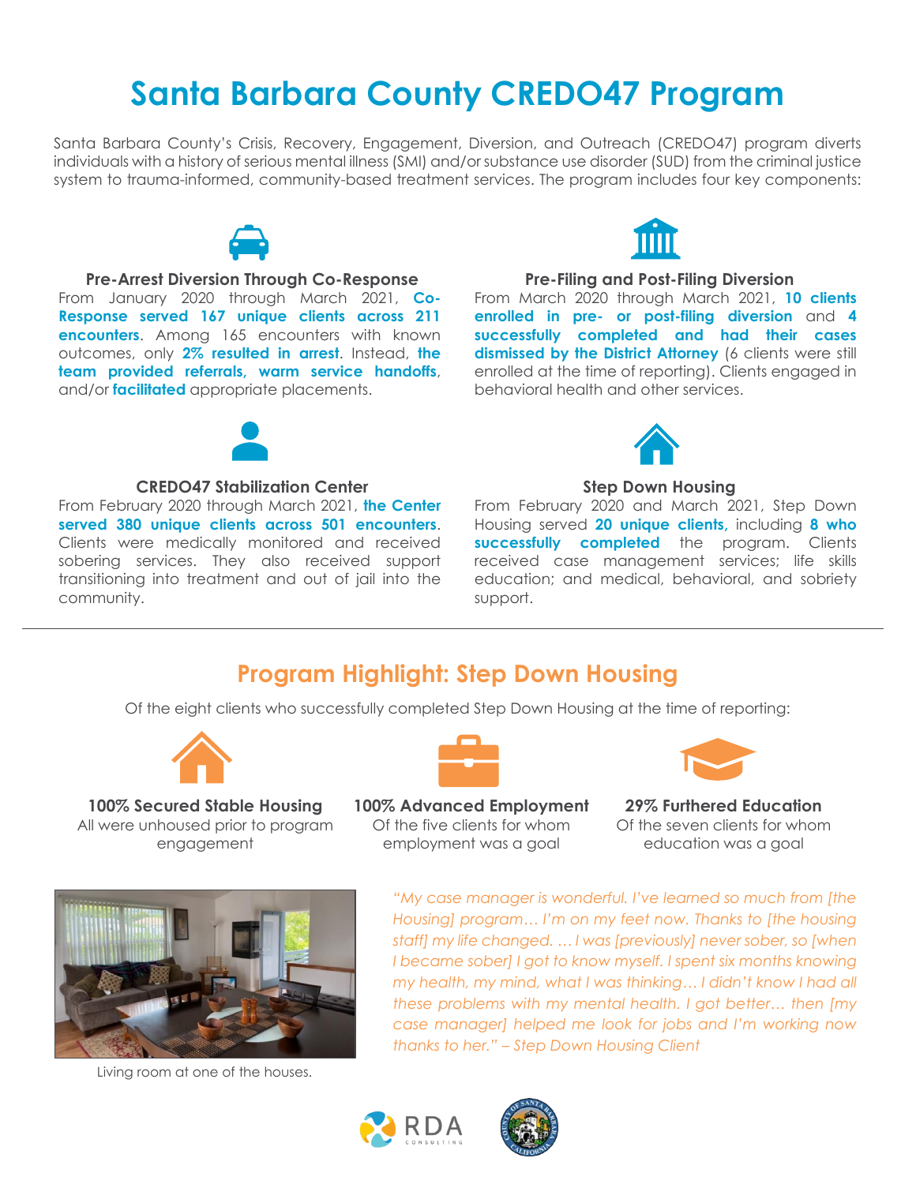# Santa Barbara County CREDO47 Program

Santa Barbara County's Crisis, Recovery, Engagement, Diversion, and Outreach (CREDO47) program diverts individuals with a history of serious mental illness (SMI) and/or substance use disorder (SUD) from the criminal justice system to trauma-informed, community-based treatment services. The program includes four key components:

### Pre-Arrest Diversion Through Co-Response

From January 2020 through March 2021, **Co-Response served 167 unique clients across 211 encounters**. Among 165 encounters with known outcomes, only **2% resulted in arrest**. Instead, **the team provided referrals, warm service handoffs**, and/or **facilitated** appropriate placements.

### Pre-Filing and Post-Filing Diversion

From March 2020 through March 2021, **10 clients enrolled in pre- or post-filing diversion** and **4 successfully completed and had their cases dismissed by the District Attorney** (6 clients were still enrolled at the time of reporting). Clients engaged in behavioral health and other services.

### CREDO47 Stabilization Center

From February 2020 through March 2021, **the Center served 380 unique clients across 501 encounters**. Clients were medically monitored and received sobering services. They also received support transitioning into treatment and out of jail into the community.

### Step Down Housing

From February 2020 and March 2021, Step Down Housing served **20 unique clients**, including **8 who successfully completed** the program. Clients received case management services; life skills education; and medical, behavioral, and sobriety support.

---

## Program Highlight: Step Down Housing

Of the eight clients who successfully completed Step Down Housing at the time of reporting:

**100% Secured Stable Housing**
All were unhoused prior to program engagement

**100% Advanced Employment**
Of the five clients for whom employment was a goal

**29% Furthered Education**
Of the seven clients for whom education was a goal

Living room at one of the houses.

*"My case manager is wonderful. I've learned so much from [the Housing] program… I'm on my feet now. Thanks to [the housing staff] my life changed. … I was [previously] never sober, so [when I became sober] I got to know myself. I spent six months knowing my health, my mind, what I was thinking… I didn't know I had all these problems with my mental health. I got better… then [my case manager] helped me look for jobs and I'm working now thanks to her." – Step Down Housing Client*

RDA CONSULTING